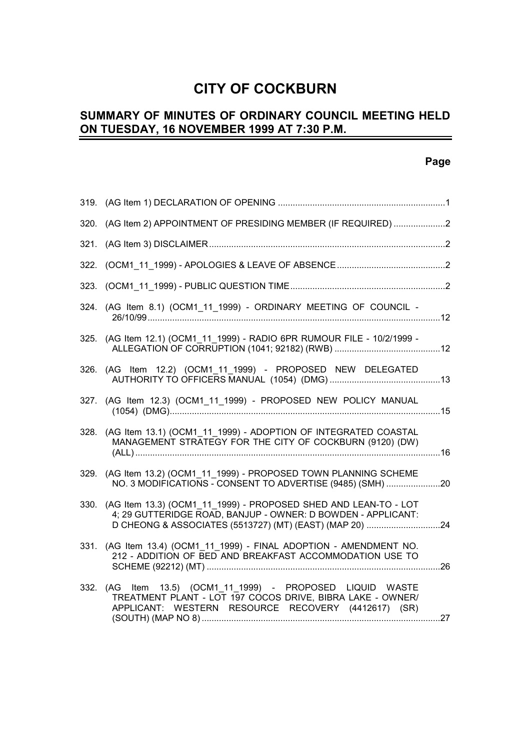# CITY OF COCKBURN

## SUMMARY OF MINUTES OF ORDINARY COUNCIL MEETING HELD ON TUESDAY, 16 NOVEMBER 1999 AT 7:30 P.M.

| | | Page |
|---|---|---|
| 319. | (AG Item 1) DECLARATION OF OPENING | 1 |
| 320. | (AG Item 2) APPOINTMENT OF PRESIDING MEMBER (IF REQUIRED) | 2 |
| 321. | (AG Item 3) DISCLAIMER | 2 |
| 322. | (OCM1_11_1999) - APOLOGIES & LEAVE OF ABSENCE | 2 |
| 323. | (OCM1_11_1999) - PUBLIC QUESTION TIME | 2 |
| 324. | (AG Item 8.1) (OCM1_11_1999) - ORDINARY MEETING OF COUNCIL - 26/10/99 | 12 |
| 325. | (AG Item 12.1) (OCM1_11_1999) - RADIO 6PR RUMOUR FILE - 10/2/1999 - ALLEGATION OF CORRUPTION (1041; 92182) (RWB) | 12 |
| 326. | (AG Item 12.2) (OCM1_11_1999) - PROPOSED NEW DELEGATED AUTHORITY TO OFFICERS MANUAL (1054) (DMG) | 13 |
| 327. | (AG Item 12.3) (OCM1_11_1999) - PROPOSED NEW POLICY MANUAL (1054) (DMG) | 15 |
| 328. | (AG Item 13.1) (OCM1_11_1999) - ADOPTION OF INTEGRATED COASTAL MANAGEMENT STRATEGY FOR THE CITY OF COCKBURN (9120) (DW) (ALL) | 16 |
| 329. | (AG Item 13.2) (OCM1_11_1999) - PROPOSED TOWN PLANNING SCHEME NO. 3 MODIFICATIONS - CONSENT TO ADVERTISE (9485) (SMH) | 20 |
| 330. | (AG Item 13.3) (OCM1_11_1999) - PROPOSED SHED AND LEAN-TO - LOT 4; 29 GUTTERIDGE ROAD, BANJUP - OWNER: D BOWDEN - APPLICANT: D CHEONG & ASSOCIATES (5513727) (MT) (EAST) (MAP 20) | 24 |
| 331. | (AG Item 13.4) (OCM1_11_1999) - FINAL ADOPTION - AMENDMENT NO. 212 - ADDITION OF BED AND BREAKFAST ACCOMMODATION USE TO SCHEME (92212) (MT) | 26 |
| 332. | (AG Item 13.5) (OCM1_11_1999) - PROPOSED LIQUID WASTE TREATMENT PLANT - LOT 197 COCOS DRIVE, BIBRA LAKE - OWNER/ APPLICANT: WESTERN RESOURCE RECOVERY (4412617) (SR) (SOUTH) (MAP NO 8) | 27 |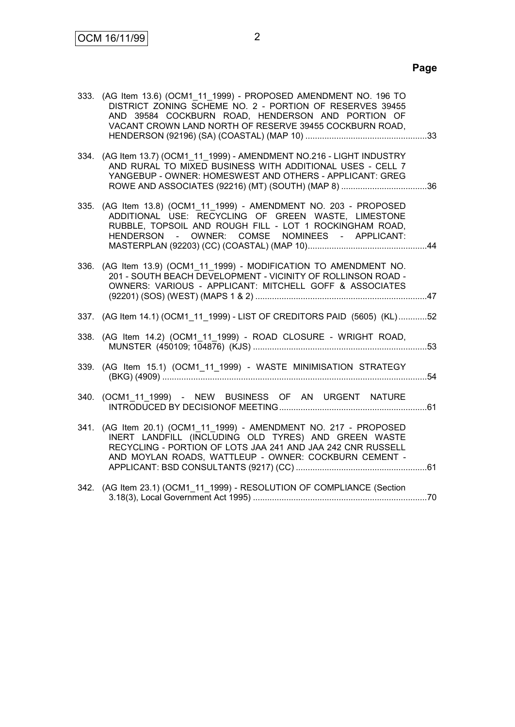**Page**

333. (AG Item 13.6) (OCM1_11_1999) - PROPOSED AMENDMENT NO. 196 TO DISTRICT ZONING SCHEME NO. 2 - PORTION OF RESERVES 39455 AND 39584 COCKBURN ROAD, HENDERSON AND PORTION OF VACANT CROWN LAND NORTH OF RESERVE 39455 COCKBURN ROAD, HENDERSON (92196) (SA) (COASTAL) (MAP 10) ....................................................33

334. (AG Item 13.7) (OCM1_11_1999) - AMENDMENT NO.216 - LIGHT INDUSTRY AND RURAL TO MIXED BUSINESS WITH ADDITIONAL USES - CELL 7 YANGEBUP - OWNER: HOMESWEST AND OTHERS - APPLICANT: GREG ROWE AND ASSOCIATES (92216) (MT) (SOUTH) (MAP 8) ....................................36

335. (AG Item 13.8) (OCM1_11_1999) - AMENDMENT NO. 203 - PROPOSED ADDITIONAL USE: RECYCLING OF GREEN WASTE, LIMESTONE RUBBLE, TOPSOIL AND ROUGH FILL - LOT 1 ROCKINGHAM ROAD, HENDERSON - OWNER: COMSE NOMINEES - APPLICANT: MASTERPLAN (92203) (CC) (COASTAL) (MAP 10)..................................................44

336. (AG Item 13.9) (OCM1_11_1999) - MODIFICATION TO AMENDMENT NO. 201 - SOUTH BEACH DEVELOPMENT - VICINITY OF ROLLINSON ROAD - OWNERS: VARIOUS - APPLICANT: MITCHELL GOFF & ASSOCIATES (92201) (SOS) (WEST) (MAPS 1 & 2) ........................................................................47

337. (AG Item 14.1) (OCM1_11_1999) - LIST OF CREDITORS PAID (5605) (KL)............52

338. (AG Item 14.2) (OCM1_11_1999) - ROAD CLOSURE - WRIGHT ROAD, MUNSTER (450109; 104876) (KJS) ........................................................................53

339. (AG Item 15.1) (OCM1_11_1999) - WASTE MINIMISATION STRATEGY (BKG) (4909) ..............................................................................................................54

340. (OCM1_11_1999) - NEW BUSINESS OF AN URGENT NATURE INTRODUCED BY DECISIONOF MEETING..............................................................61

341. (AG Item 20.1) (OCM1_11_1999) - AMENDMENT NO. 217 - PROPOSED INERT LANDFILL (INCLUDING OLD TYRES) AND GREEN WASTE RECYCLING - PORTION OF LOTS JAA 241 AND JAA 242 CNR RUSSELL AND MOYLAN ROADS, WATTLEUP - OWNER: COCKBURN CEMENT - APPLICANT: BSD CONSULTANTS (9217) (CC) .......................................................61

342. (AG Item 23.1) (OCM1_11_1999) - RESOLUTION OF COMPLIANCE (Section 3.18(3), Local Government Act 1995) .........................................................................70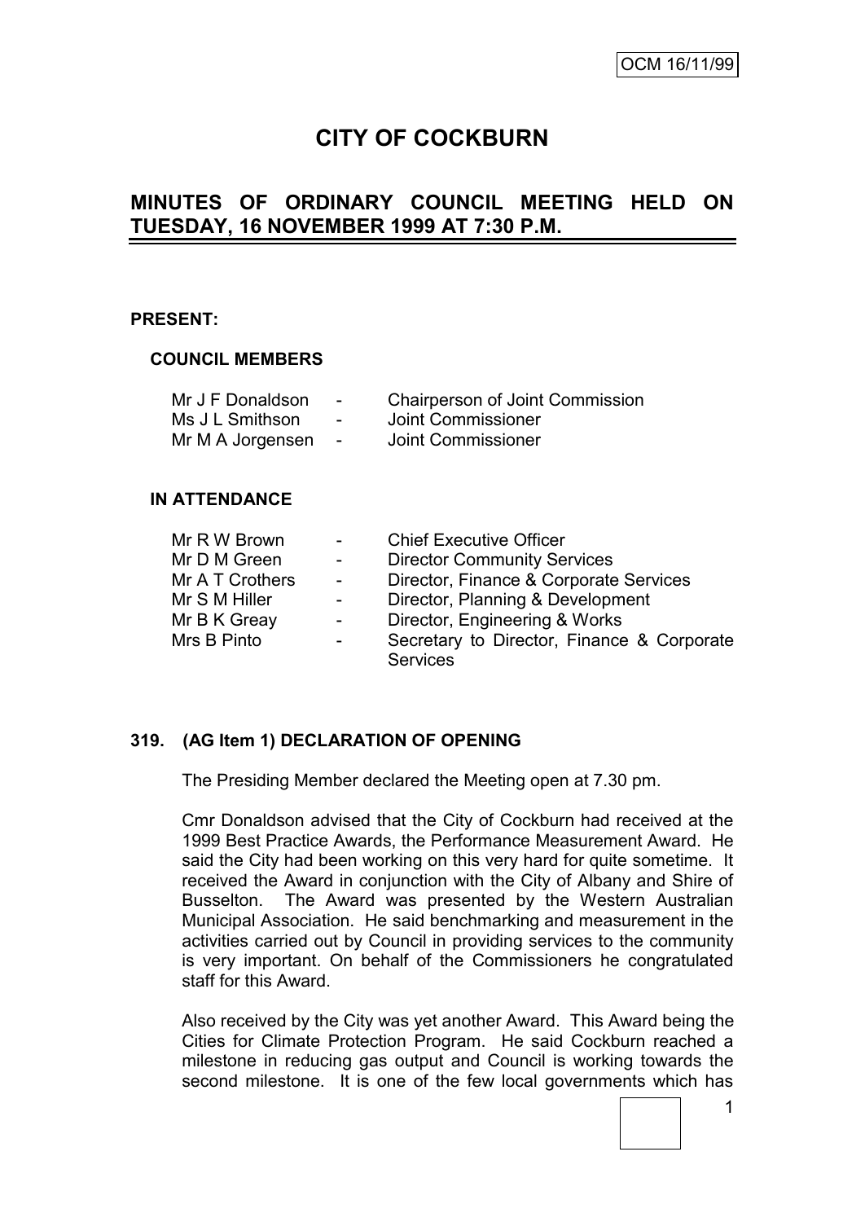# CITY OF COCKBURN

## MINUTES OF ORDINARY COUNCIL MEETING HELD ON TUESDAY, 16 NOVEMBER 1999 AT 7:30 P.M.

**PRESENT:**

**COUNCIL MEMBERS**

| | | |
|---|---|---|
| Mr J F Donaldson | - | Chairperson of Joint Commission |
| Ms J L Smithson | - | Joint Commissioner |
| Mr M A Jorgensen | - | Joint Commissioner |

**IN ATTENDANCE**

| | | |
|---|---|---|
| Mr R W Brown | - | Chief Executive Officer |
| Mr D M Green | - | Director Community Services |
| Mr A T Crothers | - | Director, Finance & Corporate Services |
| Mr S M Hiller | - | Director, Planning & Development |
| Mr B K Greay | - | Director, Engineering & Works |
| Mrs B Pinto | - | Secretary to Director, Finance & Corporate Services |

### 319. (AG Item 1) DECLARATION OF OPENING

The Presiding Member declared the Meeting open at 7.30 pm.

Cmr Donaldson advised that the City of Cockburn had received at the 1999 Best Practice Awards, the Performance Measurement Award. He said the City had been working on this very hard for quite sometime. It received the Award in conjunction with the City of Albany and Shire of Busselton. The Award was presented by the Western Australian Municipal Association. He said benchmarking and measurement in the activities carried out by Council in providing services to the community is very important. On behalf of the Commissioners he congratulated staff for this Award.

Also received by the City was yet another Award. This Award being the Cities for Climate Protection Program. He said Cockburn reached a milestone in reducing gas output and Council is working towards the second milestone. It is one of the few local governments which has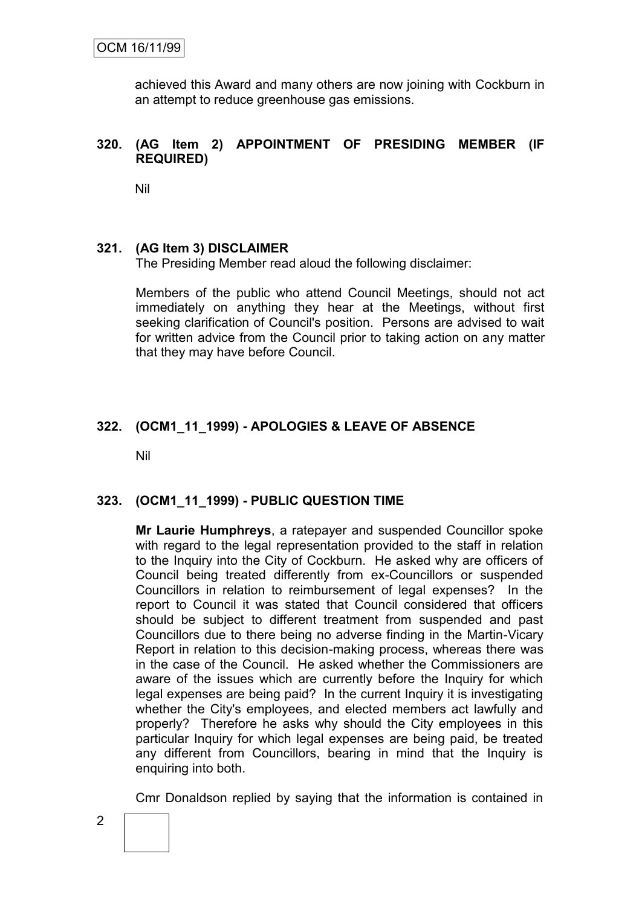achieved this Award and many others are now joining with Cockburn in an attempt to reduce greenhouse gas emissions.

### 320. (AG Item 2) APPOINTMENT OF PRESIDING MEMBER (IF REQUIRED)

Nil

### 321. (AG Item 3) DISCLAIMER

The Presiding Member read aloud the following disclaimer:

Members of the public who attend Council Meetings, should not act immediately on anything they hear at the Meetings, without first seeking clarification of Council's position. Persons are advised to wait for written advice from the Council prior to taking action on any matter that they may have before Council.

### 322. (OCM1_11_1999) - APOLOGIES & LEAVE OF ABSENCE

Nil

### 323. (OCM1_11_1999) - PUBLIC QUESTION TIME

**Mr Laurie Humphreys**, a ratepayer and suspended Councillor spoke with regard to the legal representation provided to the staff in relation to the Inquiry into the City of Cockburn. He asked why are officers of Council being treated differently from ex-Councillors or suspended Councillors in relation to reimbursement of legal expenses? In the report to Council it was stated that Council considered that officers should be subject to different treatment from suspended and past Councillors due to there being no adverse finding in the Martin-Vicary Report in relation to this decision-making process, whereas there was in the case of the Council. He asked whether the Commissioners are aware of the issues which are currently before the Inquiry for which legal expenses are being paid? In the current Inquiry it is investigating whether the City's employees, and elected members act lawfully and properly? Therefore he asks why should the City employees in this particular Inquiry for which legal expenses are being paid, be treated any different from Councillors, bearing in mind that the Inquiry is enquiring into both.

Cmr Donaldson replied by saying that the information is contained in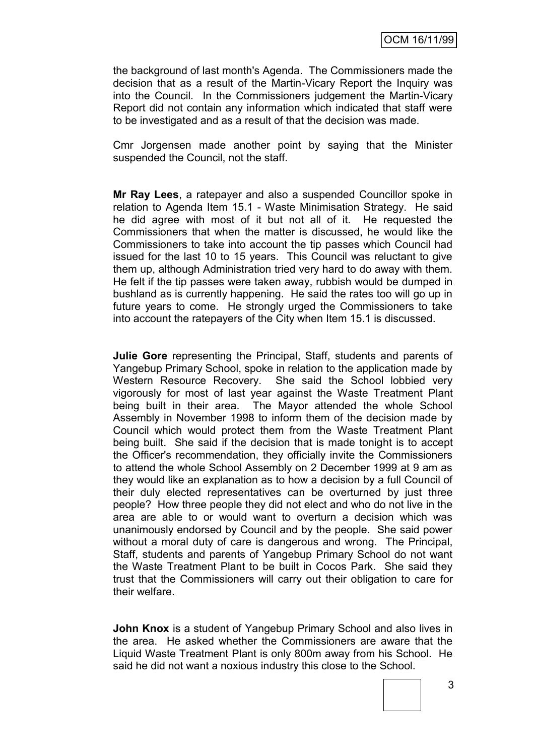the background of last month's Agenda. The Commissioners made the decision that as a result of the Martin-Vicary Report the Inquiry was into the Council. In the Commissioners judgement the Martin-Vicary Report did not contain any information which indicated that staff were to be investigated and as a result of that the decision was made.

Cmr Jorgensen made another point by saying that the Minister suspended the Council, not the staff.

**Mr Ray Lees**, a ratepayer and also a suspended Councillor spoke in relation to Agenda Item 15.1 - Waste Minimisation Strategy. He said he did agree with most of it but not all of it. He requested the Commissioners that when the matter is discussed, he would like the Commissioners to take into account the tip passes which Council had issued for the last 10 to 15 years. This Council was reluctant to give them up, although Administration tried very hard to do away with them. He felt if the tip passes were taken away, rubbish would be dumped in bushland as is currently happening. He said the rates too will go up in future years to come. He strongly urged the Commissioners to take into account the ratepayers of the City when Item 15.1 is discussed.

**Julie Gore** representing the Principal, Staff, students and parents of Yangebup Primary School, spoke in relation to the application made by Western Resource Recovery. She said the School lobbied very vigorously for most of last year against the Waste Treatment Plant being built in their area. The Mayor attended the whole School Assembly in November 1998 to inform them of the decision made by Council which would protect them from the Waste Treatment Plant being built. She said if the decision that is made tonight is to accept the Officer's recommendation, they officially invite the Commissioners to attend the whole School Assembly on 2 December 1999 at 9 am as they would like an explanation as to how a decision by a full Council of their duly elected representatives can be overturned by just three people? How three people they did not elect and who do not live in the area are able to or would want to overturn a decision which was unanimously endorsed by Council and by the people. She said power without a moral duty of care is dangerous and wrong. The Principal, Staff, students and parents of Yangebup Primary School do not want the Waste Treatment Plant to be built in Cocos Park. She said they trust that the Commissioners will carry out their obligation to care for their welfare.

**John Knox** is a student of Yangebup Primary School and also lives in the area. He asked whether the Commissioners are aware that the Liquid Waste Treatment Plant is only 800m away from his School. He said he did not want a noxious industry this close to the School.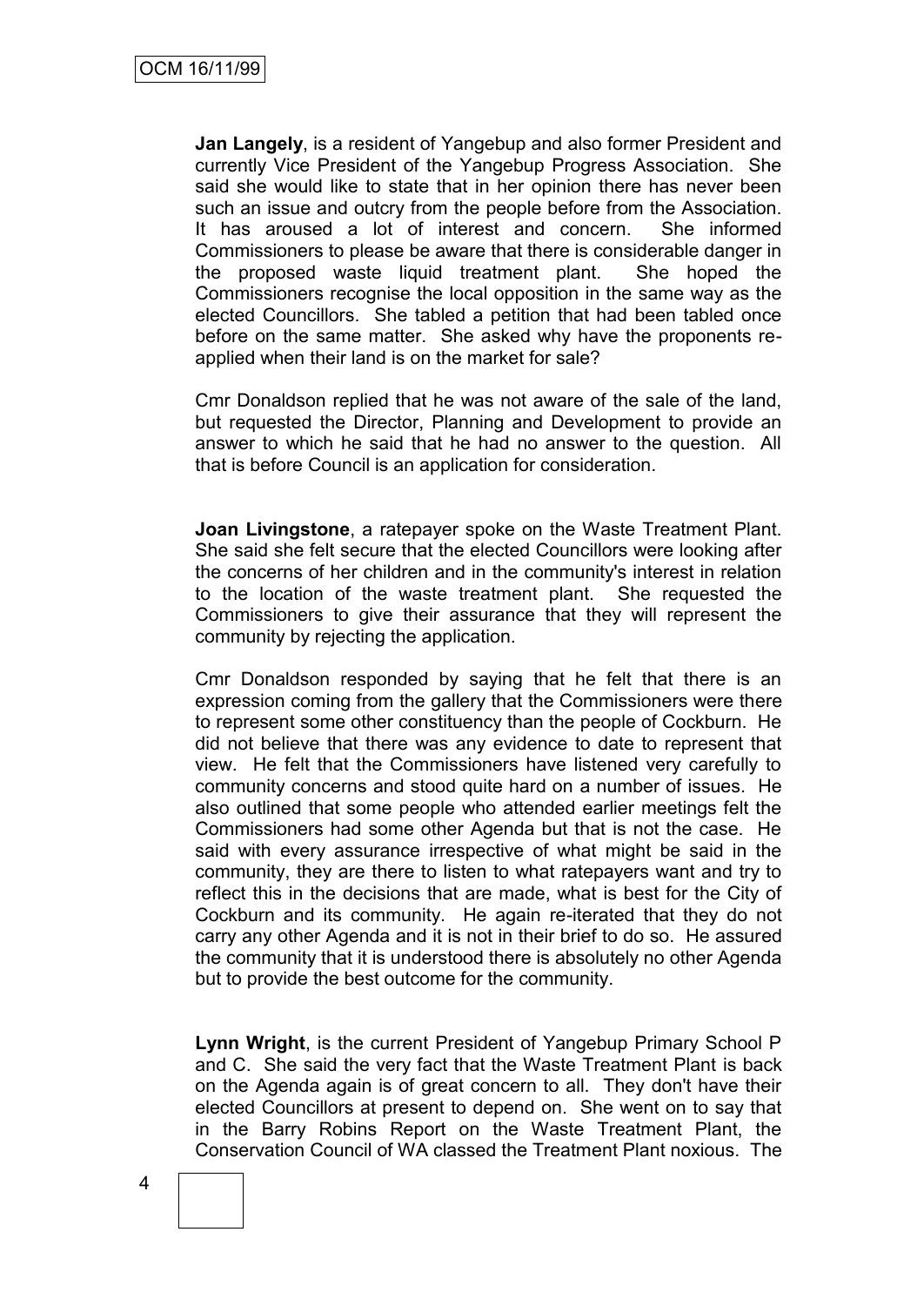**Jan Langely**, is a resident of Yangebup and also former President and currently Vice President of the Yangebup Progress Association. She said she would like to state that in her opinion there has never been such an issue and outcry from the people before from the Association. It has aroused a lot of interest and concern. She informed Commissioners to please be aware that there is considerable danger in the proposed waste liquid treatment plant. She hoped the Commissioners recognise the local opposition in the same way as the elected Councillors. She tabled a petition that had been tabled once before on the same matter. She asked why have the proponents re-applied when their land is on the market for sale?

Cmr Donaldson replied that he was not aware of the sale of the land, but requested the Director, Planning and Development to provide an answer to which he said that he had no answer to the question. All that is before Council is an application for consideration.

**Joan Livingstone**, a ratepayer spoke on the Waste Treatment Plant. She said she felt secure that the elected Councillors were looking after the concerns of her children and in the community's interest in relation to the location of the waste treatment plant. She requested the Commissioners to give their assurance that they will represent the community by rejecting the application.

Cmr Donaldson responded by saying that he felt that there is an expression coming from the gallery that the Commissioners were there to represent some other constituency than the people of Cockburn. He did not believe that there was any evidence to date to represent that view. He felt that the Commissioners have listened very carefully to community concerns and stood quite hard on a number of issues. He also outlined that some people who attended earlier meetings felt the Commissioners had some other Agenda but that is not the case. He said with every assurance irrespective of what might be said in the community, they are there to listen to what ratepayers want and try to reflect this in the decisions that are made, what is best for the City of Cockburn and its community. He again re-iterated that they do not carry any other Agenda and it is not in their brief to do so. He assured the community that it is understood there is absolutely no other Agenda but to provide the best outcome for the community.

**Lynn Wright**, is the current President of Yangebup Primary School P and C. She said the very fact that the Waste Treatment Plant is back on the Agenda again is of great concern to all. They don't have their elected Councillors at present to depend on. She went on to say that in the Barry Robins Report on the Waste Treatment Plant, the Conservation Council of WA classed the Treatment Plant noxious. The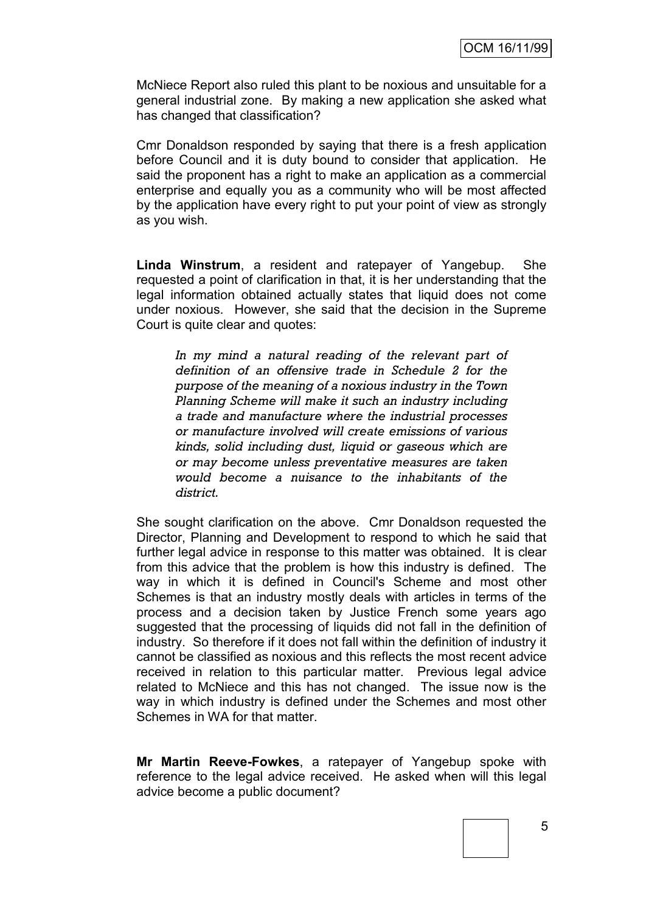McNiece Report also ruled this plant to be noxious and unsuitable for a general industrial zone. By making a new application she asked what has changed that classification?

Cmr Donaldson responded by saying that there is a fresh application before Council and it is duty bound to consider that application. He said the proponent has a right to make an application as a commercial enterprise and equally you as a community who will be most affected by the application have every right to put your point of view as strongly as you wish.

**Linda Winstrum**, a resident and ratepayer of Yangebup. She requested a point of clarification in that, it is her understanding that the legal information obtained actually states that liquid does not come under noxious. However, she said that the decision in the Supreme Court is quite clear and quotes:

> *In my mind a natural reading of the relevant part of definition of an offensive trade in Schedule 2 for the purpose of the meaning of a noxious industry in the Town Planning Scheme will make it such an industry including a trade and manufacture where the industrial processes or manufacture involved will create emissions of various kinds, solid including dust, liquid or gaseous which are or may become unless preventative measures are taken would become a nuisance to the inhabitants of the district.*

She sought clarification on the above. Cmr Donaldson requested the Director, Planning and Development to respond to which he said that further legal advice in response to this matter was obtained. It is clear from this advice that the problem is how this industry is defined. The way in which it is defined in Council's Scheme and most other Schemes is that an industry mostly deals with articles in terms of the process and a decision taken by Justice French some years ago suggested that the processing of liquids did not fall in the definition of industry. So therefore if it does not fall within the definition of industry it cannot be classified as noxious and this reflects the most recent advice received in relation to this particular matter. Previous legal advice related to McNiece and this has not changed. The issue now is the way in which industry is defined under the Schemes and most other Schemes in WA for that matter.

**Mr Martin Reeve-Fowkes**, a ratepayer of Yangebup spoke with reference to the legal advice received. He asked when will this legal advice become a public document?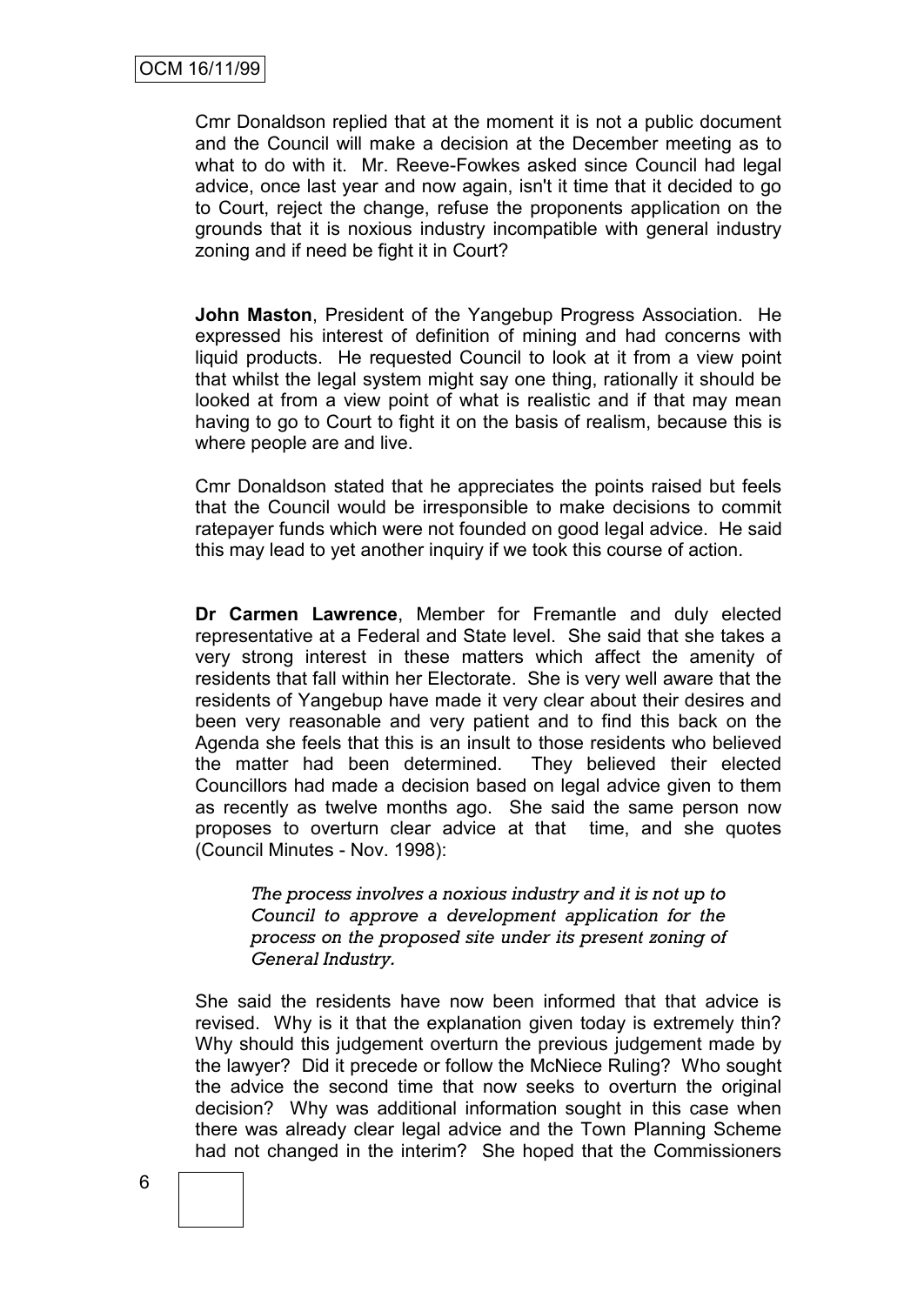Cmr Donaldson replied that at the moment it is not a public document and the Council will make a decision at the December meeting as to what to do with it. Mr. Reeve-Fowkes asked since Council had legal advice, once last year and now again, isn't it time that it decided to go to Court, reject the change, refuse the proponents application on the grounds that it is noxious industry incompatible with general industry zoning and if need be fight it in Court?

**John Maston**, President of the Yangebup Progress Association. He expressed his interest of definition of mining and had concerns with liquid products. He requested Council to look at it from a view point that whilst the legal system might say one thing, rationally it should be looked at from a view point of what is realistic and if that may mean having to go to Court to fight it on the basis of realism, because this is where people are and live.

Cmr Donaldson stated that he appreciates the points raised but feels that the Council would be irresponsible to make decisions to commit ratepayer funds which were not founded on good legal advice. He said this may lead to yet another inquiry if we took this course of action.

**Dr Carmen Lawrence**, Member for Fremantle and duly elected representative at a Federal and State level. She said that she takes a very strong interest in these matters which affect the amenity of residents that fall within her Electorate. She is very well aware that the residents of Yangebup have made it very clear about their desires and been very reasonable and very patient and to find this back on the Agenda she feels that this is an insult to those residents who believed the matter had been determined. They believed their elected Councillors had made a decision based on legal advice given to them as recently as twelve months ago. She said the same person now proposes to overturn clear advice at that time, and she quotes (Council Minutes - Nov. 1998):

> *The process involves a noxious industry and it is not up to Council to approve a development application for the process on the proposed site under its present zoning of General Industry.*

She said the residents have now been informed that that advice is revised. Why is it that the explanation given today is extremely thin? Why should this judgement overturn the previous judgement made by the lawyer? Did it precede or follow the McNiece Ruling? Who sought the advice the second time that now seeks to overturn the original decision? Why was additional information sought in this case when there was already clear legal advice and the Town Planning Scheme had not changed in the interim? She hoped that the Commissioners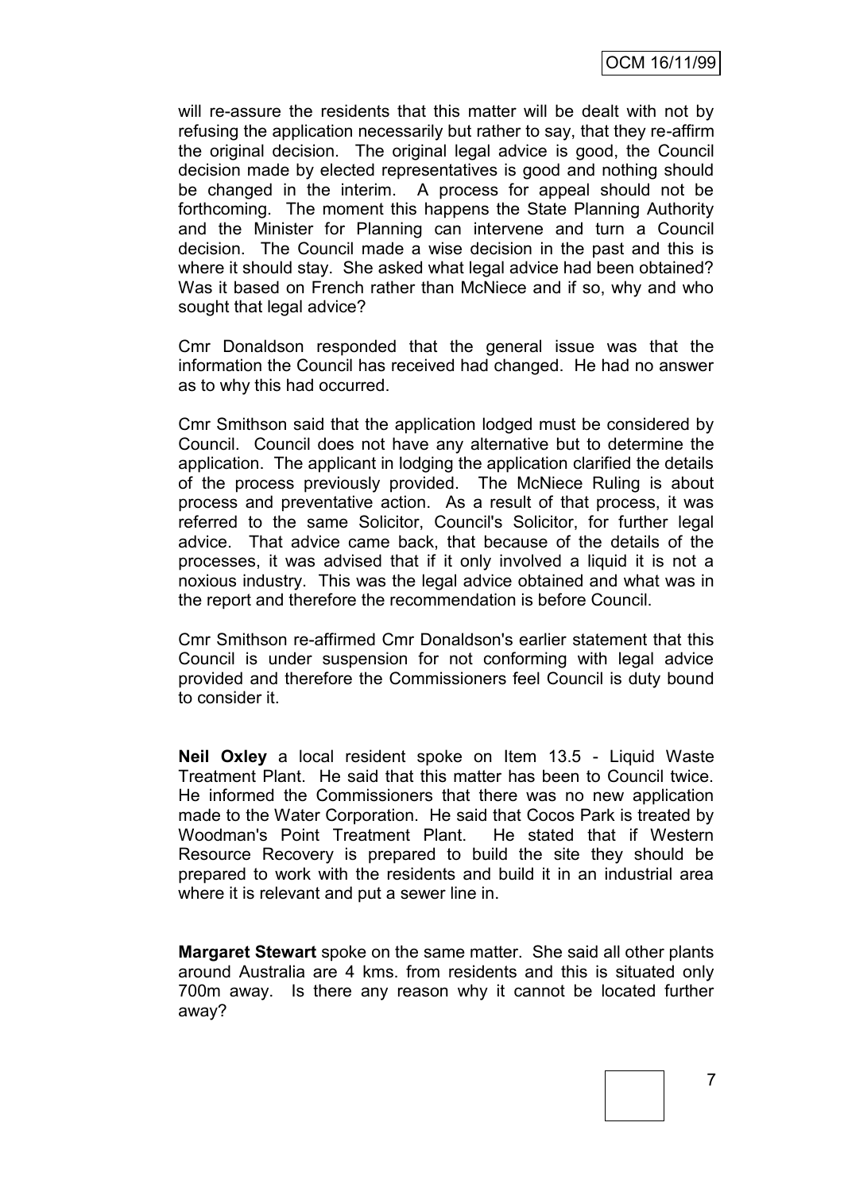will re-assure the residents that this matter will be dealt with not by refusing the application necessarily but rather to say, that they re-affirm the original decision. The original legal advice is good, the Council decision made by elected representatives is good and nothing should be changed in the interim. A process for appeal should not be forthcoming. The moment this happens the State Planning Authority and the Minister for Planning can intervene and turn a Council decision. The Council made a wise decision in the past and this is where it should stay. She asked what legal advice had been obtained? Was it based on French rather than McNiece and if so, why and who sought that legal advice?

Cmr Donaldson responded that the general issue was that the information the Council has received had changed. He had no answer as to why this had occurred.

Cmr Smithson said that the application lodged must be considered by Council. Council does not have any alternative but to determine the application. The applicant in lodging the application clarified the details of the process previously provided. The McNiece Ruling is about process and preventative action. As a result of that process, it was referred to the same Solicitor, Council's Solicitor, for further legal advice. That advice came back, that because of the details of the processes, it was advised that if it only involved a liquid it is not a noxious industry. This was the legal advice obtained and what was in the report and therefore the recommendation is before Council.

Cmr Smithson re-affirmed Cmr Donaldson's earlier statement that this Council is under suspension for not conforming with legal advice provided and therefore the Commissioners feel Council is duty bound to consider it.

**Neil Oxley** a local resident spoke on Item 13.5 - Liquid Waste Treatment Plant. He said that this matter has been to Council twice. He informed the Commissioners that there was no new application made to the Water Corporation. He said that Cocos Park is treated by Woodman's Point Treatment Plant. He stated that if Western Resource Recovery is prepared to build the site they should be prepared to work with the residents and build it in an industrial area where it is relevant and put a sewer line in.

**Margaret Stewart** spoke on the same matter. She said all other plants around Australia are 4 kms. from residents and this is situated only 700m away. Is there any reason why it cannot be located further away?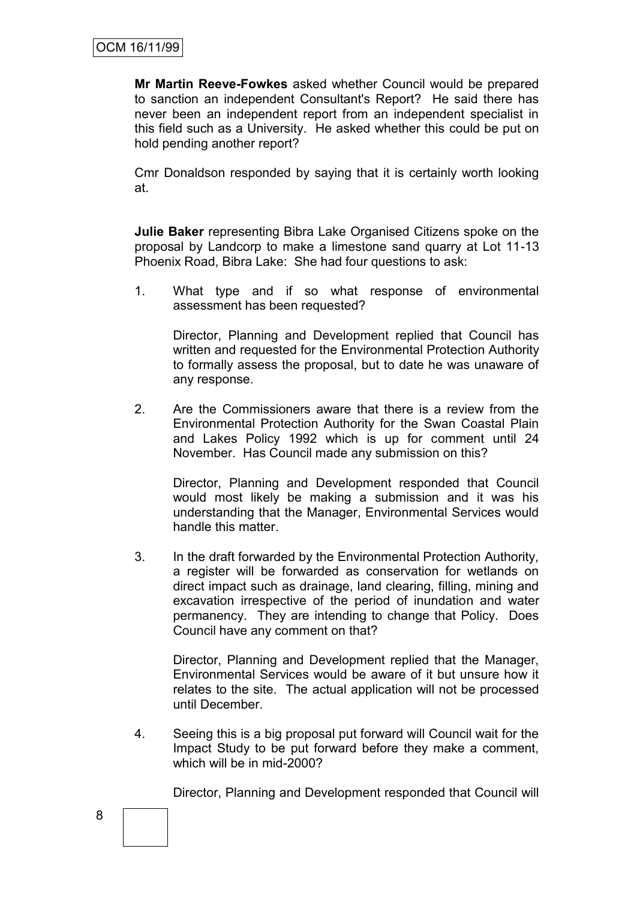**Mr Martin Reeve-Fowkes** asked whether Council would be prepared to sanction an independent Consultant's Report? He said there has never been an independent report from an independent specialist in this field such as a University. He asked whether this could be put on hold pending another report?

Cmr Donaldson responded by saying that it is certainly worth looking at.

**Julie Baker** representing Bibra Lake Organised Citizens spoke on the proposal by Landcorp to make a limestone sand quarry at Lot 11-13 Phoenix Road, Bibra Lake: She had four questions to ask:

1. What type and if so what response of environmental assessment has been requested?

   Director, Planning and Development replied that Council has written and requested for the Environmental Protection Authority to formally assess the proposal, but to date he was unaware of any response.

2. Are the Commissioners aware that there is a review from the Environmental Protection Authority for the Swan Coastal Plain and Lakes Policy 1992 which is up for comment until 24 November. Has Council made any submission on this?

   Director, Planning and Development responded that Council would most likely be making a submission and it was his understanding that the Manager, Environmental Services would handle this matter.

3. In the draft forwarded by the Environmental Protection Authority, a register will be forwarded as conservation for wetlands on direct impact such as drainage, land clearing, filling, mining and excavation irrespective of the period of inundation and water permanency. They are intending to change that Policy. Does Council have any comment on that?

   Director, Planning and Development replied that the Manager, Environmental Services would be aware of it but unsure how it relates to the site. The actual application will not be processed until December.

4. Seeing this is a big proposal put forward will Council wait for the Impact Study to be put forward before they make a comment, which will be in mid-2000?

   Director, Planning and Development responded that Council will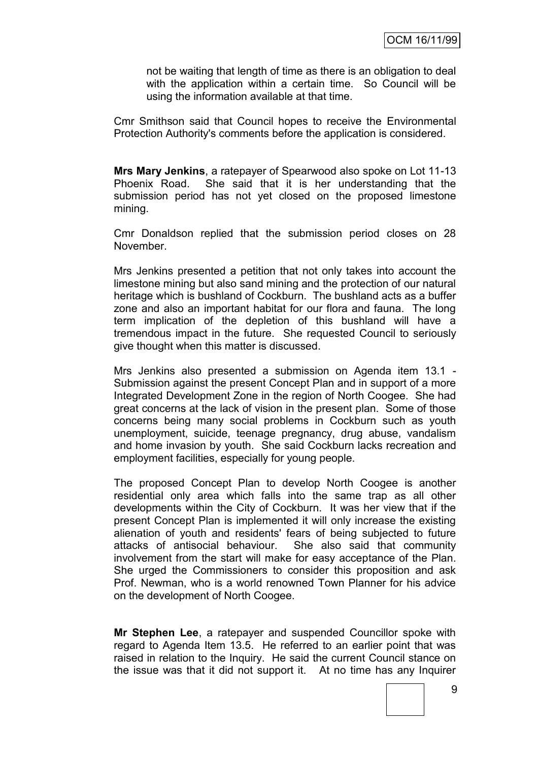not be waiting that length of time as there is an obligation to deal with the application within a certain time. So Council will be using the information available at that time.

Cmr Smithson said that Council hopes to receive the Environmental Protection Authority's comments before the application is considered.

**Mrs Mary Jenkins**, a ratepayer of Spearwood also spoke on Lot 11-13 Phoenix Road. She said that it is her understanding that the submission period has not yet closed on the proposed limestone mining.

Cmr Donaldson replied that the submission period closes on 28 November.

Mrs Jenkins presented a petition that not only takes into account the limestone mining but also sand mining and the protection of our natural heritage which is bushland of Cockburn. The bushland acts as a buffer zone and also an important habitat for our flora and fauna. The long term implication of the depletion of this bushland will have a tremendous impact in the future. She requested Council to seriously give thought when this matter is discussed.

Mrs Jenkins also presented a submission on Agenda item 13.1 - Submission against the present Concept Plan and in support of a more Integrated Development Zone in the region of North Coogee. She had great concerns at the lack of vision in the present plan. Some of those concerns being many social problems in Cockburn such as youth unemployment, suicide, teenage pregnancy, drug abuse, vandalism and home invasion by youth. She said Cockburn lacks recreation and employment facilities, especially for young people.

The proposed Concept Plan to develop North Coogee is another residential only area which falls into the same trap as all other developments within the City of Cockburn. It was her view that if the present Concept Plan is implemented it will only increase the existing alienation of youth and residents' fears of being subjected to future attacks of antisocial behaviour. She also said that community involvement from the start will make for easy acceptance of the Plan. She urged the Commissioners to consider this proposition and ask Prof. Newman, who is a world renowned Town Planner for his advice on the development of North Coogee.

**Mr Stephen Lee**, a ratepayer and suspended Councillor spoke with regard to Agenda Item 13.5. He referred to an earlier point that was raised in relation to the Inquiry. He said the current Council stance on the issue was that it did not support it. At no time has any Inquirer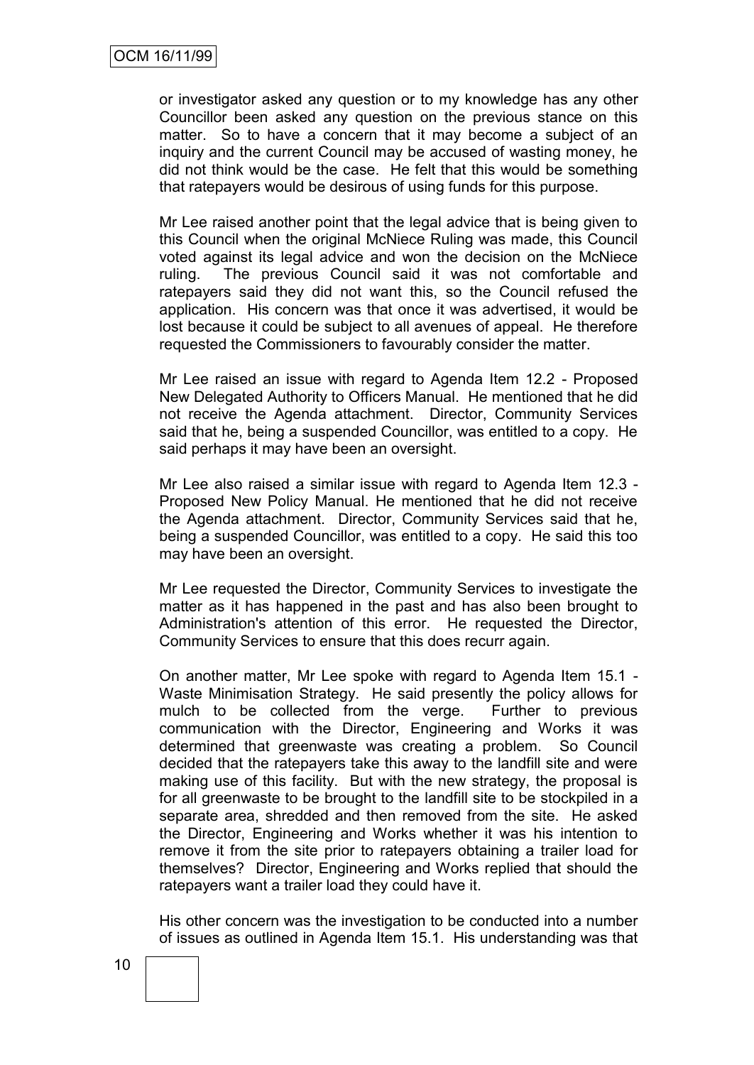or investigator asked any question or to my knowledge has any other Councillor been asked any question on the previous stance on this matter. So to have a concern that it may become a subject of an inquiry and the current Council may be accused of wasting money, he did not think would be the case. He felt that this would be something that ratepayers would be desirous of using funds for this purpose.

Mr Lee raised another point that the legal advice that is being given to this Council when the original McNiece Ruling was made, this Council voted against its legal advice and won the decision on the McNiece ruling. The previous Council said it was not comfortable and ratepayers said they did not want this, so the Council refused the application. His concern was that once it was advertised, it would be lost because it could be subject to all avenues of appeal. He therefore requested the Commissioners to favourably consider the matter.

Mr Lee raised an issue with regard to Agenda Item 12.2 - Proposed New Delegated Authority to Officers Manual. He mentioned that he did not receive the Agenda attachment. Director, Community Services said that he, being a suspended Councillor, was entitled to a copy. He said perhaps it may have been an oversight.

Mr Lee also raised a similar issue with regard to Agenda Item 12.3 - Proposed New Policy Manual. He mentioned that he did not receive the Agenda attachment. Director, Community Services said that he, being a suspended Councillor, was entitled to a copy. He said this too may have been an oversight.

Mr Lee requested the Director, Community Services to investigate the matter as it has happened in the past and has also been brought to Administration's attention of this error. He requested the Director, Community Services to ensure that this does recurr again.

On another matter, Mr Lee spoke with regard to Agenda Item 15.1 - Waste Minimisation Strategy. He said presently the policy allows for mulch to be collected from the verge. Further to previous communication with the Director, Engineering and Works it was determined that greenwaste was creating a problem. So Council decided that the ratepayers take this away to the landfill site and were making use of this facility. But with the new strategy, the proposal is for all greenwaste to be brought to the landfill site to be stockpiled in a separate area, shredded and then removed from the site. He asked the Director, Engineering and Works whether it was his intention to remove it from the site prior to ratepayers obtaining a trailer load for themselves? Director, Engineering and Works replied that should the ratepayers want a trailer load they could have it.

His other concern was the investigation to be conducted into a number of issues as outlined in Agenda Item 15.1. His understanding was that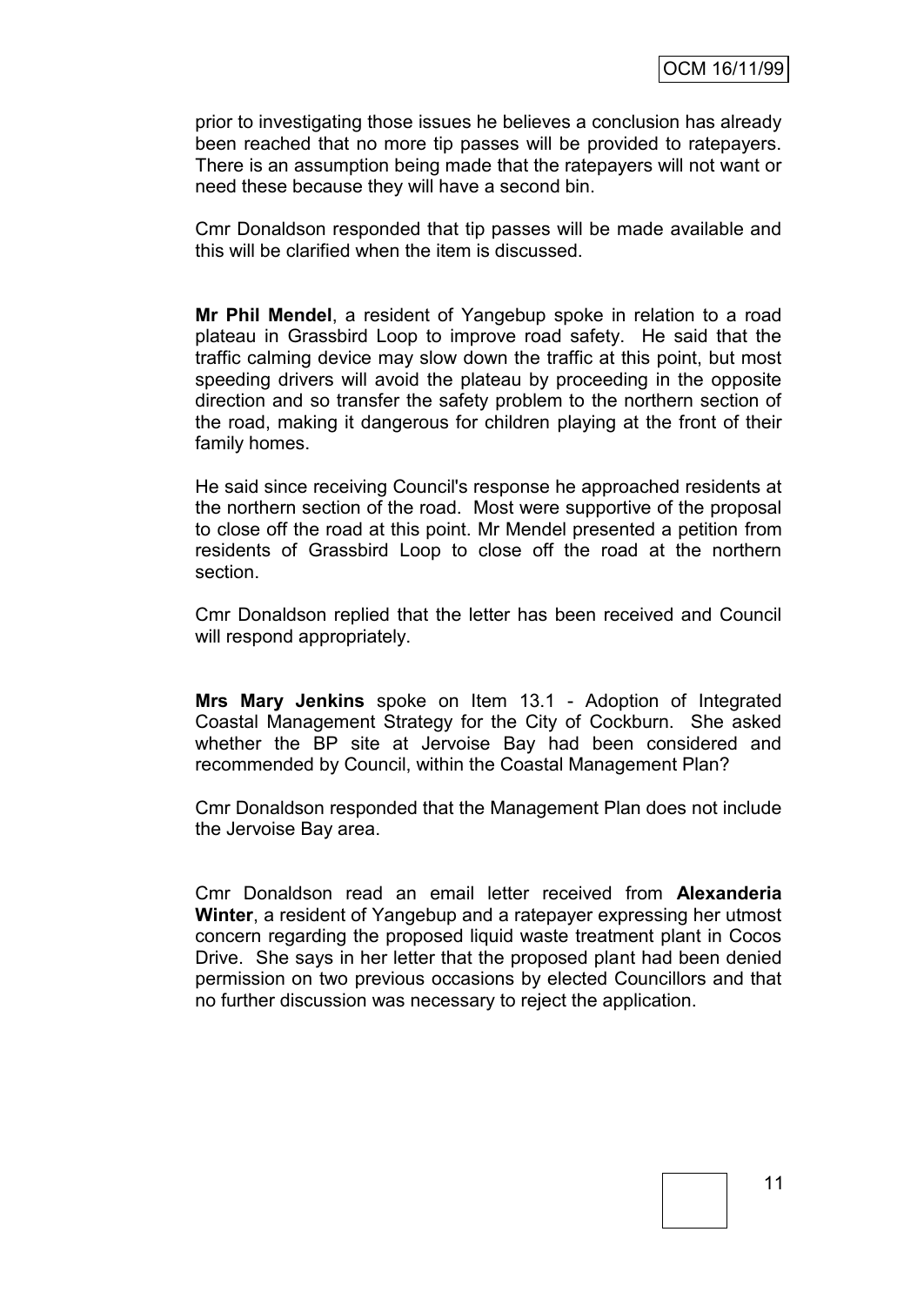prior to investigating those issues he believes a conclusion has already been reached that no more tip passes will be provided to ratepayers. There is an assumption being made that the ratepayers will not want or need these because they will have a second bin.

Cmr Donaldson responded that tip passes will be made available and this will be clarified when the item is discussed.

**Mr Phil Mendel**, a resident of Yangebup spoke in relation to a road plateau in Grassbird Loop to improve road safety. He said that the traffic calming device may slow down the traffic at this point, but most speeding drivers will avoid the plateau by proceeding in the opposite direction and so transfer the safety problem to the northern section of the road, making it dangerous for children playing at the front of their family homes.

He said since receiving Council's response he approached residents at the northern section of the road. Most were supportive of the proposal to close off the road at this point. Mr Mendel presented a petition from residents of Grassbird Loop to close off the road at the northern section.

Cmr Donaldson replied that the letter has been received and Council will respond appropriately.

**Mrs Mary Jenkins** spoke on Item 13.1 - Adoption of Integrated Coastal Management Strategy for the City of Cockburn. She asked whether the BP site at Jervoise Bay had been considered and recommended by Council, within the Coastal Management Plan?

Cmr Donaldson responded that the Management Plan does not include the Jervoise Bay area.

Cmr Donaldson read an email letter received from **Alexanderia Winter**, a resident of Yangebup and a ratepayer expressing her utmost concern regarding the proposed liquid waste treatment plant in Cocos Drive. She says in her letter that the proposed plant had been denied permission on two previous occasions by elected Councillors and that no further discussion was necessary to reject the application.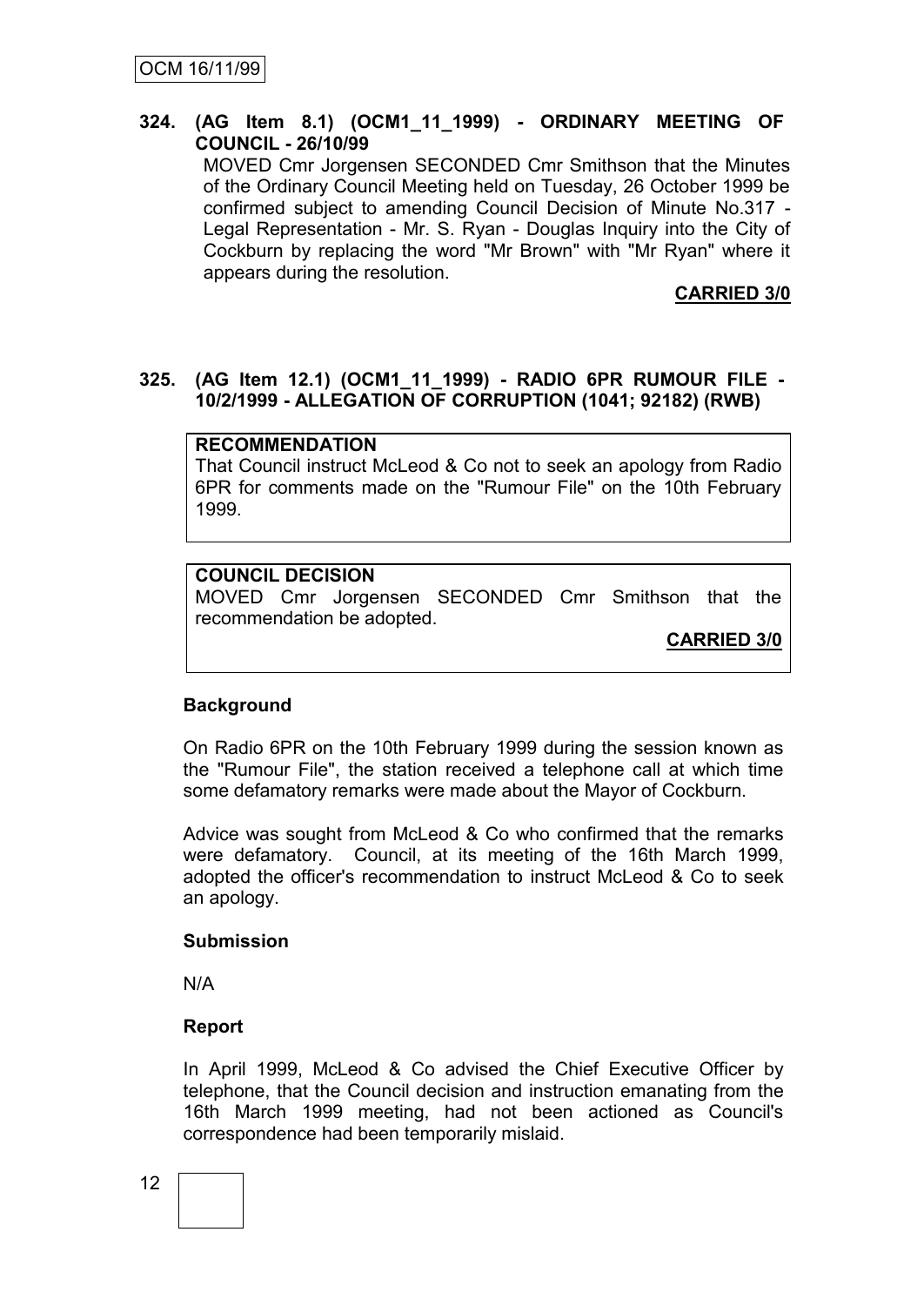**324. (AG Item 8.1) (OCM1_11_1999) - ORDINARY MEETING OF COUNCIL - 26/10/99**

MOVED Cmr Jorgensen SECONDED Cmr Smithson that the Minutes of the Ordinary Council Meeting held on Tuesday, 26 October 1999 be confirmed subject to amending Council Decision of Minute No.317 - Legal Representation - Mr. S. Ryan - Douglas Inquiry into the City of Cockburn by replacing the word "Mr Brown" with "Mr Ryan" where it appears during the resolution.

**CARRIED 3/0**

**325. (AG Item 12.1) (OCM1_11_1999) - RADIO 6PR RUMOUR FILE - 10/2/1999 - ALLEGATION OF CORRUPTION (1041; 92182) (RWB)**

**RECOMMENDATION**

That Council instruct McLeod & Co not to seek an apology from Radio 6PR for comments made on the "Rumour File" on the 10th February 1999.

**COUNCIL DECISION**

MOVED Cmr Jorgensen SECONDED Cmr Smithson that the recommendation be adopted.

**CARRIED 3/0**

**Background**

On Radio 6PR on the 10th February 1999 during the session known as the "Rumour File", the station received a telephone call at which time some defamatory remarks were made about the Mayor of Cockburn.

Advice was sought from McLeod & Co who confirmed that the remarks were defamatory. Council, at its meeting of the 16th March 1999, adopted the officer's recommendation to instruct McLeod & Co to seek an apology.

**Submission**

N/A

**Report**

In April 1999, McLeod & Co advised the Chief Executive Officer by telephone, that the Council decision and instruction emanating from the 16th March 1999 meeting, had not been actioned as Council's correspondence had been temporarily mislaid.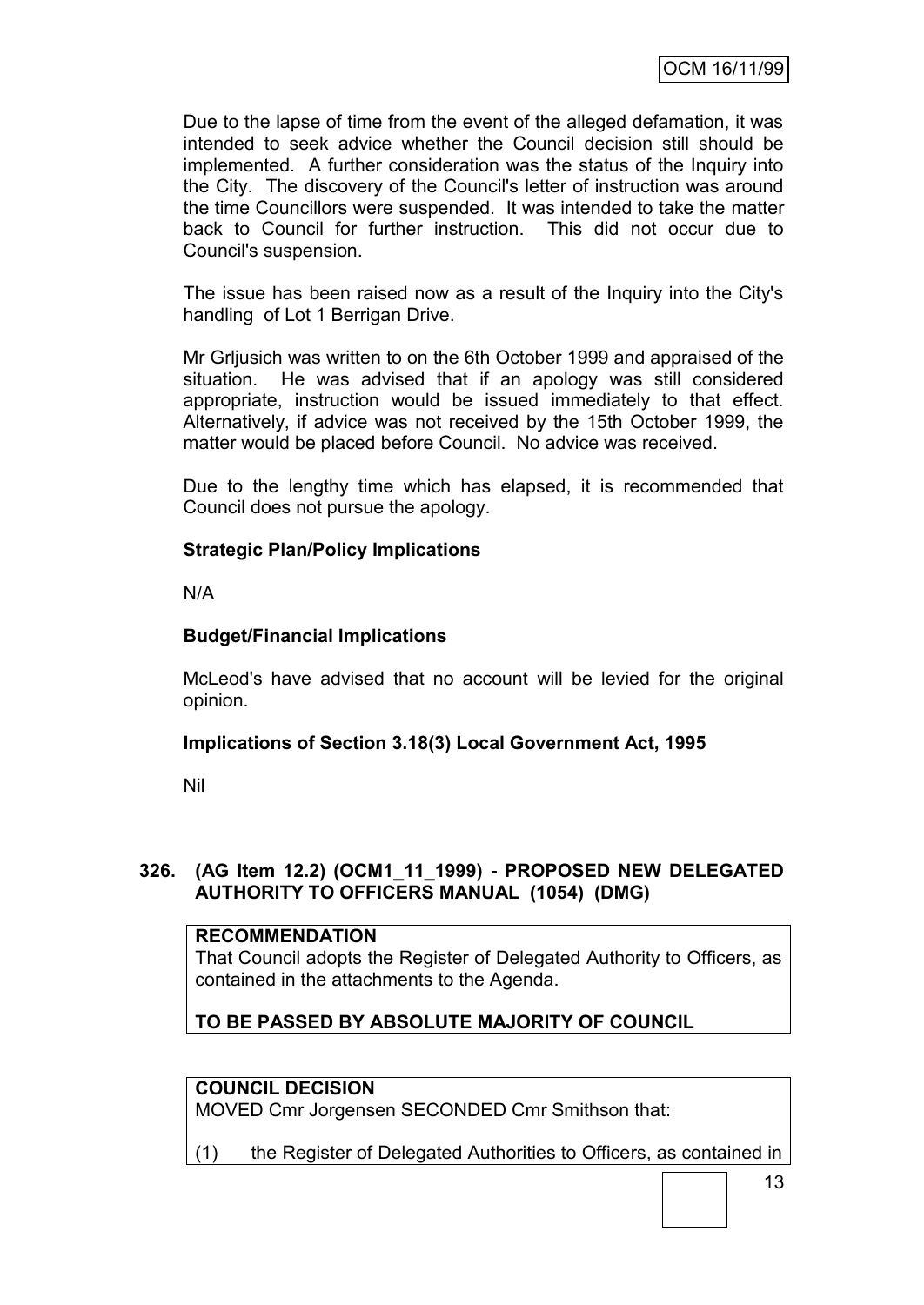Due to the lapse of time from the event of the alleged defamation, it was intended to seek advice whether the Council decision still should be implemented. A further consideration was the status of the Inquiry into the City. The discovery of the Council's letter of instruction was around the time Councillors were suspended. It was intended to take the matter back to Council for further instruction. This did not occur due to Council's suspension.

The issue has been raised now as a result of the Inquiry into the City's handling of Lot 1 Berrigan Drive.

Mr Grljusich was written to on the 6th October 1999 and appraised of the situation. He was advised that if an apology was still considered appropriate, instruction would be issued immediately to that effect. Alternatively, if advice was not received by the 15th October 1999, the matter would be placed before Council. No advice was received.

Due to the lengthy time which has elapsed, it is recommended that Council does not pursue the apology.

**Strategic Plan/Policy Implications**

N/A

**Budget/Financial Implications**

McLeod's have advised that no account will be levied for the original opinion.

**Implications of Section 3.18(3) Local Government Act, 1995**

Nil

## 326. (AG Item 12.2) (OCM1_11_1999) - PROPOSED NEW DELEGATED AUTHORITY TO OFFICERS MANUAL (1054) (DMG)

**RECOMMENDATION**

That Council adopts the Register of Delegated Authority to Officers, as contained in the attachments to the Agenda.

**TO BE PASSED BY ABSOLUTE MAJORITY OF COUNCIL**

**COUNCIL DECISION**

MOVED Cmr Jorgensen SECONDED Cmr Smithson that:

(1) the Register of Delegated Authorities to Officers, as contained in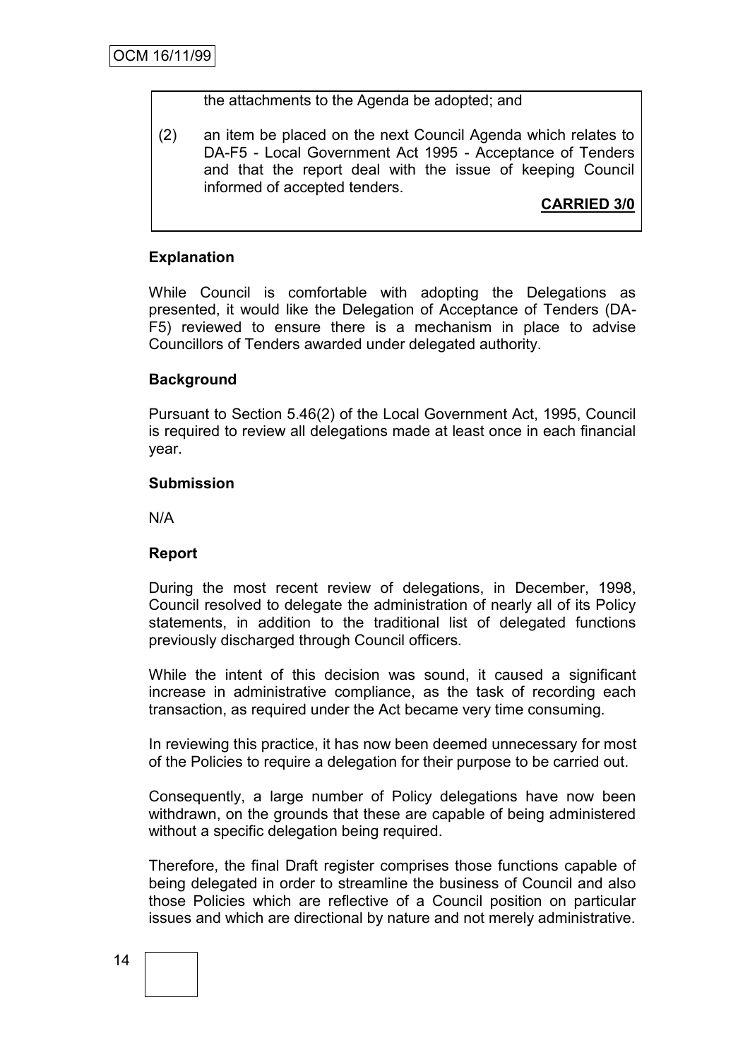the attachments to the Agenda be adopted; and

(2) an item be placed on the next Council Agenda which relates to DA-F5 - Local Government Act 1995 - Acceptance of Tenders and that the report deal with the issue of keeping Council informed of accepted tenders.

**CARRIED 3/0**

**Explanation**

While Council is comfortable with adopting the Delegations as presented, it would like the Delegation of Acceptance of Tenders (DA-F5) reviewed to ensure there is a mechanism in place to advise Councillors of Tenders awarded under delegated authority.

**Background**

Pursuant to Section 5.46(2) of the Local Government Act, 1995, Council is required to review all delegations made at least once in each financial year.

**Submission**

N/A

**Report**

During the most recent review of delegations, in December, 1998, Council resolved to delegate the administration of nearly all of its Policy statements, in addition to the traditional list of delegated functions previously discharged through Council officers.

While the intent of this decision was sound, it caused a significant increase in administrative compliance, as the task of recording each transaction, as required under the Act became very time consuming.

In reviewing this practice, it has now been deemed unnecessary for most of the Policies to require a delegation for their purpose to be carried out.

Consequently, a large number of Policy delegations have now been withdrawn, on the grounds that these are capable of being administered without a specific delegation being required.

Therefore, the final Draft register comprises those functions capable of being delegated in order to streamline the business of Council and also those Policies which are reflective of a Council position on particular issues and which are directional by nature and not merely administrative.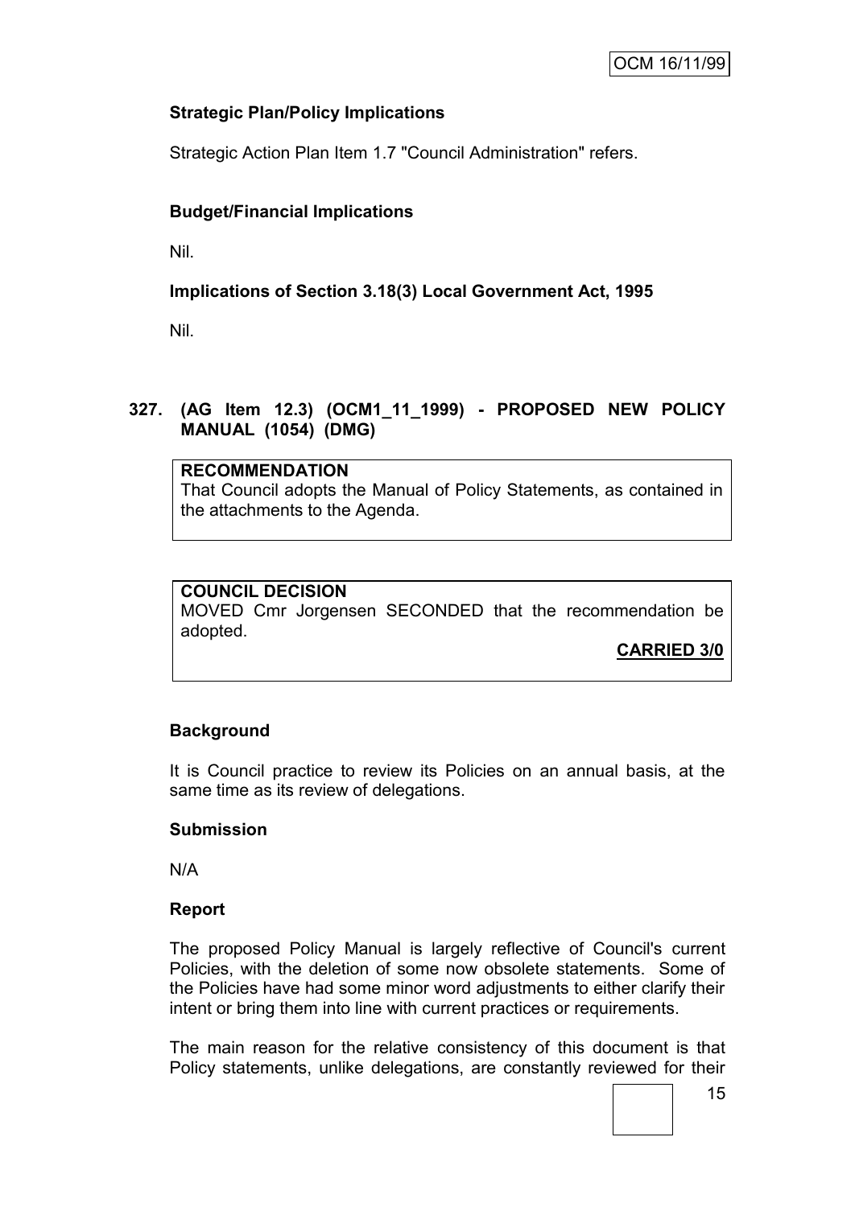**Strategic Plan/Policy Implications**

Strategic Action Plan Item 1.7 "Council Administration" refers.

**Budget/Financial Implications**

Nil.

**Implications of Section 3.18(3) Local Government Act, 1995**

Nil.

### 327. (AG Item 12.3) (OCM1_11_1999) - PROPOSED NEW POLICY MANUAL (1054) (DMG)

**RECOMMENDATION**
That Council adopts the Manual of Policy Statements, as contained in the attachments to the Agenda.

**COUNCIL DECISION**
MOVED Cmr Jorgensen SECONDED that the recommendation be adopted.

**CARRIED 3/0**

**Background**

It is Council practice to review its Policies on an annual basis, at the same time as its review of delegations.

**Submission**

N/A

**Report**

The proposed Policy Manual is largely reflective of Council's current Policies, with the deletion of some now obsolete statements. Some of the Policies have had some minor word adjustments to either clarify their intent or bring them into line with current practices or requirements.

The main reason for the relative consistency of this document is that Policy statements, unlike delegations, are constantly reviewed for their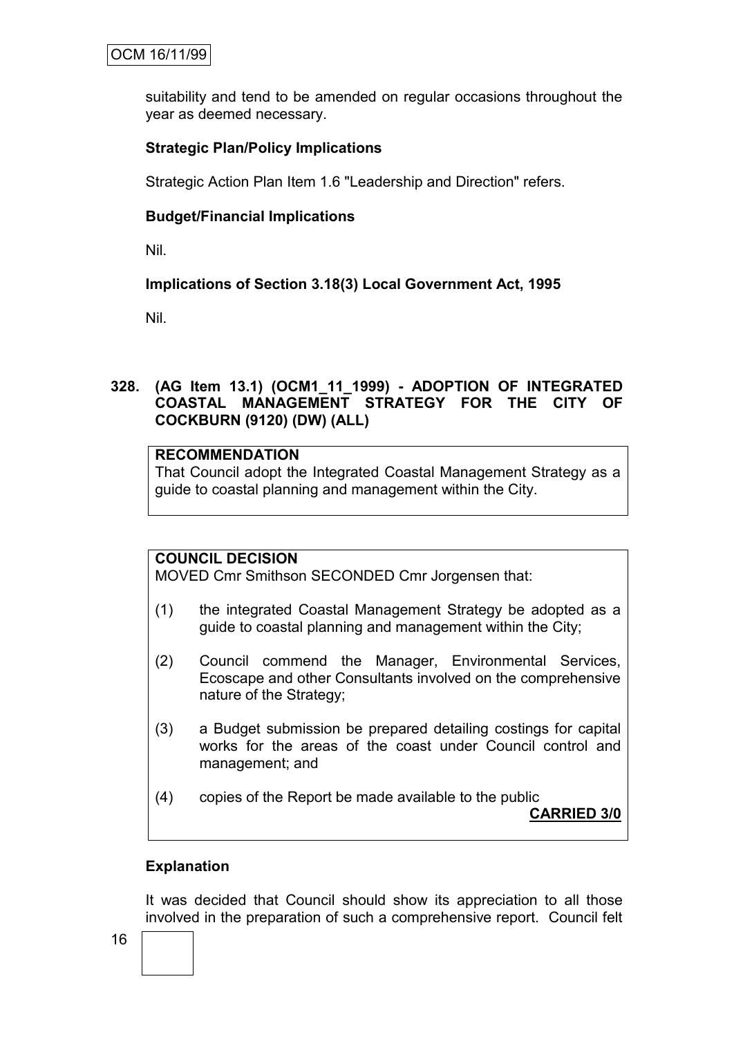suitability and tend to be amended on regular occasions throughout the year as deemed necessary.

**Strategic Plan/Policy Implications**

Strategic Action Plan Item 1.6 "Leadership and Direction" refers.

**Budget/Financial Implications**

Nil.

**Implications of Section 3.18(3) Local Government Act, 1995**

Nil.

## 328. (AG Item 13.1) (OCM1_11_1999) - ADOPTION OF INTEGRATED COASTAL MANAGEMENT STRATEGY FOR THE CITY OF COCKBURN (9120) (DW) (ALL)

**RECOMMENDATION**

That Council adopt the Integrated Coastal Management Strategy as a guide to coastal planning and management within the City.

**COUNCIL DECISION**

MOVED Cmr Smithson SECONDED Cmr Jorgensen that:

(1) the integrated Coastal Management Strategy be adopted as a guide to coastal planning and management within the City;

(2) Council commend the Manager, Environmental Services, Ecoscape and other Consultants involved on the comprehensive nature of the Strategy;

(3) a Budget submission be prepared detailing costings for capital works for the areas of the coast under Council control and management; and

(4) copies of the Report be made available to the public

**CARRIED 3/0**

**Explanation**

It was decided that Council should show its appreciation to all those involved in the preparation of such a comprehensive report. Council felt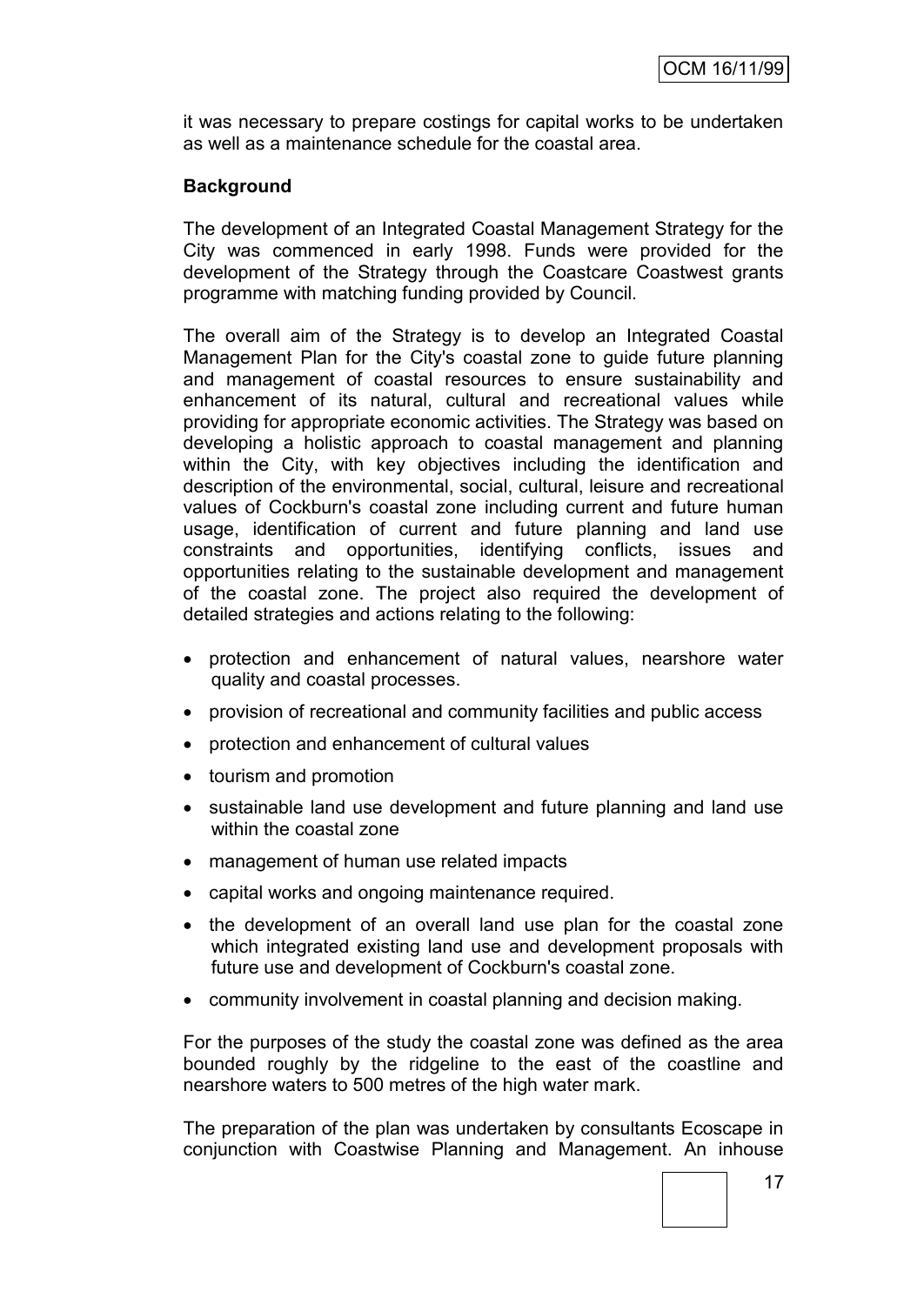it was necessary to prepare costings for capital works to be undertaken as well as a maintenance schedule for the coastal area.

**Background**

The development of an Integrated Coastal Management Strategy for the City was commenced in early 1998. Funds were provided for the development of the Strategy through the Coastcare Coastwest grants programme with matching funding provided by Council.

The overall aim of the Strategy is to develop an Integrated Coastal Management Plan for the City's coastal zone to guide future planning and management of coastal resources to ensure sustainability and enhancement of its natural, cultural and recreational values while providing for appropriate economic activities. The Strategy was based on developing a holistic approach to coastal management and planning within the City, with key objectives including the identification and description of the environmental, social, cultural, leisure and recreational values of Cockburn's coastal zone including current and future human usage, identification of current and future planning and land use constraints and opportunities, identifying conflicts, issues and opportunities relating to the sustainable development and management of the coastal zone. The project also required the development of detailed strategies and actions relating to the following:

- protection and enhancement of natural values, nearshore water quality and coastal processes.
- provision of recreational and community facilities and public access
- protection and enhancement of cultural values
- tourism and promotion
- sustainable land use development and future planning and land use within the coastal zone
- management of human use related impacts
- capital works and ongoing maintenance required.
- the development of an overall land use plan for the coastal zone which integrated existing land use and development proposals with future use and development of Cockburn's coastal zone.
- community involvement in coastal planning and decision making.

For the purposes of the study the coastal zone was defined as the area bounded roughly by the ridgeline to the east of the coastline and nearshore waters to 500 metres of the high water mark.

The preparation of the plan was undertaken by consultants Ecoscape in conjunction with Coastwise Planning and Management. An inhouse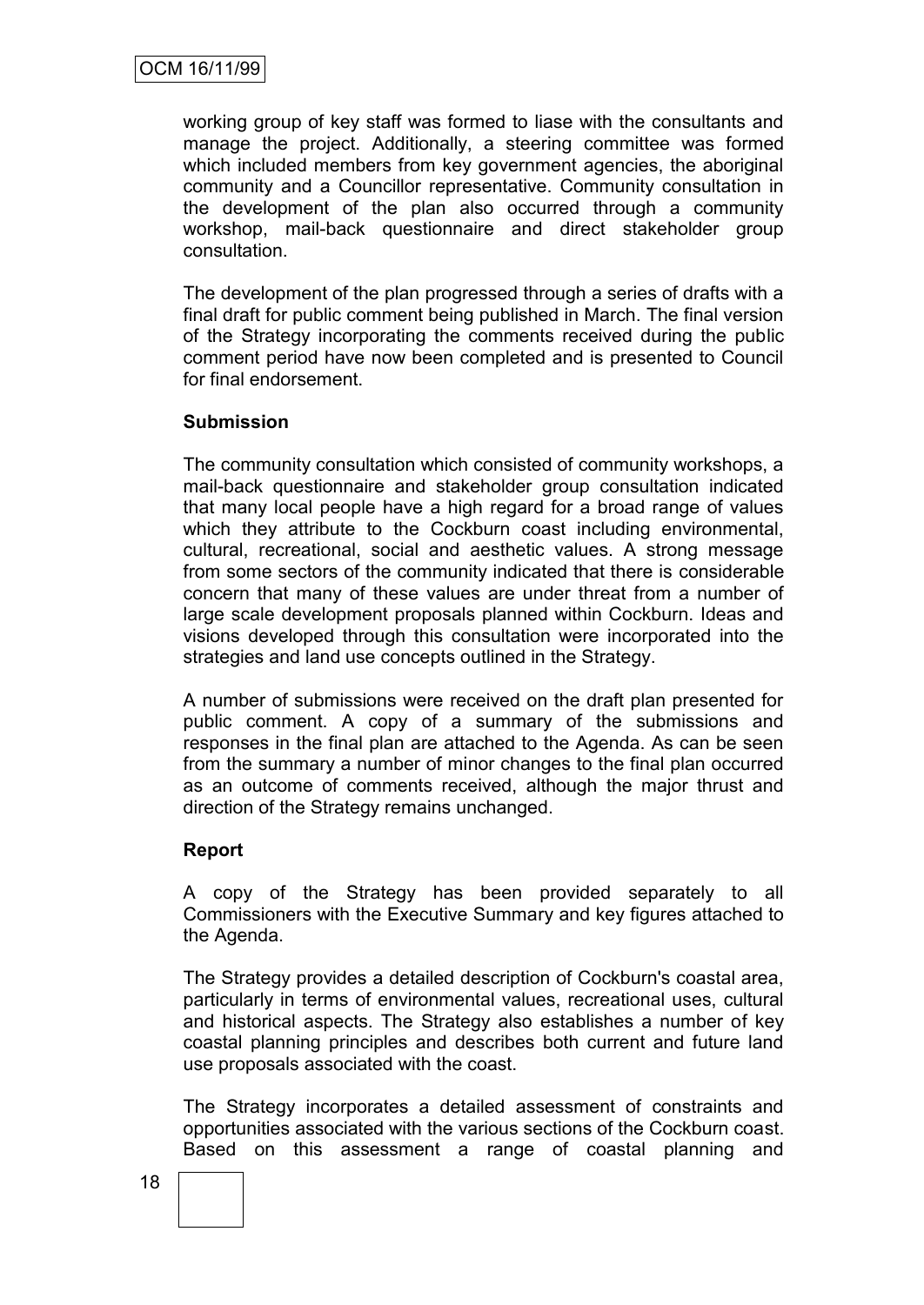working group of key staff was formed to liase with the consultants and manage the project. Additionally, a steering committee was formed which included members from key government agencies, the aboriginal community and a Councillor representative. Community consultation in the development of the plan also occurred through a community workshop, mail-back questionnaire and direct stakeholder group consultation.

The development of the plan progressed through a series of drafts with a final draft for public comment being published in March. The final version of the Strategy incorporating the comments received during the public comment period have now been completed and is presented to Council for final endorsement.

**Submission**

The community consultation which consisted of community workshops, a mail-back questionnaire and stakeholder group consultation indicated that many local people have a high regard for a broad range of values which they attribute to the Cockburn coast including environmental, cultural, recreational, social and aesthetic values. A strong message from some sectors of the community indicated that there is considerable concern that many of these values are under threat from a number of large scale development proposals planned within Cockburn. Ideas and visions developed through this consultation were incorporated into the strategies and land use concepts outlined in the Strategy.

A number of submissions were received on the draft plan presented for public comment. A copy of a summary of the submissions and responses in the final plan are attached to the Agenda. As can be seen from the summary a number of minor changes to the final plan occurred as an outcome of comments received, although the major thrust and direction of the Strategy remains unchanged.

**Report**

A copy of the Strategy has been provided separately to all Commissioners with the Executive Summary and key figures attached to the Agenda.

The Strategy provides a detailed description of Cockburn's coastal area, particularly in terms of environmental values, recreational uses, cultural and historical aspects. The Strategy also establishes a number of key coastal planning principles and describes both current and future land use proposals associated with the coast.

The Strategy incorporates a detailed assessment of constraints and opportunities associated with the various sections of the Cockburn coast. Based on this assessment a range of coastal planning and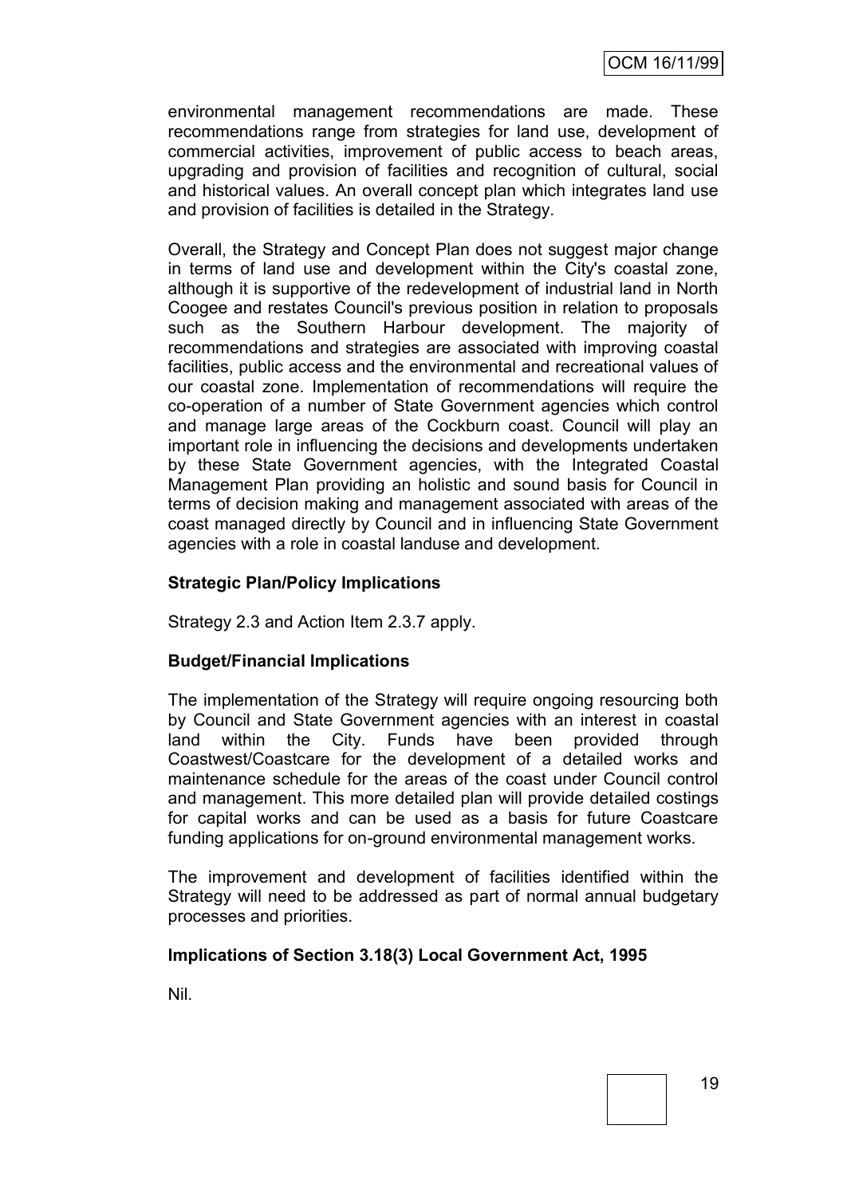environmental management recommendations are made. These recommendations range from strategies for land use, development of commercial activities, improvement of public access to beach areas, upgrading and provision of facilities and recognition of cultural, social and historical values. An overall concept plan which integrates land use and provision of facilities is detailed in the Strategy.

Overall, the Strategy and Concept Plan does not suggest major change in terms of land use and development within the City's coastal zone, although it is supportive of the redevelopment of industrial land in North Coogee and restates Council's previous position in relation to proposals such as the Southern Harbour development. The majority of recommendations and strategies are associated with improving coastal facilities, public access and the environmental and recreational values of our coastal zone. Implementation of recommendations will require the co-operation of a number of State Government agencies which control and manage large areas of the Cockburn coast. Council will play an important role in influencing the decisions and developments undertaken by these State Government agencies, with the Integrated Coastal Management Plan providing an holistic and sound basis for Council in terms of decision making and management associated with areas of the coast managed directly by Council and in influencing State Government agencies with a role in coastal landuse and development.

**Strategic Plan/Policy Implications**

Strategy 2.3 and Action Item 2.3.7 apply.

**Budget/Financial Implications**

The implementation of the Strategy will require ongoing resourcing both by Council and State Government agencies with an interest in coastal land within the City. Funds have been provided through Coastwest/Coastcare for the development of a detailed works and maintenance schedule for the areas of the coast under Council control and management. This more detailed plan will provide detailed costings for capital works and can be used as a basis for future Coastcare funding applications for on-ground environmental management works.

The improvement and development of facilities identified within the Strategy will need to be addressed as part of normal annual budgetary processes and priorities.

**Implications of Section 3.18(3) Local Government Act, 1995**

Nil.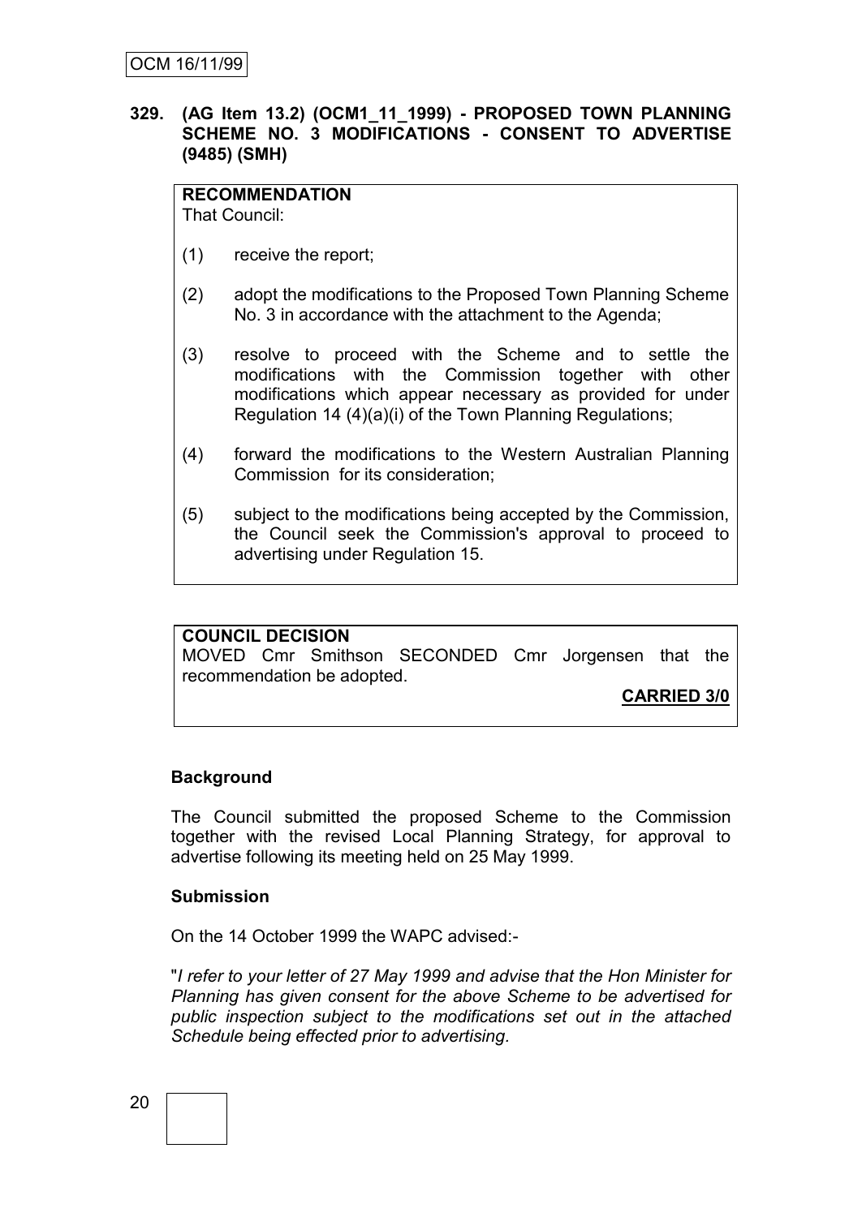**329. (AG Item 13.2) (OCM1_11_1999) - PROPOSED TOWN PLANNING SCHEME NO. 3 MODIFICATIONS - CONSENT TO ADVERTISE (9485) (SMH)**

**RECOMMENDATION**
That Council:

(1) receive the report;

(2) adopt the modifications to the Proposed Town Planning Scheme No. 3 in accordance with the attachment to the Agenda;

(3) resolve to proceed with the Scheme and to settle the modifications with the Commission together with other modifications which appear necessary as provided for under Regulation 14 (4)(a)(i) of the Town Planning Regulations;

(4) forward the modifications to the Western Australian Planning Commission for its consideration;

(5) subject to the modifications being accepted by the Commission, the Council seek the Commission's approval to proceed to advertising under Regulation 15.

**COUNCIL DECISION**
MOVED Cmr Smithson SECONDED Cmr Jorgensen that the recommendation be adopted.

**CARRIED 3/0**

**Background**

The Council submitted the proposed Scheme to the Commission together with the revised Local Planning Strategy, for approval to advertise following its meeting held on 25 May 1999.

**Submission**

On the 14 October 1999 the WAPC advised:-

"*I refer to your letter of 27 May 1999 and advise that the Hon Minister for Planning has given consent for the above Scheme to be advertised for public inspection subject to the modifications set out in the attached Schedule being effected prior to advertising.*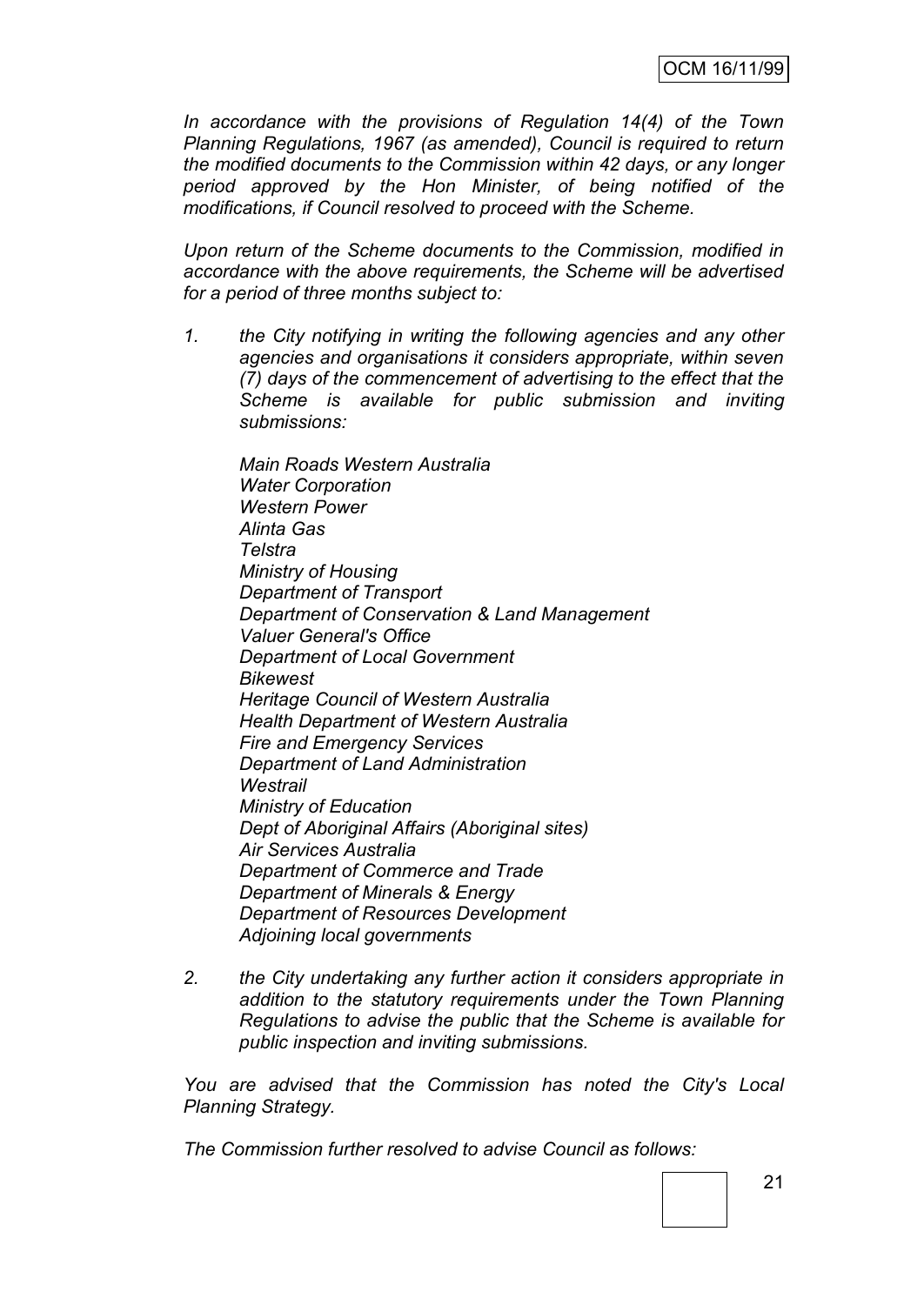*In accordance with the provisions of Regulation 14(4) of the Town Planning Regulations, 1967 (as amended), Council is required to return the modified documents to the Commission within 42 days, or any longer period approved by the Hon Minister, of being notified of the modifications, if Council resolved to proceed with the Scheme.*

*Upon return of the Scheme documents to the Commission, modified in accordance with the above requirements, the Scheme will be advertised for a period of three months subject to:*

1. *the City notifying in writing the following agencies and any other agencies and organisations it considers appropriate, within seven (7) days of the commencement of advertising to the effect that the Scheme is available for public submission and inviting submissions:*

   *Main Roads Western Australia*
   *Water Corporation*
   *Western Power*
   *Alinta Gas*
   *Telstra*
   *Ministry of Housing*
   *Department of Transport*
   *Department of Conservation & Land Management*
   *Valuer General's Office*
   *Department of Local Government*
   *Bikewest*
   *Heritage Council of Western Australia*
   *Health Department of Western Australia*
   *Fire and Emergency Services*
   *Department of Land Administration*
   *Westrail*
   *Ministry of Education*
   *Dept of Aboriginal Affairs (Aboriginal sites)*
   *Air Services Australia*
   *Department of Commerce and Trade*
   *Department of Minerals & Energy*
   *Department of Resources Development*
   *Adjoining local governments*

2. *the City undertaking any further action it considers appropriate in addition to the statutory requirements under the Town Planning Regulations to advise the public that the Scheme is available for public inspection and inviting submissions.*

*You are advised that the Commission has noted the City's Local Planning Strategy.*

*The Commission further resolved to advise Council as follows:*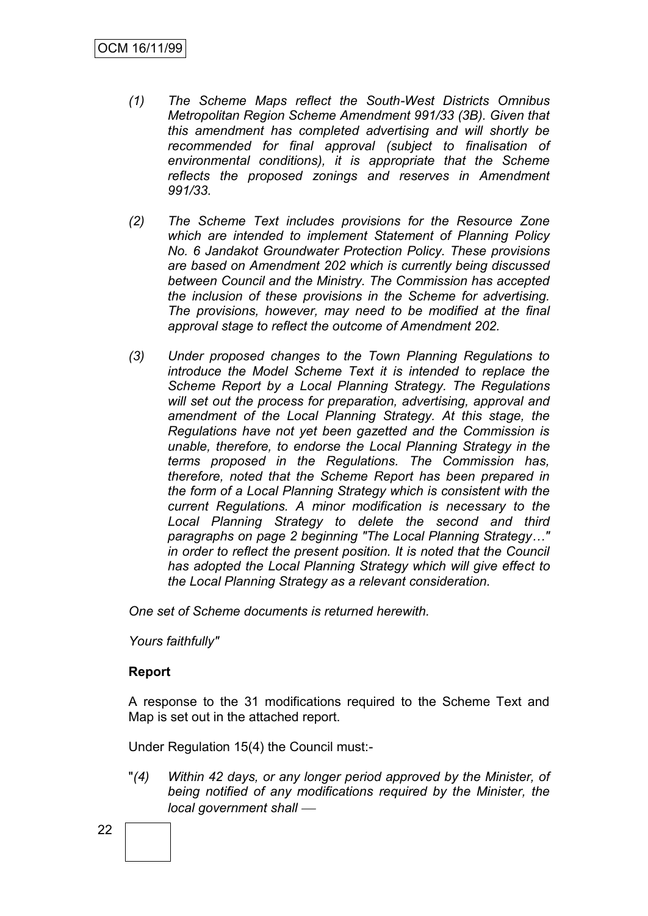*(1) The Scheme Maps reflect the South-West Districts Omnibus Metropolitan Region Scheme Amendment 991/33 (3B). Given that this amendment has completed advertising and will shortly be recommended for final approval (subject to finalisation of environmental conditions), it is appropriate that the Scheme reflects the proposed zonings and reserves in Amendment 991/33.*

*(2) The Scheme Text includes provisions for the Resource Zone which are intended to implement Statement of Planning Policy No. 6 Jandakot Groundwater Protection Policy. These provisions are based on Amendment 202 which is currently being discussed between Council and the Ministry. The Commission has accepted the inclusion of these provisions in the Scheme for advertising. The provisions, however, may need to be modified at the final approval stage to reflect the outcome of Amendment 202.*

*(3) Under proposed changes to the Town Planning Regulations to introduce the Model Scheme Text it is intended to replace the Scheme Report by a Local Planning Strategy. The Regulations will set out the process for preparation, advertising, approval and amendment of the Local Planning Strategy. At this stage, the Regulations have not yet been gazetted and the Commission is unable, therefore, to endorse the Local Planning Strategy in the terms proposed in the Regulations. The Commission has, therefore, noted that the Scheme Report has been prepared in the form of a Local Planning Strategy which is consistent with the current Regulations. A minor modification is necessary to the Local Planning Strategy to delete the second and third paragraphs on page 2 beginning "The Local Planning Strategy…" in order to reflect the present position. It is noted that the Council has adopted the Local Planning Strategy which will give effect to the Local Planning Strategy as a relevant consideration.*

*One set of Scheme documents is returned herewith.*

*Yours faithfully"*

**Report**

A response to the 31 modifications required to the Scheme Text and Map is set out in the attached report.

Under Regulation 15(4) the Council must:-

"*(4) Within 42 days, or any longer period approved by the Minister, of being notified of any modifications required by the Minister, the local government shall* —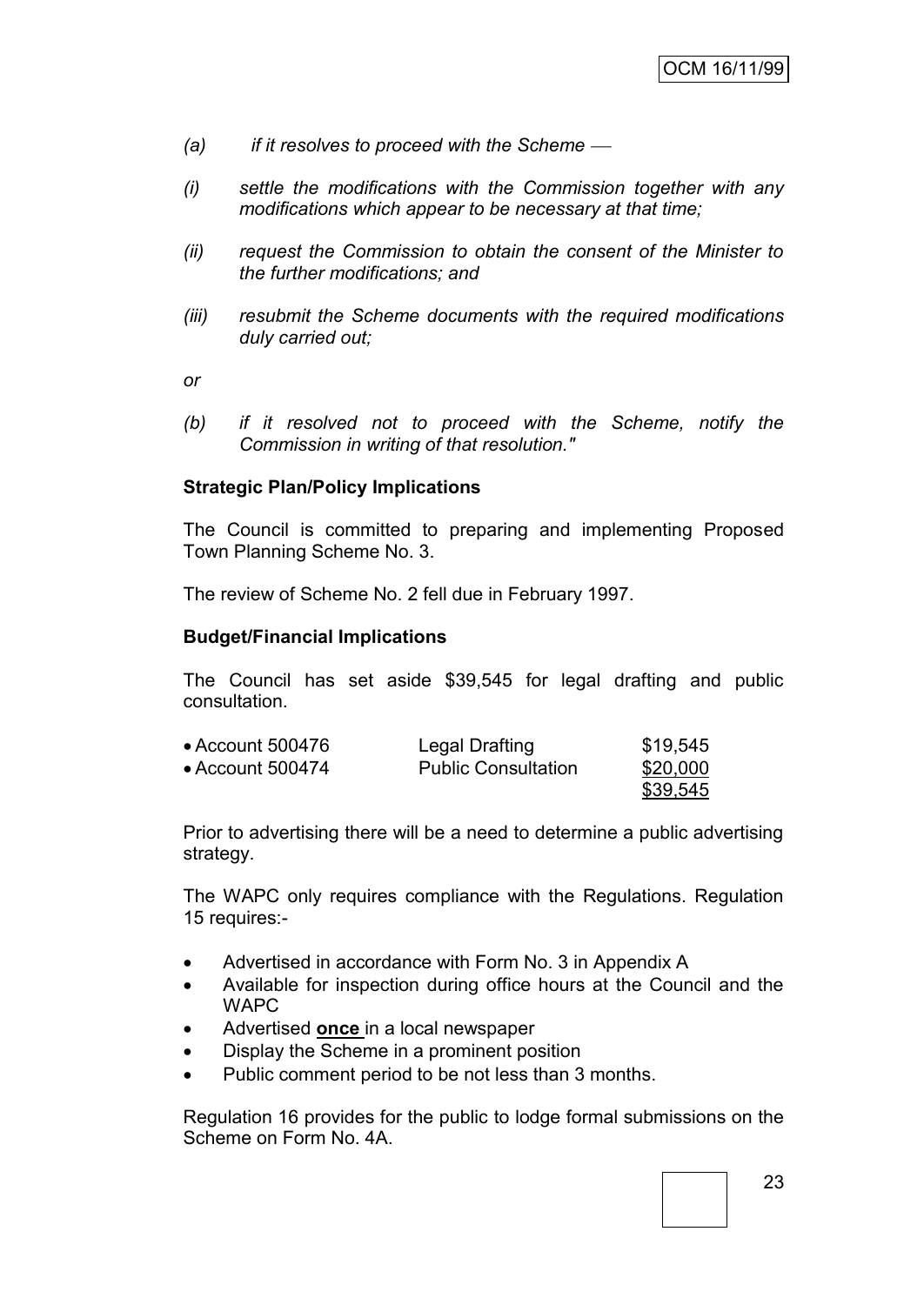*(a) if it resolves to proceed with the Scheme —*

*(i) settle the modifications with the Commission together with any modifications which appear to be necessary at that time;*

*(ii) request the Commission to obtain the consent of the Minister to the further modifications; and*

*(iii) resubmit the Scheme documents with the required modifications duly carried out;*

*or*

*(b) if it resolved not to proceed with the Scheme, notify the Commission in writing of that resolution."*

**Strategic Plan/Policy Implications**

The Council is committed to preparing and implementing Proposed Town Planning Scheme No. 3.

The review of Scheme No. 2 fell due in February 1997.

**Budget/Financial Implications**

The Council has set aside $39,545 for legal drafting and public consultation.

| | | |
|---|---|---|
| • Account 500476 | Legal Drafting | $19,545 |
| • Account 500474 | Public Consultation | $20,000 |
| | | $39,545 |

Prior to advertising there will be a need to determine a public advertising strategy.

The WAPC only requires compliance with the Regulations. Regulation 15 requires:-

- Advertised in accordance with Form No. 3 in Appendix A
- Available for inspection during office hours at the Council and the WAPC
- Advertised **once** in a local newspaper
- Display the Scheme in a prominent position
- Public comment period to be not less than 3 months.

Regulation 16 provides for the public to lodge formal submissions on the Scheme on Form No. 4A.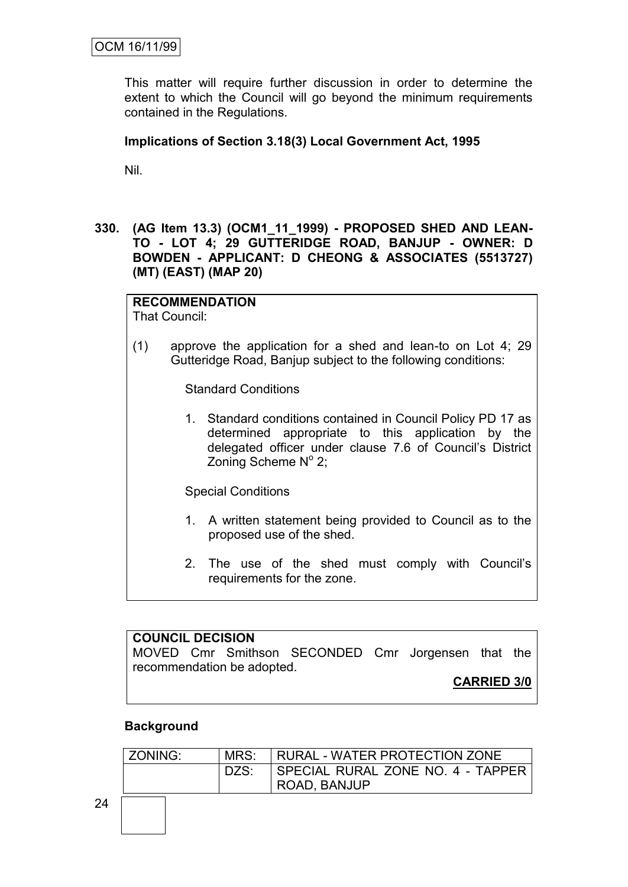This matter will require further discussion in order to determine the extent to which the Council will go beyond the minimum requirements contained in the Regulations.

**Implications of Section 3.18(3) Local Government Act, 1995**

Nil.

**330. (AG Item 13.3) (OCM1_11_1999) - PROPOSED SHED AND LEAN-TO - LOT 4; 29 GUTTERIDGE ROAD, BANJUP - OWNER: D BOWDEN - APPLICANT: D CHEONG & ASSOCIATES (5513727) (MT) (EAST) (MAP 20)**

**RECOMMENDATION**
That Council:

(1) approve the application for a shed and lean-to on Lot 4; 29 Gutteridge Road, Banjup subject to the following conditions:

Standard Conditions

1. Standard conditions contained in Council Policy PD 17 as determined appropriate to this application by the delegated officer under clause 7.6 of Council's District Zoning Scheme N$^{o}$ 2;

Special Conditions

1. A written statement being provided to Council as to the proposed use of the shed.
2. The use of the shed must comply with Council's requirements for the zone.

**COUNCIL DECISION**
MOVED Cmr Smithson SECONDED Cmr Jorgensen that the recommendation be adopted.

**CARRIED 3/0**

**Background**

| ZONING: | MRS: | RURAL - WATER PROTECTION ZONE |
|---|---|---|
| | DZS: | SPECIAL RURAL ZONE NO. 4 - TAPPER ROAD, BANJUP |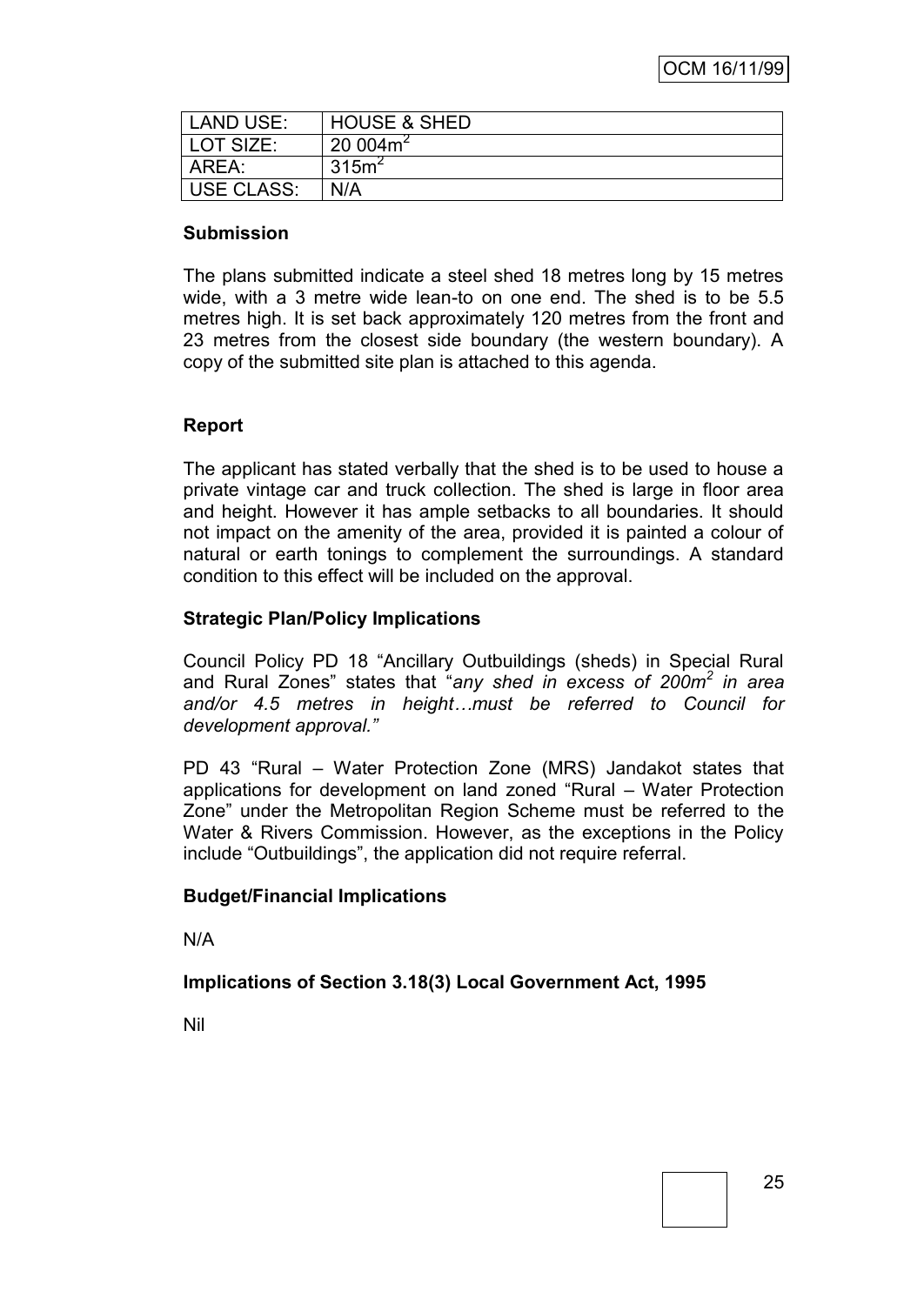| LAND USE: | HOUSE & SHED |
|---|---|
| LOT SIZE: | 20 004m$^2$ |
| AREA: | 315m$^2$ |
| USE CLASS: | N/A |

**Submission**

The plans submitted indicate a steel shed 18 metres long by 15 metres wide, with a 3 metre wide lean-to on one end. The shed is to be 5.5 metres high. It is set back approximately 120 metres from the front and 23 metres from the closest side boundary (the western boundary). A copy of the submitted site plan is attached to this agenda.

**Report**

The applicant has stated verbally that the shed is to be used to house a private vintage car and truck collection. The shed is large in floor area and height. However it has ample setbacks to all boundaries. It should not impact on the amenity of the area, provided it is painted a colour of natural or earth tonings to complement the surroundings. A standard condition to this effect will be included on the approval.

**Strategic Plan/Policy Implications**

Council Policy PD 18 "Ancillary Outbuildings (sheds) in Special Rural and Rural Zones" states that "*any shed in excess of 200m$^2$ in area and/or 4.5 metres in height…must be referred to Council for development approval.*"

PD 43 "Rural – Water Protection Zone (MRS) Jandakot states that applications for development on land zoned "Rural – Water Protection Zone" under the Metropolitan Region Scheme must be referred to the Water & Rivers Commission. However, as the exceptions in the Policy include "Outbuildings", the application did not require referral.

**Budget/Financial Implications**

N/A

**Implications of Section 3.18(3) Local Government Act, 1995**

Nil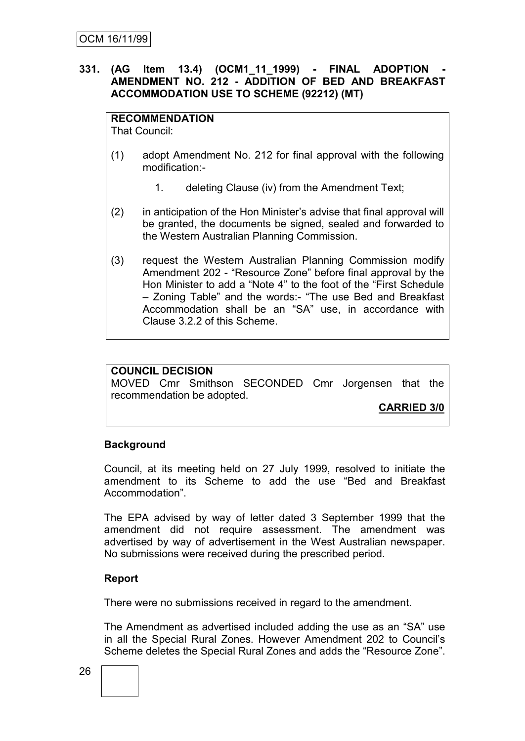**331. (AG Item 13.4) (OCM1_11_1999) - FINAL ADOPTION - AMENDMENT NO. 212 - ADDITION OF BED AND BREAKFAST ACCOMMODATION USE TO SCHEME (92212) (MT)**

**RECOMMENDATION**
That Council:

(1) adopt Amendment No. 212 for final approval with the following modification:-

  1. deleting Clause (iv) from the Amendment Text;

(2) in anticipation of the Hon Minister's advise that final approval will be granted, the documents be signed, sealed and forwarded to the Western Australian Planning Commission.

(3) request the Western Australian Planning Commission modify Amendment 202 - "Resource Zone" before final approval by the Hon Minister to add a "Note 4" to the foot of the "First Schedule – Zoning Table" and the words:- "The use Bed and Breakfast Accommodation shall be an "SA" use, in accordance with Clause 3.2.2 of this Scheme.

**COUNCIL DECISION**
MOVED Cmr Smithson SECONDED Cmr Jorgensen that the recommendation be adopted.

**CARRIED 3/0**

**Background**

Council, at its meeting held on 27 July 1999, resolved to initiate the amendment to its Scheme to add the use "Bed and Breakfast Accommodation".

The EPA advised by way of letter dated 3 September 1999 that the amendment did not require assessment. The amendment was advertised by way of advertisement in the West Australian newspaper. No submissions were received during the prescribed period.

**Report**

There were no submissions received in regard to the amendment.

The Amendment as advertised included adding the use as an "SA" use in all the Special Rural Zones. However Amendment 202 to Council's Scheme deletes the Special Rural Zones and adds the "Resource Zone".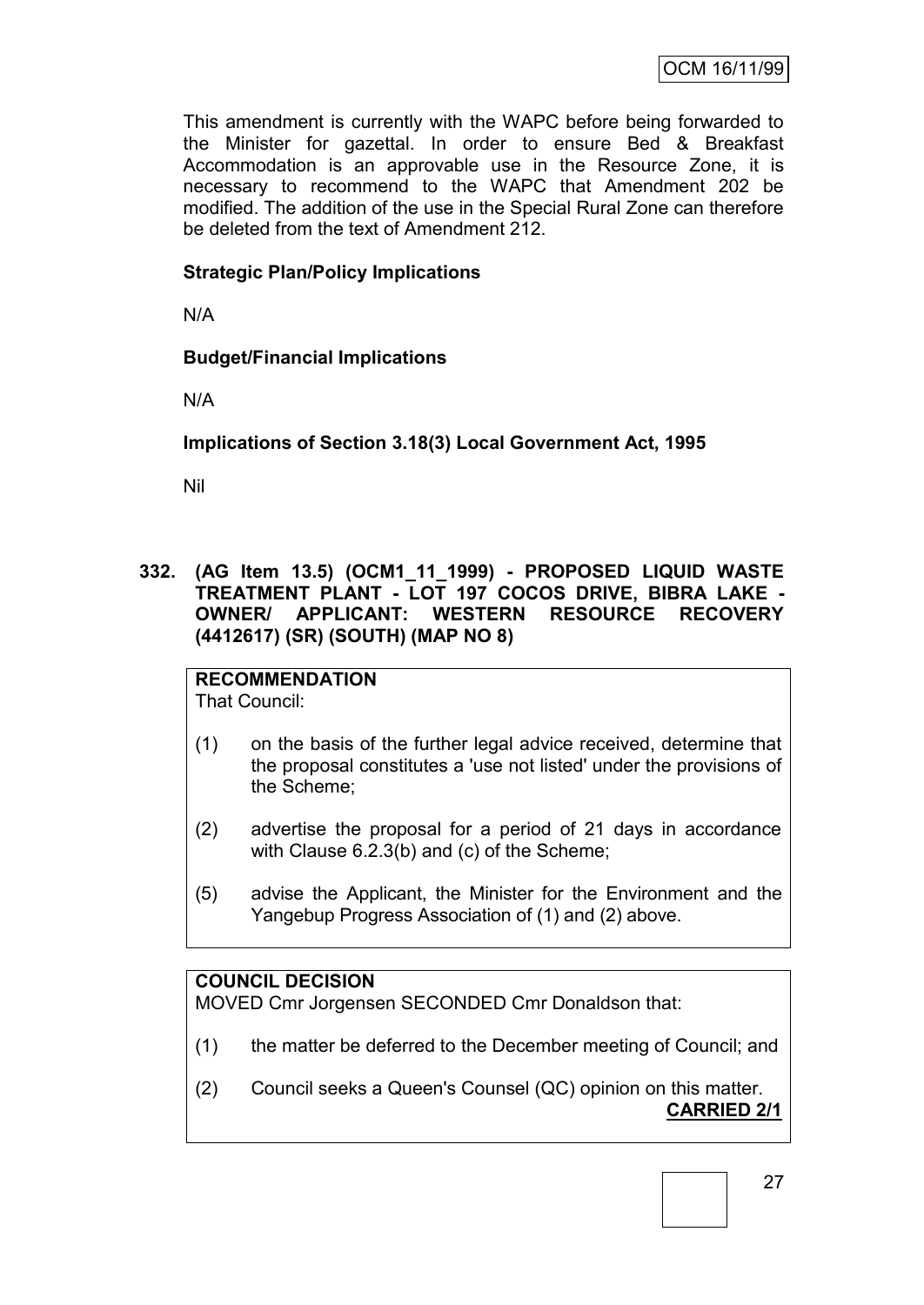This amendment is currently with the WAPC before being forwarded to the Minister for gazettal. In order to ensure Bed & Breakfast Accommodation is an approvable use in the Resource Zone, it is necessary to recommend to the WAPC that Amendment 202 be modified. The addition of the use in the Special Rural Zone can therefore be deleted from the text of Amendment 212.

**Strategic Plan/Policy Implications**

N/A

**Budget/Financial Implications**

N/A

**Implications of Section 3.18(3) Local Government Act, 1995**

Nil

**332. (AG Item 13.5) (OCM1_11_1999) - PROPOSED LIQUID WASTE TREATMENT PLANT - LOT 197 COCOS DRIVE, BIBRA LAKE - OWNER/ APPLICANT: WESTERN RESOURCE RECOVERY (4412617) (SR) (SOUTH) (MAP NO 8)**

**RECOMMENDATION**

That Council:

(1) on the basis of the further legal advice received, determine that the proposal constitutes a 'use not listed' under the provisions of the Scheme;

(2) advertise the proposal for a period of 21 days in accordance with Clause 6.2.3(b) and (c) of the Scheme;

(5) advise the Applicant, the Minister for the Environment and the Yangebup Progress Association of (1) and (2) above.

**COUNCIL DECISION**

MOVED Cmr Jorgensen SECONDED Cmr Donaldson that:

(1) the matter be deferred to the December meeting of Council; and

(2) Council seeks a Queen's Counsel (QC) opinion on this matter.

**CARRIED 2/1**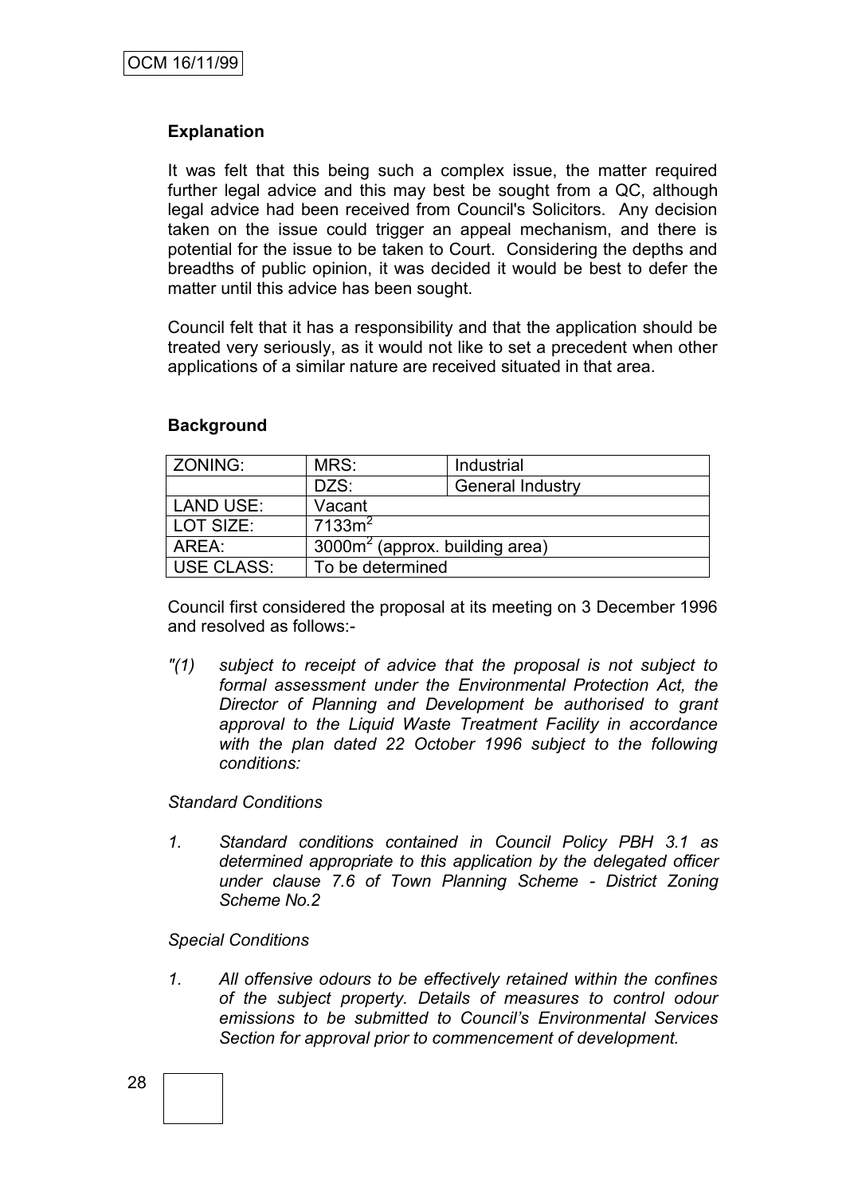**Explanation**

It was felt that this being such a complex issue, the matter required further legal advice and this may best be sought from a QC, although legal advice had been received from Council's Solicitors. Any decision taken on the issue could trigger an appeal mechanism, and there is potential for the issue to be taken to Court. Considering the depths and breadths of public opinion, it was decided it would be best to defer the matter until this advice has been sought.

Council felt that it has a responsibility and that the application should be treated very seriously, as it would not like to set a precedent when other applications of a similar nature are received situated in that area.

**Background**

| ZONING: | MRS: | Industrial |
|---|---|---|
| | DZS: | General Industry |
| LAND USE: | Vacant | |
| LOT SIZE: | $7133m^2$ | |
| AREA: | $3000m^2$ (approx. building area) | |
| USE CLASS: | To be determined | |

Council first considered the proposal at its meeting on 3 December 1996 and resolved as follows:-

*"(1) subject to receipt of advice that the proposal is not subject to formal assessment under the Environmental Protection Act, the Director of Planning and Development be authorised to grant approval to the Liquid Waste Treatment Facility in accordance with the plan dated 22 October 1996 subject to the following conditions:*

*Standard Conditions*

*1. Standard conditions contained in Council Policy PBH 3.1 as determined appropriate to this application by the delegated officer under clause 7.6 of Town Planning Scheme - District Zoning Scheme No.2*

*Special Conditions*

*1. All offensive odours to be effectively retained within the confines of the subject property. Details of measures to control odour emissions to be submitted to Council's Environmental Services Section for approval prior to commencement of development.*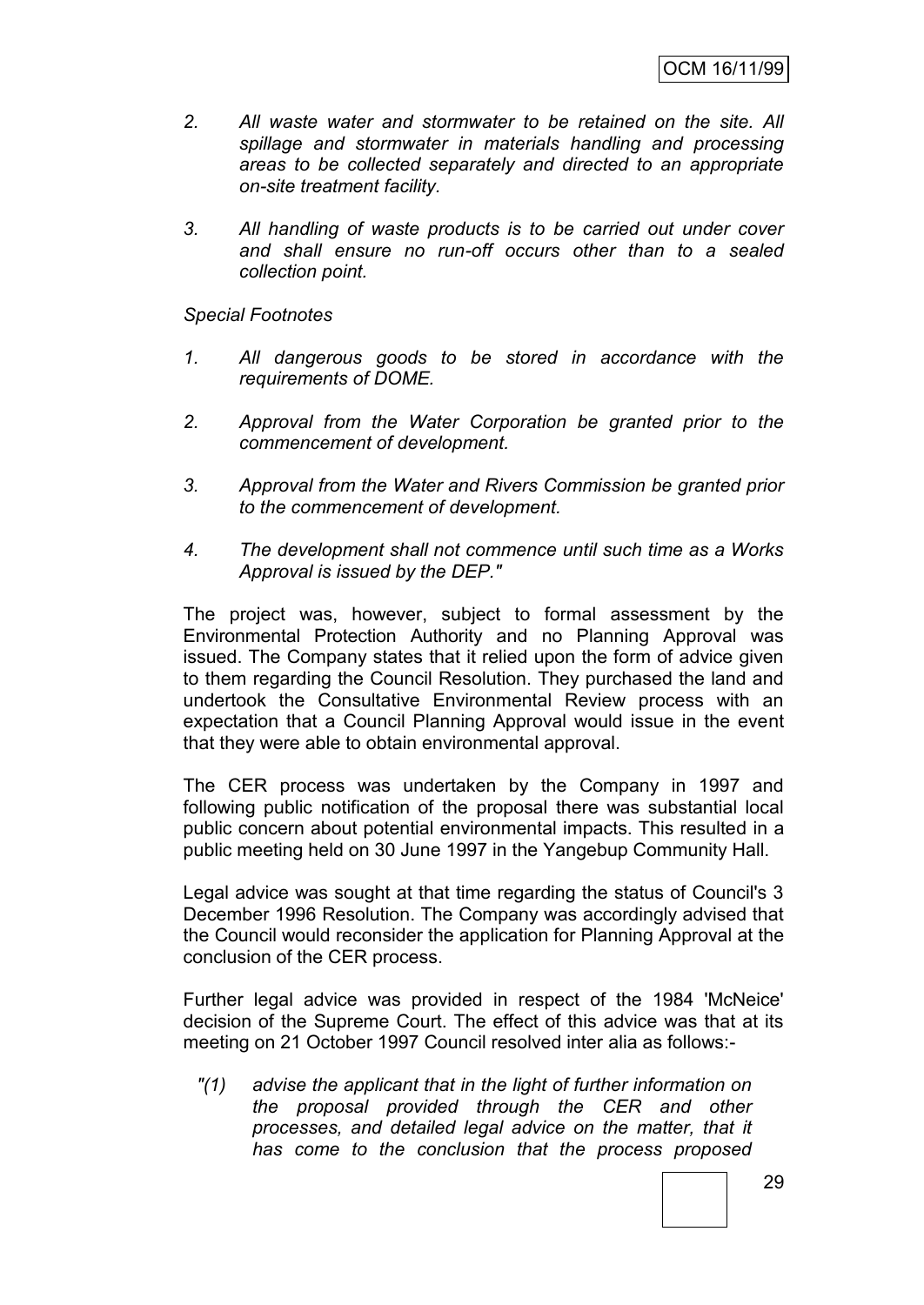2. *All waste water and stormwater to be retained on the site. All spillage and stormwater in materials handling and processing areas to be collected separately and directed to an appropriate on-site treatment facility.*

3. *All handling of waste products is to be carried out under cover and shall ensure no run-off occurs other than to a sealed collection point.*

*Special Footnotes*

1. *All dangerous goods to be stored in accordance with the requirements of DOME.*

2. *Approval from the Water Corporation be granted prior to the commencement of development.*

3. *Approval from the Water and Rivers Commission be granted prior to the commencement of development.*

4. *The development shall not commence until such time as a Works Approval is issued by the DEP."*

The project was, however, subject to formal assessment by the Environmental Protection Authority and no Planning Approval was issued. The Company states that it relied upon the form of advice given to them regarding the Council Resolution. They purchased the land and undertook the Consultative Environmental Review process with an expectation that a Council Planning Approval would issue in the event that they were able to obtain environmental approval.

The CER process was undertaken by the Company in 1997 and following public notification of the proposal there was substantial local public concern about potential environmental impacts. This resulted in a public meeting held on 30 June 1997 in the Yangebup Community Hall.

Legal advice was sought at that time regarding the status of Council's 3 December 1996 Resolution. The Company was accordingly advised that the Council would reconsider the application for Planning Approval at the conclusion of the CER process.

Further legal advice was provided in respect of the 1984 'McNeice' decision of the Supreme Court. The effect of this advice was that at its meeting on 21 October 1997 Council resolved inter alia as follows:-

*"(1) advise the applicant that in the light of further information on the proposal provided through the CER and other processes, and detailed legal advice on the matter, that it has come to the conclusion that the process proposed*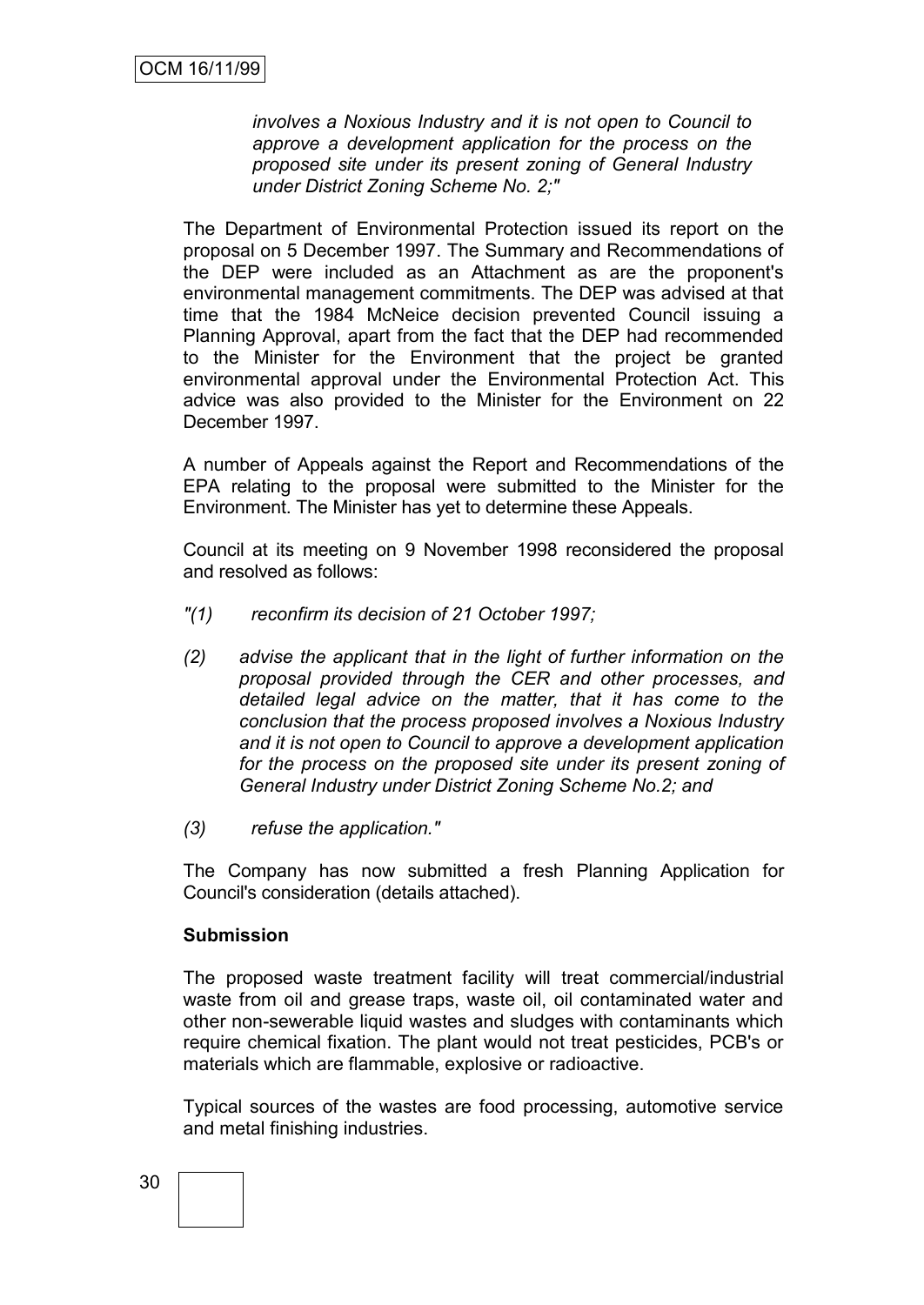*involves a Noxious Industry and it is not open to Council to approve a development application for the process on the proposed site under its present zoning of General Industry under District Zoning Scheme No. 2;"*

The Department of Environmental Protection issued its report on the proposal on 5 December 1997. The Summary and Recommendations of the DEP were included as an Attachment as are the proponent's environmental management commitments. The DEP was advised at that time that the 1984 McNeice decision prevented Council issuing a Planning Approval, apart from the fact that the DEP had recommended to the Minister for the Environment that the project be granted environmental approval under the Environmental Protection Act. This advice was also provided to the Minister for the Environment on 22 December 1997.

A number of Appeals against the Report and Recommendations of the EPA relating to the proposal were submitted to the Minister for the Environment. The Minister has yet to determine these Appeals.

Council at its meeting on 9 November 1998 reconsidered the proposal and resolved as follows:

*"(1) reconfirm its decision of 21 October 1997;*

*(2) advise the applicant that in the light of further information on the proposal provided through the CER and other processes, and detailed legal advice on the matter, that it has come to the conclusion that the process proposed involves a Noxious Industry and it is not open to Council to approve a development application for the process on the proposed site under its present zoning of General Industry under District Zoning Scheme No.2; and*

*(3) refuse the application."*

The Company has now submitted a fresh Planning Application for Council's consideration (details attached).

**Submission**

The proposed waste treatment facility will treat commercial/industrial waste from oil and grease traps, waste oil, oil contaminated water and other non-sewerable liquid wastes and sludges with contaminants which require chemical fixation. The plant would not treat pesticides, PCB's or materials which are flammable, explosive or radioactive.

Typical sources of the wastes are food processing, automotive service and metal finishing industries.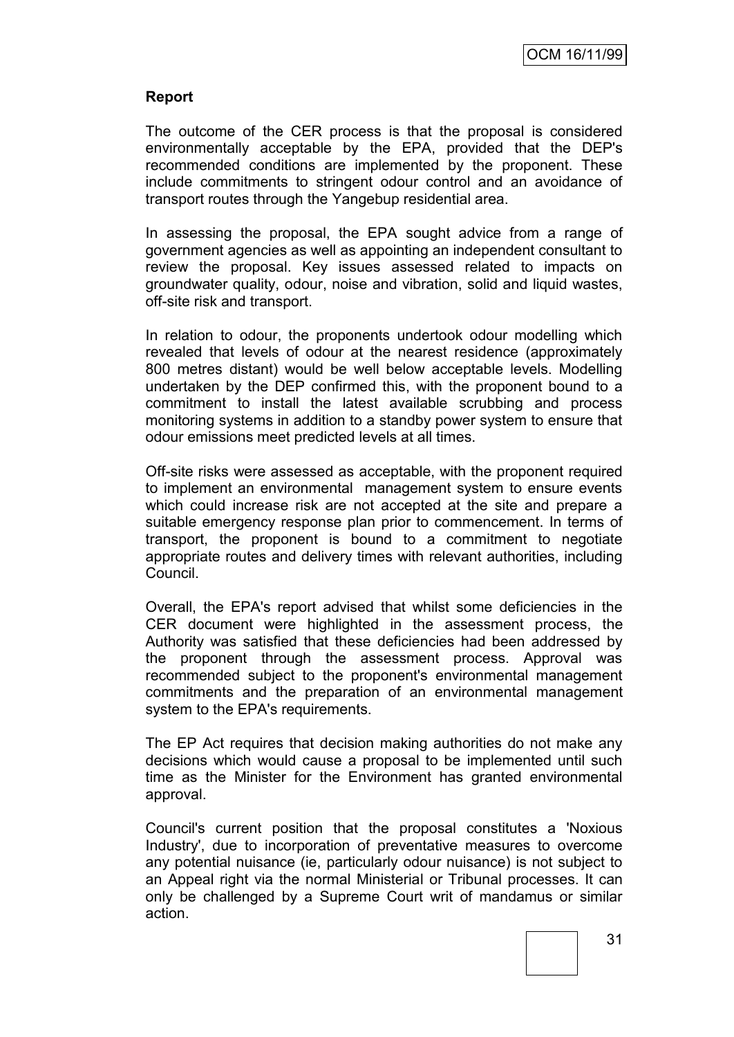**Report**

The outcome of the CER process is that the proposal is considered environmentally acceptable by the EPA, provided that the DEP's recommended conditions are implemented by the proponent. These include commitments to stringent odour control and an avoidance of transport routes through the Yangebup residential area.

In assessing the proposal, the EPA sought advice from a range of government agencies as well as appointing an independent consultant to review the proposal. Key issues assessed related to impacts on groundwater quality, odour, noise and vibration, solid and liquid wastes, off-site risk and transport.

In relation to odour, the proponents undertook odour modelling which revealed that levels of odour at the nearest residence (approximately 800 metres distant) would be well below acceptable levels. Modelling undertaken by the DEP confirmed this, with the proponent bound to a commitment to install the latest available scrubbing and process monitoring systems in addition to a standby power system to ensure that odour emissions meet predicted levels at all times.

Off-site risks were assessed as acceptable, with the proponent required to implement an environmental management system to ensure events which could increase risk are not accepted at the site and prepare a suitable emergency response plan prior to commencement. In terms of transport, the proponent is bound to a commitment to negotiate appropriate routes and delivery times with relevant authorities, including Council.

Overall, the EPA's report advised that whilst some deficiencies in the CER document were highlighted in the assessment process, the Authority was satisfied that these deficiencies had been addressed by the proponent through the assessment process. Approval was recommended subject to the proponent's environmental management commitments and the preparation of an environmental management system to the EPA's requirements.

The EP Act requires that decision making authorities do not make any decisions which would cause a proposal to be implemented until such time as the Minister for the Environment has granted environmental approval.

Council's current position that the proposal constitutes a 'Noxious Industry', due to incorporation of preventative measures to overcome any potential nuisance (ie, particularly odour nuisance) is not subject to an Appeal right via the normal Ministerial or Tribunal processes. It can only be challenged by a Supreme Court writ of mandamus or similar action.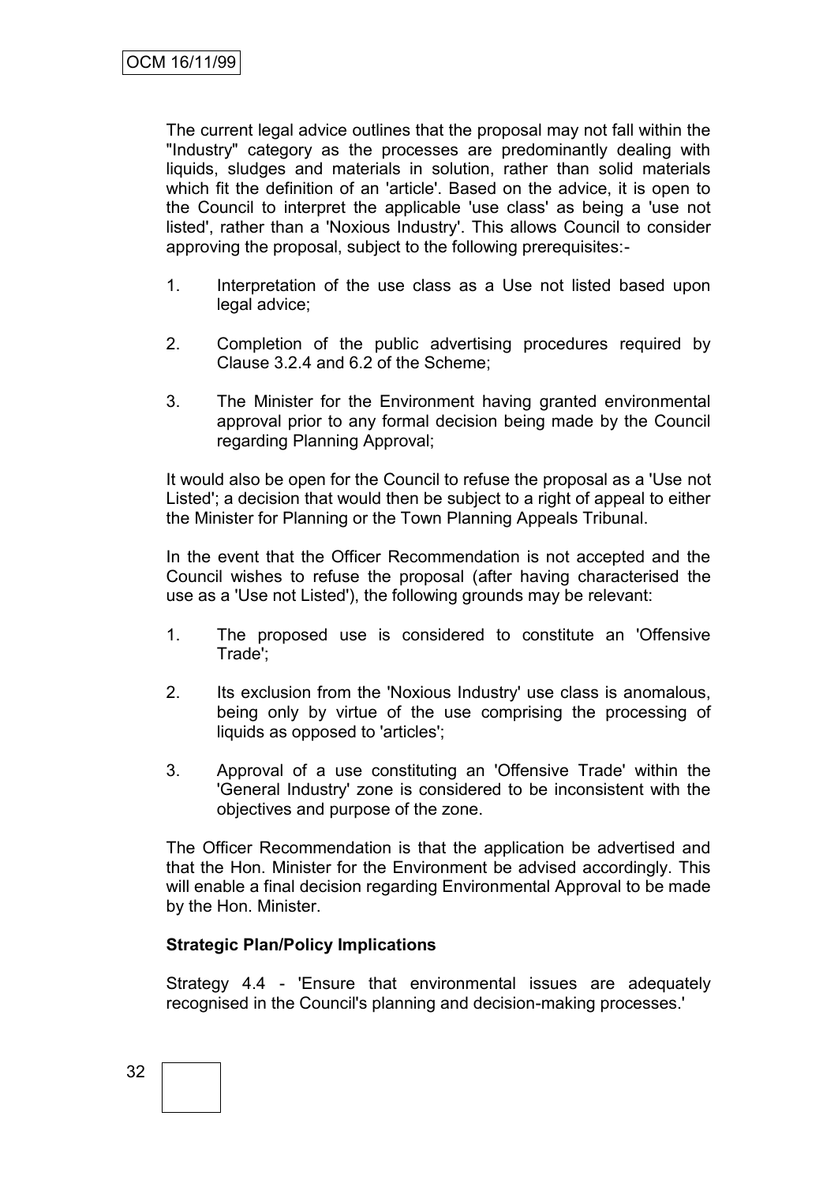The current legal advice outlines that the proposal may not fall within the "Industry" category as the processes are predominantly dealing with liquids, sludges and materials in solution, rather than solid materials which fit the definition of an 'article'. Based on the advice, it is open to the Council to interpret the applicable 'use class' as being a 'use not listed', rather than a 'Noxious Industry'. This allows Council to consider approving the proposal, subject to the following prerequisites:-

1. Interpretation of the use class as a Use not listed based upon legal advice;

2. Completion of the public advertising procedures required by Clause 3.2.4 and 6.2 of the Scheme;

3. The Minister for the Environment having granted environmental approval prior to any formal decision being made by the Council regarding Planning Approval;

It would also be open for the Council to refuse the proposal as a 'Use not Listed'; a decision that would then be subject to a right of appeal to either the Minister for Planning or the Town Planning Appeals Tribunal.

In the event that the Officer Recommendation is not accepted and the Council wishes to refuse the proposal (after having characterised the use as a 'Use not Listed'), the following grounds may be relevant:

1. The proposed use is considered to constitute an 'Offensive Trade';

2. Its exclusion from the 'Noxious Industry' use class is anomalous, being only by virtue of the use comprising the processing of liquids as opposed to 'articles';

3. Approval of a use constituting an 'Offensive Trade' within the 'General Industry' zone is considered to be inconsistent with the objectives and purpose of the zone.

The Officer Recommendation is that the application be advertised and that the Hon. Minister for the Environment be advised accordingly. This will enable a final decision regarding Environmental Approval to be made by the Hon. Minister.

**Strategic Plan/Policy Implications**

Strategy 4.4 - 'Ensure that environmental issues are adequately recognised in the Council's planning and decision-making processes.'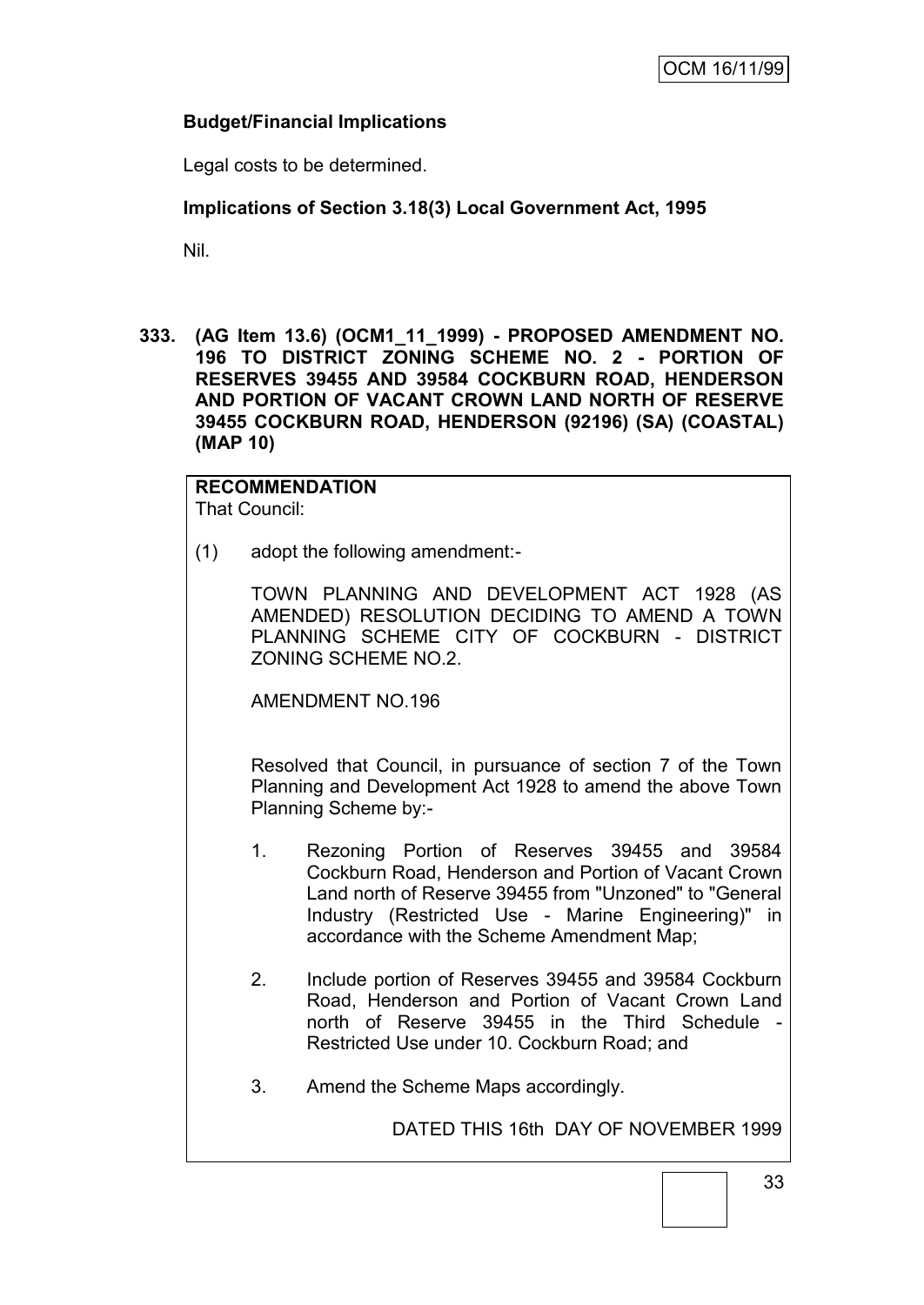**Budget/Financial Implications**

Legal costs to be determined.

**Implications of Section 3.18(3) Local Government Act, 1995**

Nil.

**333. (AG Item 13.6) (OCM1_11_1999) - PROPOSED AMENDMENT NO. 196 TO DISTRICT ZONING SCHEME NO. 2 - PORTION OF RESERVES 39455 AND 39584 COCKBURN ROAD, HENDERSON AND PORTION OF VACANT CROWN LAND NORTH OF RESERVE 39455 COCKBURN ROAD, HENDERSON (92196) (SA) (COASTAL) (MAP 10)**

**RECOMMENDATION**

That Council:

(1) adopt the following amendment:-

TOWN PLANNING AND DEVELOPMENT ACT 1928 (AS AMENDED) RESOLUTION DECIDING TO AMEND A TOWN PLANNING SCHEME CITY OF COCKBURN - DISTRICT ZONING SCHEME NO.2.

AMENDMENT NO.196

Resolved that Council, in pursuance of section 7 of the Town Planning and Development Act 1928 to amend the above Town Planning Scheme by:-

1. Rezoning Portion of Reserves 39455 and 39584 Cockburn Road, Henderson and Portion of Vacant Crown Land north of Reserve 39455 from "Unzoned" to "General Industry (Restricted Use - Marine Engineering)" in accordance with the Scheme Amendment Map;

2. Include portion of Reserves 39455 and 39584 Cockburn Road, Henderson and Portion of Vacant Crown Land north of Reserve 39455 in the Third Schedule - Restricted Use under 10. Cockburn Road; and

3. Amend the Scheme Maps accordingly.

DATED THIS 16th DAY OF NOVEMBER 1999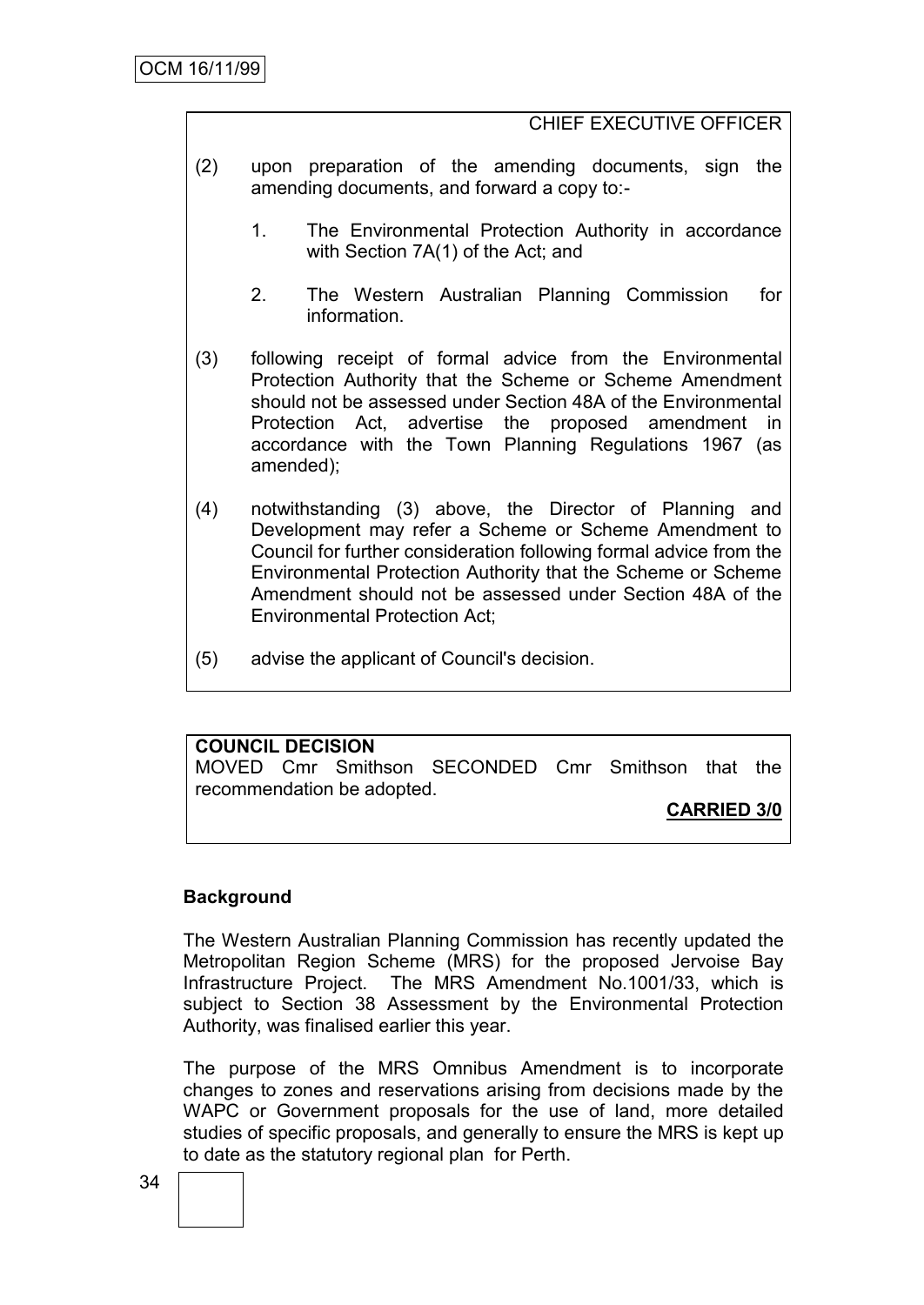CHIEF EXECUTIVE OFFICER

(2) upon preparation of the amending documents, sign the amending documents, and forward a copy to:-

1. The Environmental Protection Authority in accordance with Section 7A(1) of the Act; and

2. The Western Australian Planning Commission for information.

(3) following receipt of formal advice from the Environmental Protection Authority that the Scheme or Scheme Amendment should not be assessed under Section 48A of the Environmental Protection Act, advertise the proposed amendment in accordance with the Town Planning Regulations 1967 (as amended);

(4) notwithstanding (3) above, the Director of Planning and Development may refer a Scheme or Scheme Amendment to Council for further consideration following formal advice from the Environmental Protection Authority that the Scheme or Scheme Amendment should not be assessed under Section 48A of the Environmental Protection Act;

(5) advise the applicant of Council's decision.

**COUNCIL DECISION**

MOVED Cmr Smithson SECONDED Cmr Smithson that the recommendation be adopted.

**CARRIED 3/0**

**Background**

The Western Australian Planning Commission has recently updated the Metropolitan Region Scheme (MRS) for the proposed Jervoise Bay Infrastructure Project. The MRS Amendment No.1001/33, which is subject to Section 38 Assessment by the Environmental Protection Authority, was finalised earlier this year.

The purpose of the MRS Omnibus Amendment is to incorporate changes to zones and reservations arising from decisions made by the WAPC or Government proposals for the use of land, more detailed studies of specific proposals, and generally to ensure the MRS is kept up to date as the statutory regional plan for Perth.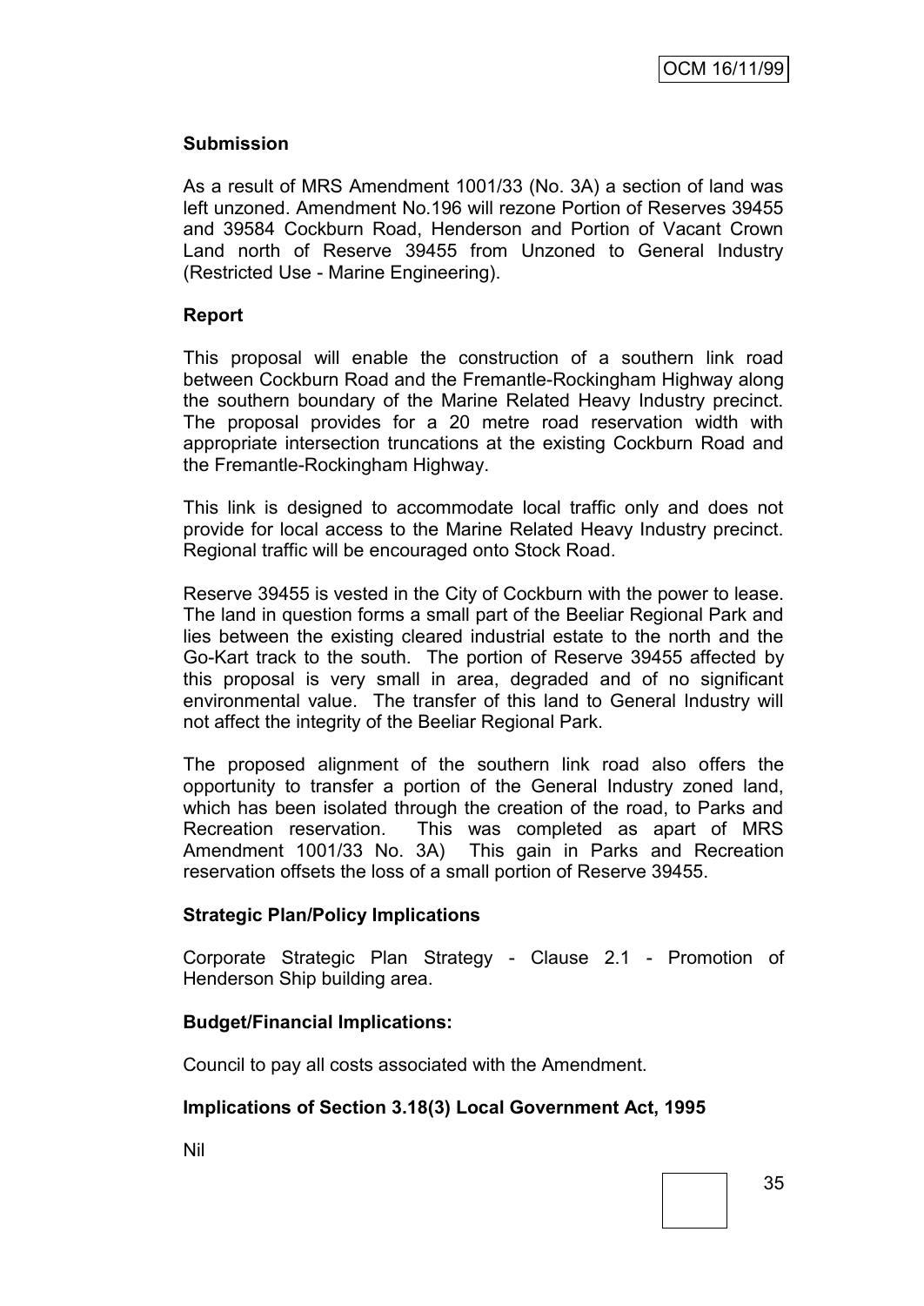**Submission**

As a result of MRS Amendment 1001/33 (No. 3A) a section of land was left unzoned. Amendment No.196 will rezone Portion of Reserves 39455 and 39584 Cockburn Road, Henderson and Portion of Vacant Crown Land north of Reserve 39455 from Unzoned to General Industry (Restricted Use - Marine Engineering).

**Report**

This proposal will enable the construction of a southern link road between Cockburn Road and the Fremantle-Rockingham Highway along the southern boundary of the Marine Related Heavy Industry precinct. The proposal provides for a 20 metre road reservation width with appropriate intersection truncations at the existing Cockburn Road and the Fremantle-Rockingham Highway.

This link is designed to accommodate local traffic only and does not provide for local access to the Marine Related Heavy Industry precinct. Regional traffic will be encouraged onto Stock Road.

Reserve 39455 is vested in the City of Cockburn with the power to lease. The land in question forms a small part of the Beeliar Regional Park and lies between the existing cleared industrial estate to the north and the Go-Kart track to the south. The portion of Reserve 39455 affected by this proposal is very small in area, degraded and of no significant environmental value. The transfer of this land to General Industry will not affect the integrity of the Beeliar Regional Park.

The proposed alignment of the southern link road also offers the opportunity to transfer a portion of the General Industry zoned land, which has been isolated through the creation of the road, to Parks and Recreation reservation. This was completed as apart of MRS Amendment 1001/33 No. 3A) This gain in Parks and Recreation reservation offsets the loss of a small portion of Reserve 39455.

**Strategic Plan/Policy Implications**

Corporate Strategic Plan Strategy - Clause 2.1 - Promotion of Henderson Ship building area.

**Budget/Financial Implications:**

Council to pay all costs associated with the Amendment.

**Implications of Section 3.18(3) Local Government Act, 1995**

Nil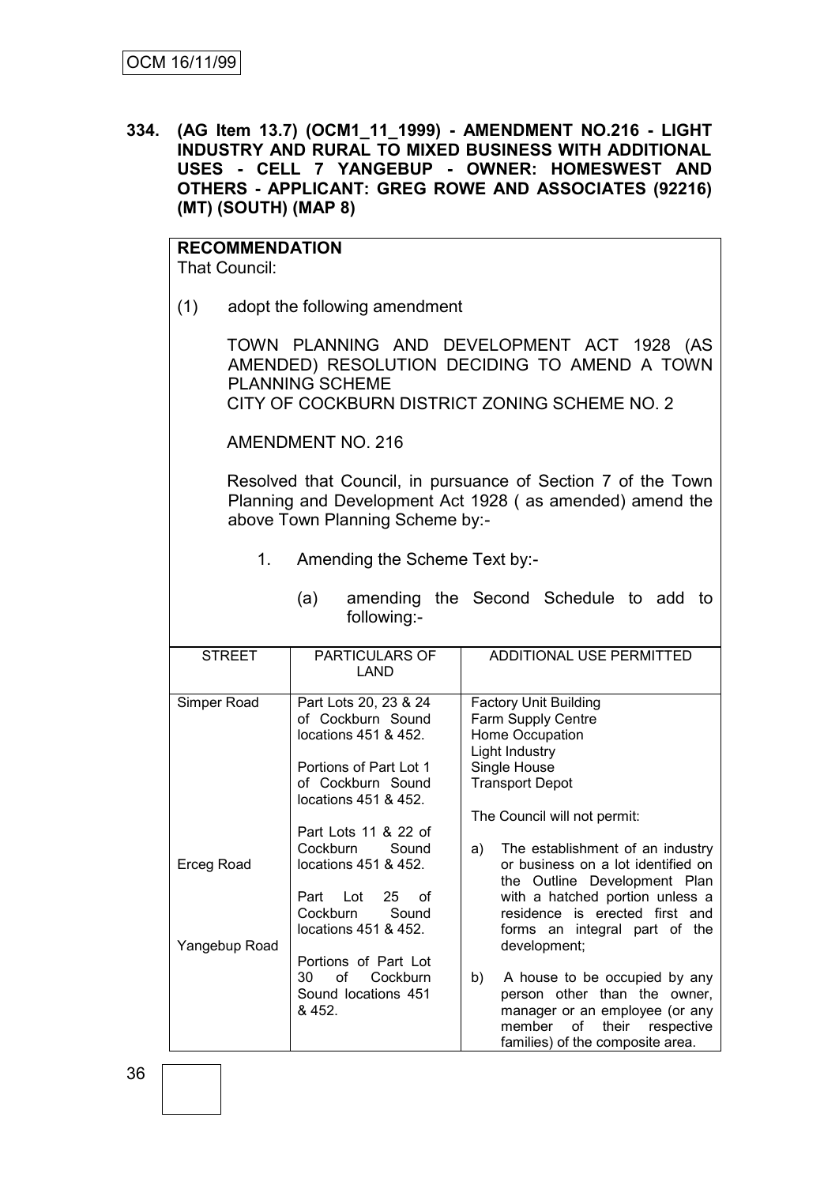OCM 16/11/99

**334. (AG Item 13.7) (OCM1_11_1999) - AMENDMENT NO.216 - LIGHT INDUSTRY AND RURAL TO MIXED BUSINESS WITH ADDITIONAL USES - CELL 7 YANGEBUP - OWNER: HOMESWEST AND OTHERS - APPLICANT: GREG ROWE AND ASSOCIATES (92216) (MT) (SOUTH) (MAP 8)**

**RECOMMENDATION**

That Council:

(1) adopt the following amendment

TOWN PLANNING AND DEVELOPMENT ACT 1928 (AS AMENDED) RESOLUTION DECIDING TO AMEND A TOWN PLANNING SCHEME

CITY OF COCKBURN DISTRICT ZONING SCHEME NO. 2

AMENDMENT NO. 216

Resolved that Council, in pursuance of Section 7 of the Town Planning and Development Act 1928 ( as amended) amend the above Town Planning Scheme by:-

1. Amending the Scheme Text by:-

   (a) amending the Second Schedule to add to following:-

| STREET | PARTICULARS OF LAND | ADDITIONAL USE PERMITTED |
|---|---|---|
| Simper Road<br><br><br><br><br><br><br>Erceg Road<br><br><br><br>Yangebup Road | Part Lots 20, 23 & 24 of Cockburn Sound locations 451 & 452.<br><br>Portions of Part Lot 1 of Cockburn Sound locations 451 & 452.<br><br>Part Lots 11 & 22 of Cockburn Sound locations 451 & 452.<br><br>Part Lot 25 of Cockburn Sound locations 451 & 452.<br><br>Portions of Part Lot 30 of Cockburn Sound locations 451 & 452. | Factory Unit Building<br>Farm Supply Centre<br>Home Occupation<br>Light Industry<br>Single House<br>Transport Depot<br><br>The Council will not permit:<br><br>a) The establishment of an industry or business on a lot identified on the Outline Development Plan with a hatched portion unless a residence is erected first and forms an integral part of the development;<br><br>b) A house to be occupied by any person other than the owner, manager or an employee (or any member of their respective families) of the composite area. |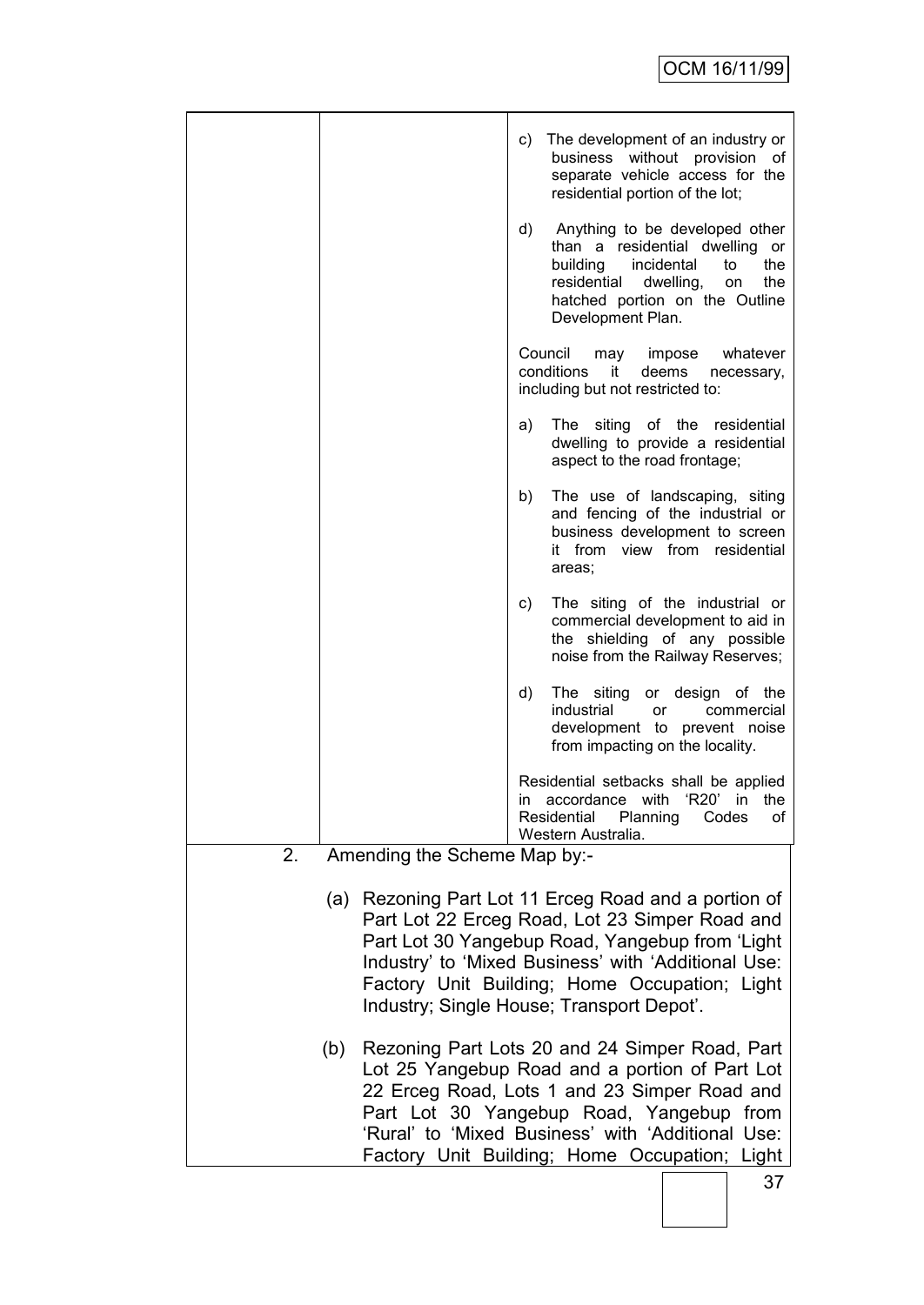| | | c) The development of an industry or business without provision of separate vehicle access for the residential portion of the lot;<br><br>d) Anything to be developed other than a residential dwelling or building incidental to the residential dwelling, on the hatched portion on the Outline Development Plan.<br><br>Council may impose whatever conditions it deems necessary, including but not restricted to:<br><br>a) The siting of the residential dwelling to provide a residential aspect to the road frontage;<br><br>b) The use of landscaping, siting and fencing of the industrial or business development to screen it from view from residential areas;<br><br>c) The siting of the industrial or commercial development to aid in the shielding of any possible noise from the Railway Reserves;<br><br>d) The siting or design of the industrial or commercial development to prevent noise from impacting on the locality.<br><br>Residential setbacks shall be applied in accordance with 'R20' in the Residential Planning Codes of Western Australia. |
|---|---|---|

2. Amending the Scheme Map by:-

   (a) Rezoning Part Lot 11 Erceg Road and a portion of Part Lot 22 Erceg Road, Lot 23 Simper Road and Part Lot 30 Yangebup Road, Yangebup from 'Light Industry' to 'Mixed Business' with 'Additional Use: Factory Unit Building; Home Occupation; Light Industry; Single House; Transport Depot'.

   (b) Rezoning Part Lots 20 and 24 Simper Road, Part Lot 25 Yangebup Road and a portion of Part Lot 22 Erceg Road, Lots 1 and 23 Simper Road and Part Lot 30 Yangebup Road, Yangebup from 'Rural' to 'Mixed Business' with 'Additional Use: Factory Unit Building; Home Occupation; Light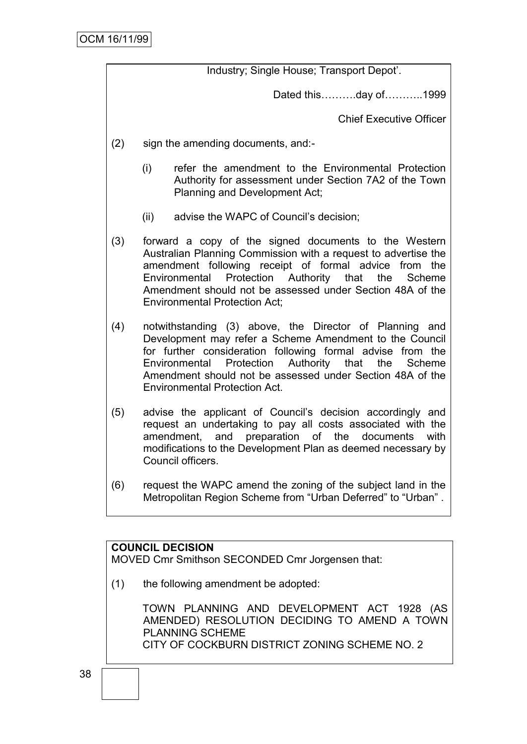Industry; Single House; Transport Depot'.

Dated this……….day of………..1999

Chief Executive Officer

(2) sign the amending documents, and:-

   (i) refer the amendment to the Environmental Protection Authority for assessment under Section 7A2 of the Town Planning and Development Act;

   (ii) advise the WAPC of Council's decision;

(3) forward a copy of the signed documents to the Western Australian Planning Commission with a request to advertise the amendment following receipt of formal advice from the Environmental Protection Authority that the Scheme Amendment should not be assessed under Section 48A of the Environmental Protection Act;

(4) notwithstanding (3) above, the Director of Planning and Development may refer a Scheme Amendment to the Council for further consideration following formal advise from the Environmental Protection Authority that the Scheme Amendment should not be assessed under Section 48A of the Environmental Protection Act.

(5) advise the applicant of Council's decision accordingly and request an undertaking to pay all costs associated with the amendment, and preparation of the documents with modifications to the Development Plan as deemed necessary by Council officers.

(6) request the WAPC amend the zoning of the subject land in the Metropolitan Region Scheme from "Urban Deferred" to "Urban" .

**COUNCIL DECISION**
MOVED Cmr Smithson SECONDED Cmr Jorgensen that:

(1) the following amendment be adopted:

TOWN PLANNING AND DEVELOPMENT ACT 1928 (AS AMENDED) RESOLUTION DECIDING TO AMEND A TOWN PLANNING SCHEME
CITY OF COCKBURN DISTRICT ZONING SCHEME NO. 2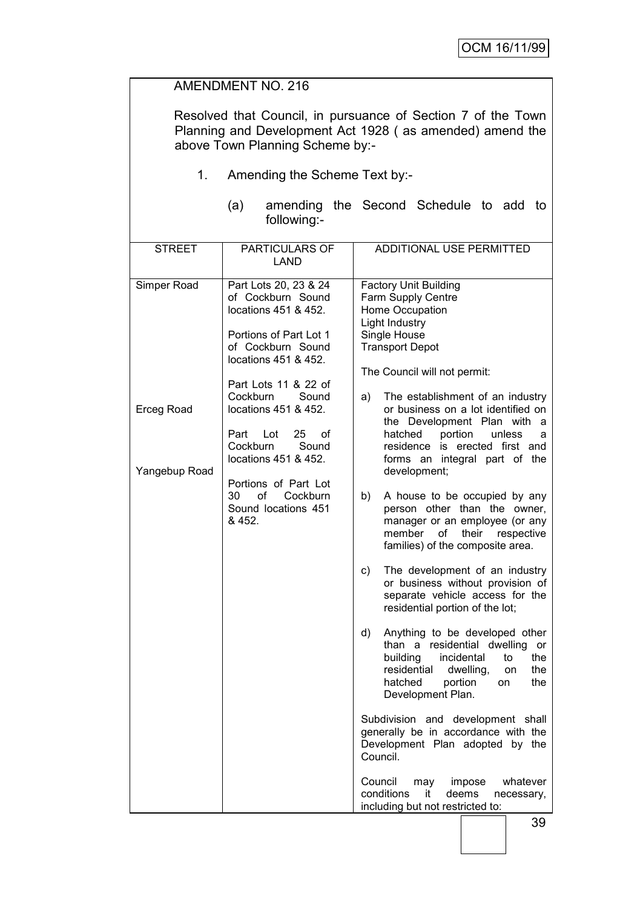AMENDMENT NO. 216

Resolved that Council, in pursuance of Section 7 of the Town Planning and Development Act 1928 ( as amended) amend the above Town Planning Scheme by:-

1. Amending the Scheme Text by:-

   (a) amending the Second Schedule to add to following:-

| STREET | PARTICULARS OF LAND | ADDITIONAL USE PERMITTED |
|---|---|---|
| Simper Road<br><br><br><br><br><br>Erceg Road<br><br><br><br>Yangebup Road | Part Lots 20, 23 & 24 of Cockburn Sound locations 451 & 452.<br><br>Portions of Part Lot 1 of Cockburn Sound locations 451 & 452.<br><br>Part Lots 11 & 22 of Cockburn Sound locations 451 & 452.<br><br>Part Lot 25 of Cockburn Sound locations 451 & 452.<br><br>Portions of Part Lot 30 of Cockburn Sound locations 451 & 452. | Factory Unit Building<br>Farm Supply Centre<br>Home Occupation<br>Light Industry<br>Single House<br>Transport Depot<br><br>The Council will not permit:<br><br>a) The establishment of an industry or business on a lot identified on the Development Plan with a hatched portion unless a residence is erected first and forms an integral part of the development;<br><br>b) A house to be occupied by any person other than the owner, manager or an employee (or any member of their respective families) of the composite area.<br><br>c) The development of an industry or business without provision of separate vehicle access for the residential portion of the lot;<br><br>d) Anything to be developed other than a residential dwelling or building incidental to the residential dwelling, on the hatched portion on the Development Plan.<br><br>Subdivision and development shall generally be in accordance with the Development Plan adopted by the Council.<br><br>Council may impose whatever conditions it deems necessary, including but not restricted to: |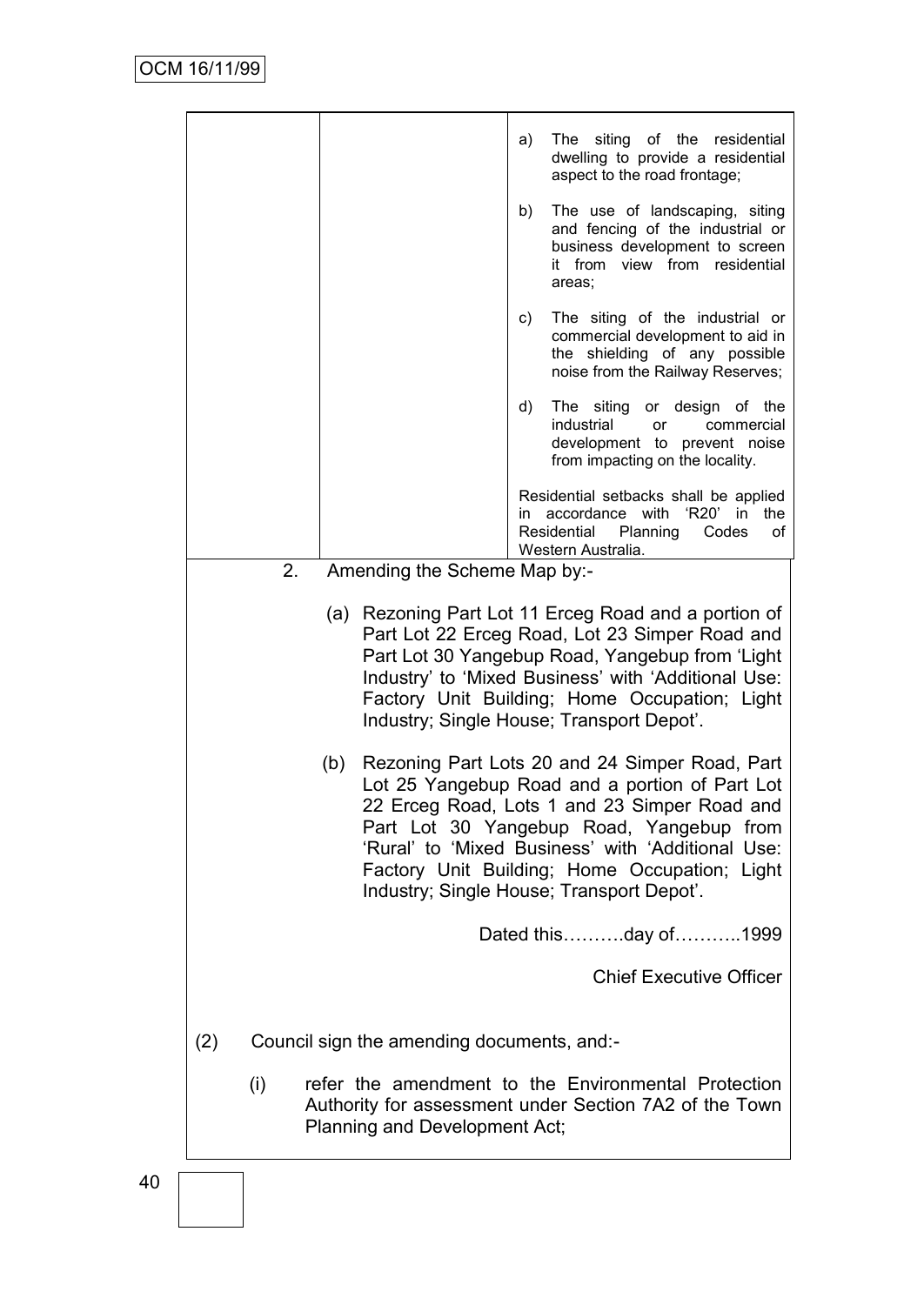| | | a) The siting of the residential dwelling to provide a residential aspect to the road frontage;<br><br>b) The use of landscaping, siting and fencing of the industrial or business development to screen it from view from residential areas;<br><br>c) The siting of the industrial or commercial development to aid in the shielding of any possible noise from the Railway Reserves;<br><br>d) The siting or design of the industrial or commercial development to prevent noise from impacting on the locality.<br><br>Residential setbacks shall be applied in accordance with 'R20' in the Residential Planning Codes of Western Australia. |
|---|---|---|

2. Amending the Scheme Map by:-

   (a) Rezoning Part Lot 11 Erceg Road and a portion of Part Lot 22 Erceg Road, Lot 23 Simper Road and Part Lot 30 Yangebup Road, Yangebup from 'Light Industry' to 'Mixed Business' with 'Additional Use: Factory Unit Building; Home Occupation; Light Industry; Single House; Transport Depot'.

   (b) Rezoning Part Lots 20 and 24 Simper Road, Part Lot 25 Yangebup Road and a portion of Part Lot 22 Erceg Road, Lots 1 and 23 Simper Road and Part Lot 30 Yangebup Road, Yangebup from 'Rural' to 'Mixed Business' with 'Additional Use: Factory Unit Building; Home Occupation; Light Industry; Single House; Transport Depot'.

Dated this……….day of………..1999

Chief Executive Officer

(2) Council sign the amending documents, and:-

   (i) refer the amendment to the Environmental Protection Authority for assessment under Section 7A2 of the Town Planning and Development Act;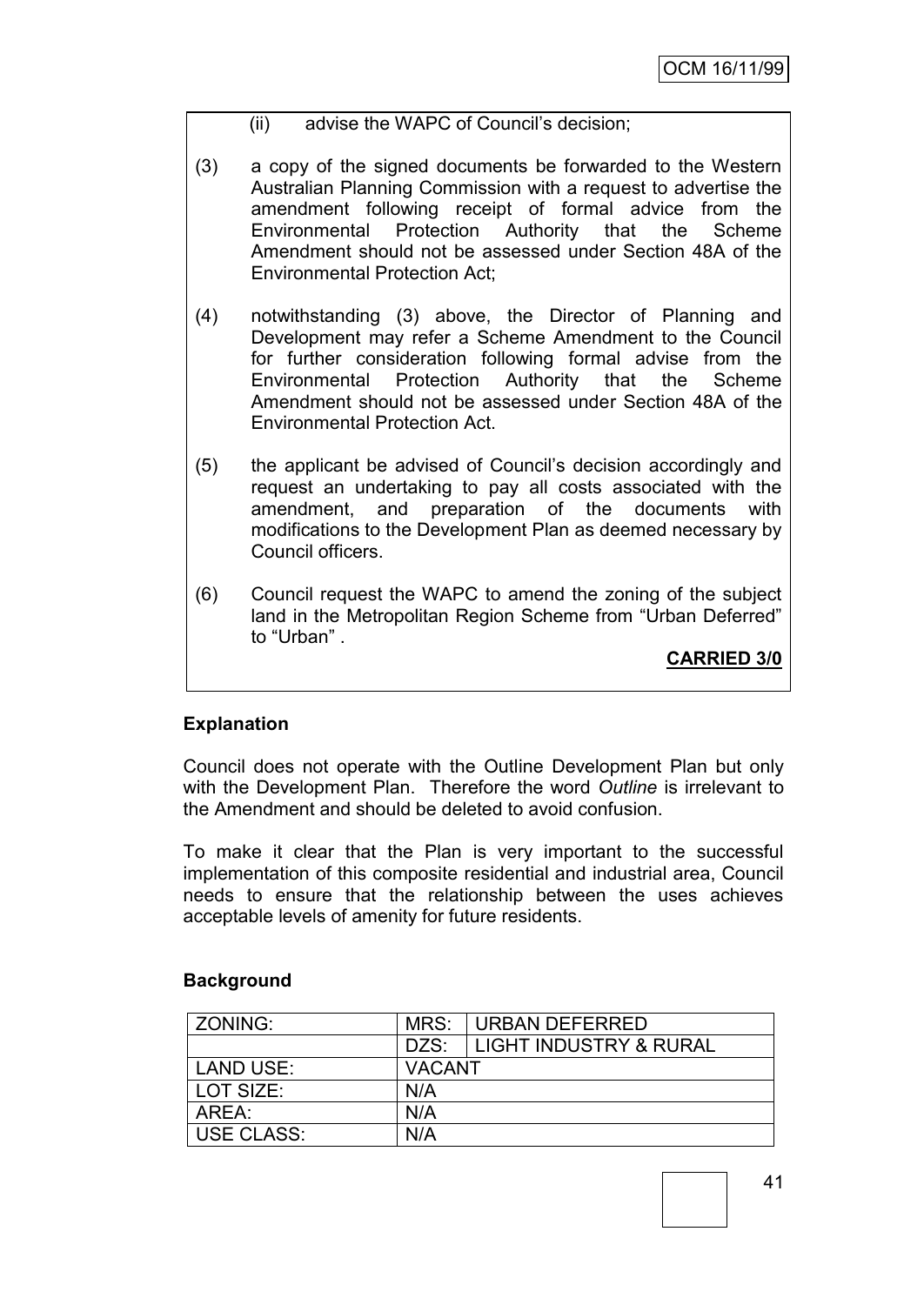(ii) advise the WAPC of Council's decision;

(3) a copy of the signed documents be forwarded to the Western Australian Planning Commission with a request to advertise the amendment following receipt of formal advice from the Environmental Protection Authority that the Scheme Amendment should not be assessed under Section 48A of the Environmental Protection Act;

(4) notwithstanding (3) above, the Director of Planning and Development may refer a Scheme Amendment to the Council for further consideration following formal advise from the Environmental Protection Authority that the Scheme Amendment should not be assessed under Section 48A of the Environmental Protection Act.

(5) the applicant be advised of Council's decision accordingly and request an undertaking to pay all costs associated with the amendment, and preparation of the documents with modifications to the Development Plan as deemed necessary by Council officers.

(6) Council request the WAPC to amend the zoning of the subject land in the Metropolitan Region Scheme from "Urban Deferred" to "Urban" .

**CARRIED 3/0**

**Explanation**

Council does not operate with the Outline Development Plan but only with the Development Plan. Therefore the word *Outline* is irrelevant to the Amendment and should be deleted to avoid confusion.

To make it clear that the Plan is very important to the successful implementation of this composite residential and industrial area, Council needs to ensure that the relationship between the uses achieves acceptable levels of amenity for future residents.

**Background**

| ZONING: | MRS: | URBAN DEFERRED |
|---|---|---|
| | DZS: | LIGHT INDUSTRY & RURAL |
| LAND USE: | VACANT | |
| LOT SIZE: | N/A | |
| AREA: | N/A | |
| USE CLASS: | N/A | |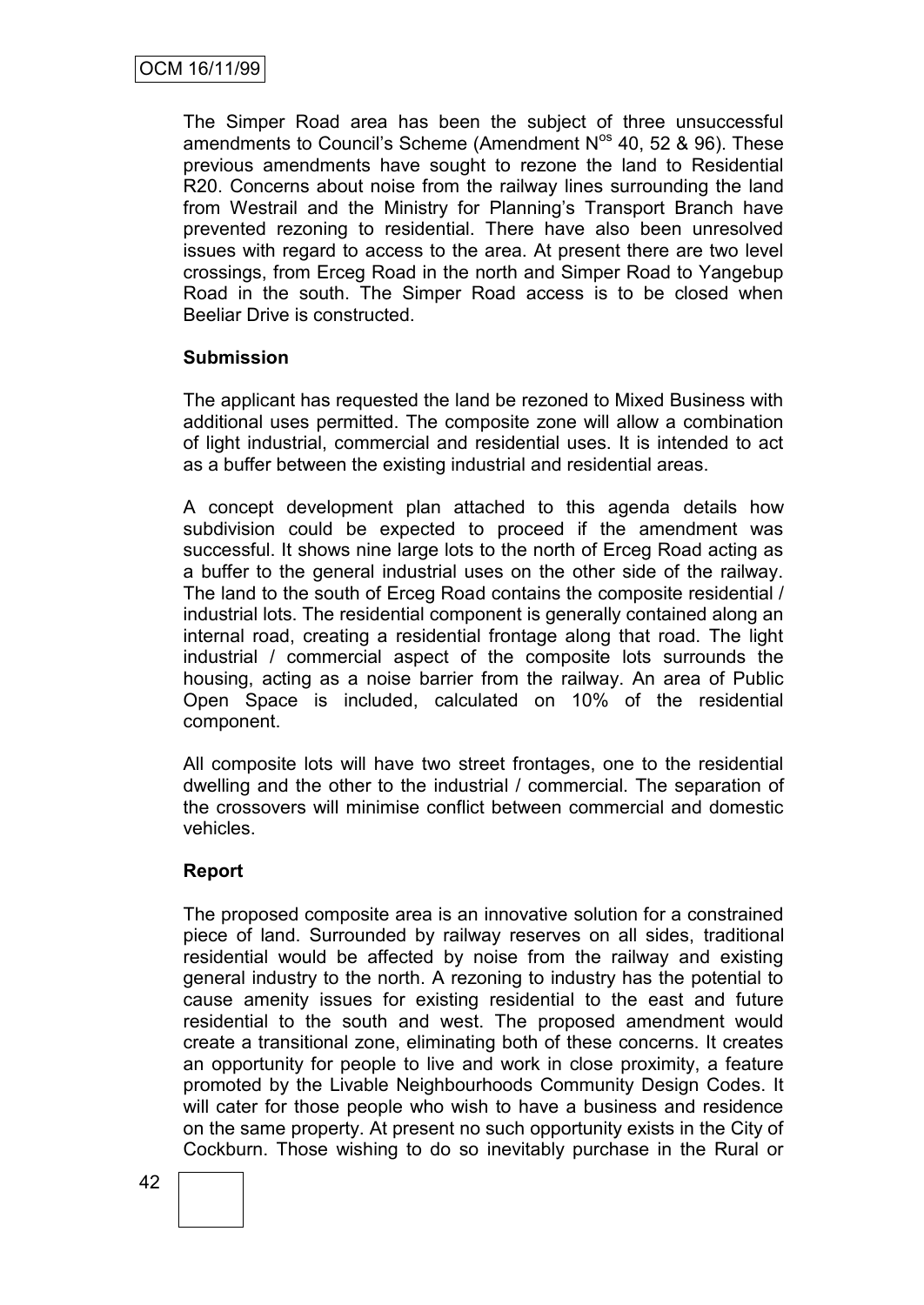The Simper Road area has been the subject of three unsuccessful amendments to Council's Scheme (Amendment N$^{os}$ 40, 52 & 96). These previous amendments have sought to rezone the land to Residential R20. Concerns about noise from the railway lines surrounding the land from Westrail and the Ministry for Planning's Transport Branch have prevented rezoning to residential. There have also been unresolved issues with regard to access to the area. At present there are two level crossings, from Erceg Road in the north and Simper Road to Yangebup Road in the south. The Simper Road access is to be closed when Beeliar Drive is constructed.

**Submission**

The applicant has requested the land be rezoned to Mixed Business with additional uses permitted. The composite zone will allow a combination of light industrial, commercial and residential uses. It is intended to act as a buffer between the existing industrial and residential areas.

A concept development plan attached to this agenda details how subdivision could be expected to proceed if the amendment was successful. It shows nine large lots to the north of Erceg Road acting as a buffer to the general industrial uses on the other side of the railway. The land to the south of Erceg Road contains the composite residential / industrial lots. The residential component is generally contained along an internal road, creating a residential frontage along that road. The light industrial / commercial aspect of the composite lots surrounds the housing, acting as a noise barrier from the railway. An area of Public Open Space is included, calculated on 10% of the residential component.

All composite lots will have two street frontages, one to the residential dwelling and the other to the industrial / commercial. The separation of the crossovers will minimise conflict between commercial and domestic vehicles.

**Report**

The proposed composite area is an innovative solution for a constrained piece of land. Surrounded by railway reserves on all sides, traditional residential would be affected by noise from the railway and existing general industry to the north. A rezoning to industry has the potential to cause amenity issues for existing residential to the east and future residential to the south and west. The proposed amendment would create a transitional zone, eliminating both of these concerns. It creates an opportunity for people to live and work in close proximity, a feature promoted by the Livable Neighbourhoods Community Design Codes. It will cater for those people who wish to have a business and residence on the same property. At present no such opportunity exists in the City of Cockburn. Those wishing to do so inevitably purchase in the Rural or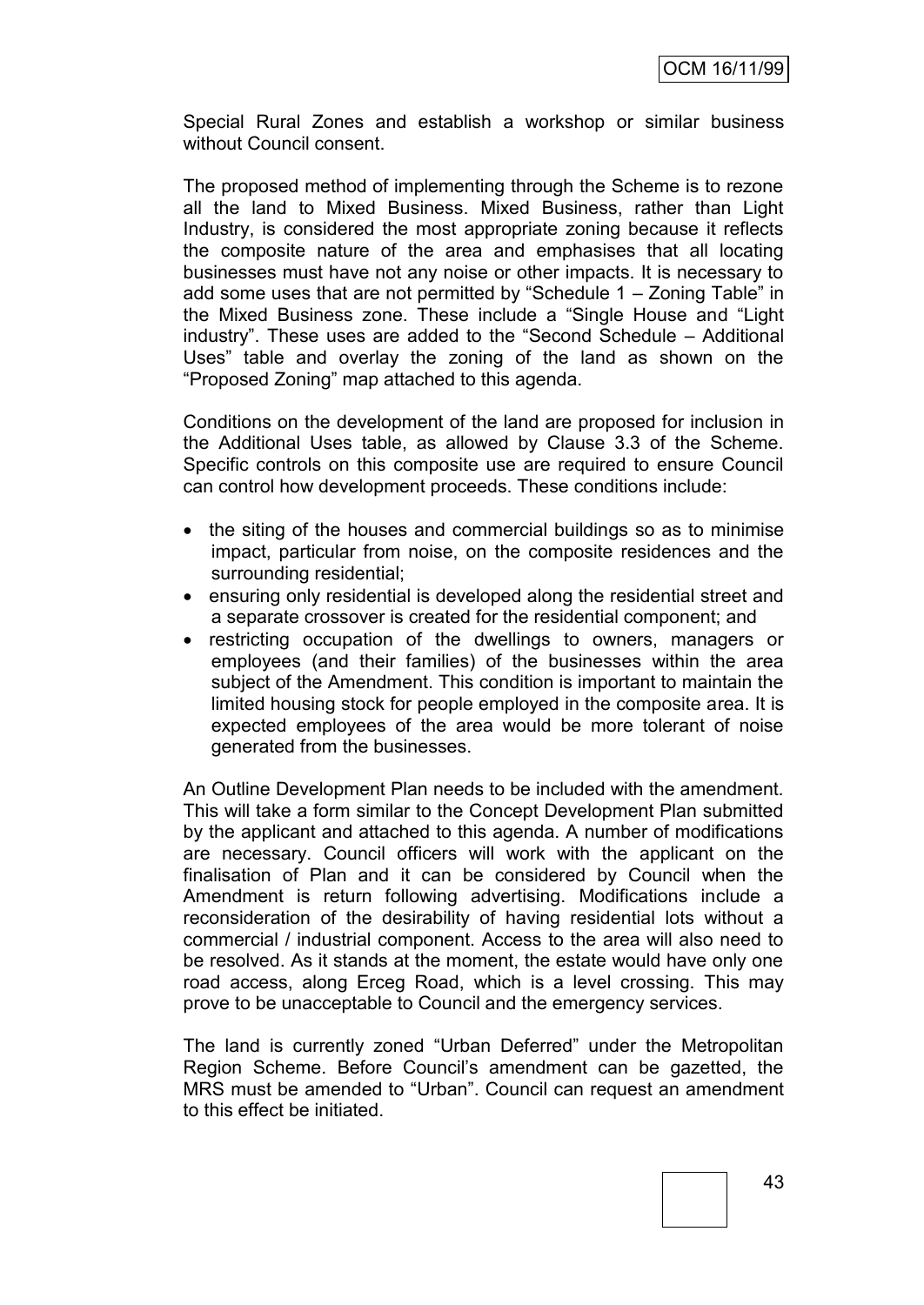Special Rural Zones and establish a workshop or similar business without Council consent.

The proposed method of implementing through the Scheme is to rezone all the land to Mixed Business. Mixed Business, rather than Light Industry, is considered the most appropriate zoning because it reflects the composite nature of the area and emphasises that all locating businesses must have not any noise or other impacts. It is necessary to add some uses that are not permitted by "Schedule 1 – Zoning Table" in the Mixed Business zone. These include a "Single House and "Light industry". These uses are added to the "Second Schedule – Additional Uses" table and overlay the zoning of the land as shown on the "Proposed Zoning" map attached to this agenda.

Conditions on the development of the land are proposed for inclusion in the Additional Uses table, as allowed by Clause 3.3 of the Scheme. Specific controls on this composite use are required to ensure Council can control how development proceeds. These conditions include:

- the siting of the houses and commercial buildings so as to minimise impact, particular from noise, on the composite residences and the surrounding residential;
- ensuring only residential is developed along the residential street and a separate crossover is created for the residential component; and
- restricting occupation of the dwellings to owners, managers or employees (and their families) of the businesses within the area subject of the Amendment. This condition is important to maintain the limited housing stock for people employed in the composite area. It is expected employees of the area would be more tolerant of noise generated from the businesses.

An Outline Development Plan needs to be included with the amendment. This will take a form similar to the Concept Development Plan submitted by the applicant and attached to this agenda. A number of modifications are necessary. Council officers will work with the applicant on the finalisation of Plan and it can be considered by Council when the Amendment is return following advertising. Modifications include a reconsideration of the desirability of having residential lots without a commercial / industrial component. Access to the area will also need to be resolved. As it stands at the moment, the estate would have only one road access, along Erceg Road, which is a level crossing. This may prove to be unacceptable to Council and the emergency services.

The land is currently zoned "Urban Deferred" under the Metropolitan Region Scheme. Before Council's amendment can be gazetted, the MRS must be amended to "Urban". Council can request an amendment to this effect be initiated.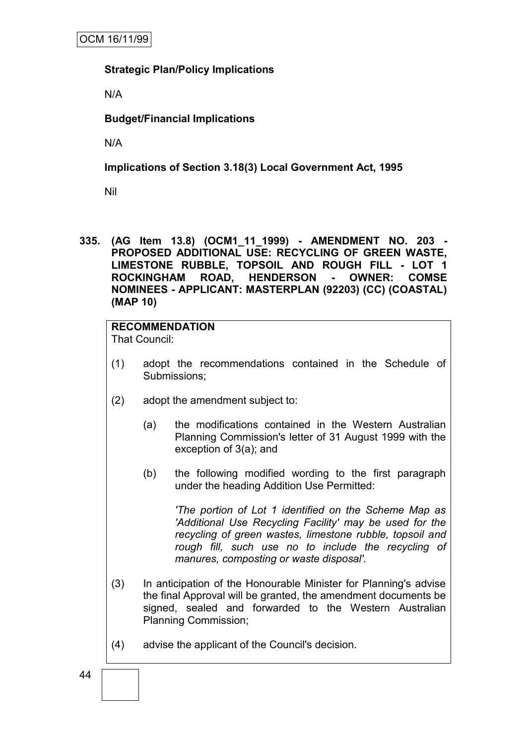**Strategic Plan/Policy Implications**

N/A

**Budget/Financial Implications**

N/A

**Implications of Section 3.18(3) Local Government Act, 1995**

Nil

**335. (AG Item 13.8) (OCM1_11_1999) - AMENDMENT NO. 203 - PROPOSED ADDITIONAL USE: RECYCLING OF GREEN WASTE, LIMESTONE RUBBLE, TOPSOIL AND ROUGH FILL - LOT 1 ROCKINGHAM ROAD, HENDERSON - OWNER: COMSE NOMINEES - APPLICANT: MASTERPLAN (92203) (CC) (COASTAL) (MAP 10)**

**RECOMMENDATION**

That Council:

(1) adopt the recommendations contained in the Schedule of Submissions;

(2) adopt the amendment subject to:

   (a) the modifications contained in the Western Australian Planning Commission's letter of 31 August 1999 with the exception of 3(a); and

   (b) the following modified wording to the first paragraph under the heading Addition Use Permitted:

   *'The portion of Lot 1 identified on the Scheme Map as 'Additional Use Recycling Facility' may be used for the recycling of green wastes, limestone rubble, topsoil and rough fill, such use no to include the recycling of manures, composting or waste disposal'.*

(3) In anticipation of the Honourable Minister for Planning's advise the final Approval will be granted, the amendment documents be signed, sealed and forwarded to the Western Australian Planning Commission;

(4) advise the applicant of the Council's decision.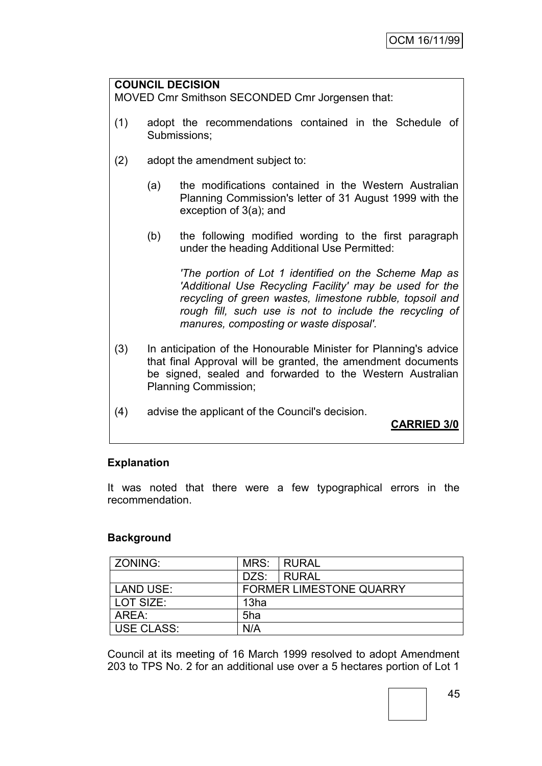**COUNCIL DECISION**

MOVED Cmr Smithson SECONDED Cmr Jorgensen that:

(1) adopt the recommendations contained in the Schedule of Submissions;

(2) adopt the amendment subject to:

   (a) the modifications contained in the Western Australian Planning Commission's letter of 31 August 1999 with the exception of 3(a); and

   (b) the following modified wording to the first paragraph under the heading Additional Use Permitted:

   *'The portion of Lot 1 identified on the Scheme Map as 'Additional Use Recycling Facility' may be used for the recycling of green wastes, limestone rubble, topsoil and rough fill, such use is not to include the recycling of manures, composting or waste disposal'.*

(3) In anticipation of the Honourable Minister for Planning's advice that final Approval will be granted, the amendment documents be signed, sealed and forwarded to the Western Australian Planning Commission;

(4) advise the applicant of the Council's decision.

**CARRIED 3/0**

**Explanation**

It was noted that there were a few typographical errors in the recommendation.

**Background**

| ZONING: | MRS: | RURAL |
|---|---|---|
| | DZS: | RURAL |
| LAND USE: | FORMER LIMESTONE QUARRY | |
| LOT SIZE: | 13ha | |
| AREA: | 5ha | |
| USE CLASS: | N/A | |

Council at its meeting of 16 March 1999 resolved to adopt Amendment 203 to TPS No. 2 for an additional use over a 5 hectares portion of Lot 1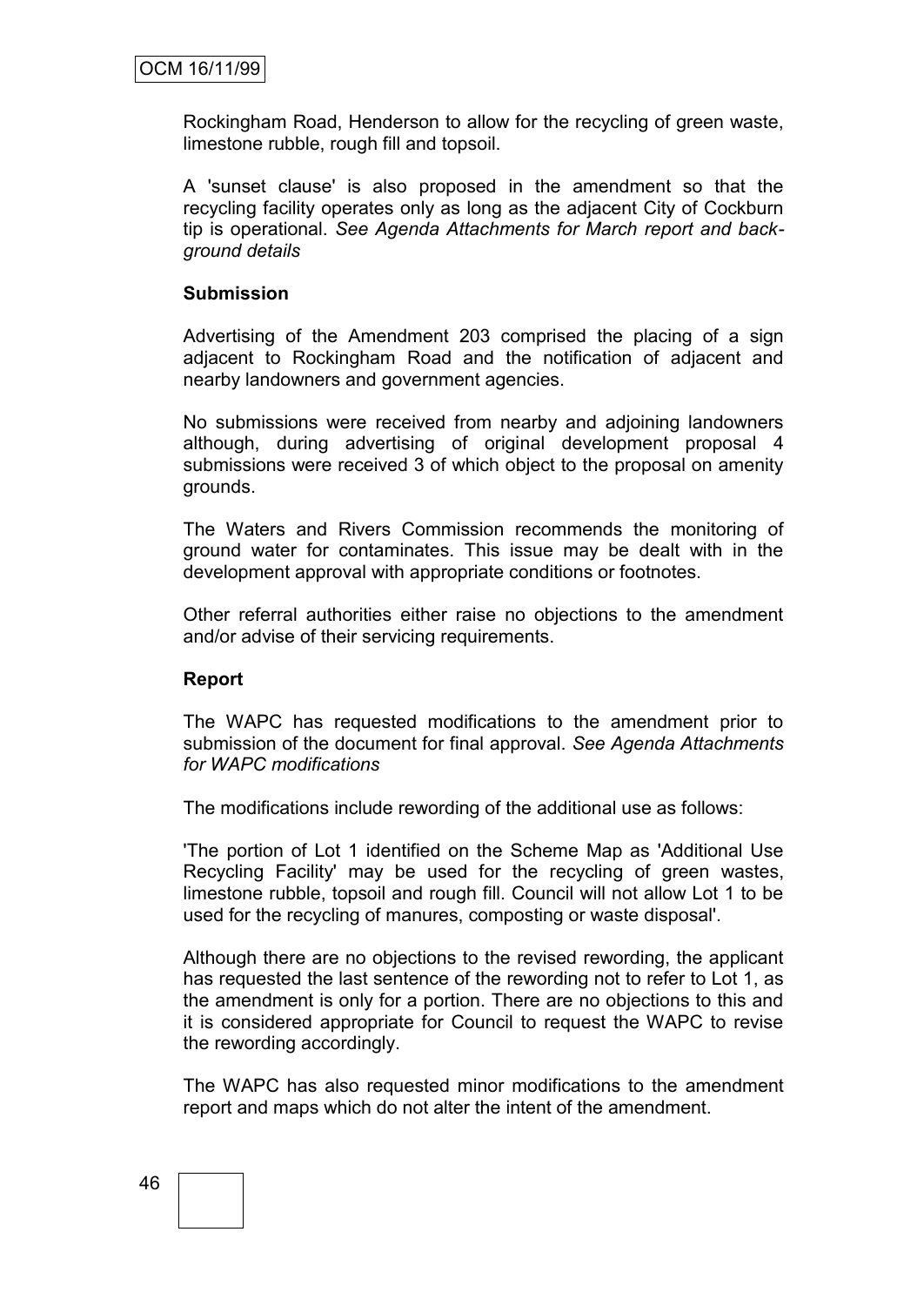Rockingham Road, Henderson to allow for the recycling of green waste, limestone rubble, rough fill and topsoil.

A 'sunset clause' is also proposed in the amendment so that the recycling facility operates only as long as the adjacent City of Cockburn tip is operational. *See Agenda Attachments for March report and background details*

**Submission**

Advertising of the Amendment 203 comprised the placing of a sign adjacent to Rockingham Road and the notification of adjacent and nearby landowners and government agencies.

No submissions were received from nearby and adjoining landowners although, during advertising of original development proposal 4 submissions were received 3 of which object to the proposal on amenity grounds.

The Waters and Rivers Commission recommends the monitoring of ground water for contaminates. This issue may be dealt with in the development approval with appropriate conditions or footnotes.

Other referral authorities either raise no objections to the amendment and/or advise of their servicing requirements.

**Report**

The WAPC has requested modifications to the amendment prior to submission of the document for final approval. *See Agenda Attachments for WAPC modifications*

The modifications include rewording of the additional use as follows:

'The portion of Lot 1 identified on the Scheme Map as 'Additional Use Recycling Facility' may be used for the recycling of green wastes, limestone rubble, topsoil and rough fill. Council will not allow Lot 1 to be used for the recycling of manures, composting or waste disposal'.

Although there are no objections to the revised rewording, the applicant has requested the last sentence of the rewording not to refer to Lot 1, as the amendment is only for a portion. There are no objections to this and it is considered appropriate for Council to request the WAPC to revise the rewording accordingly.

The WAPC has also requested minor modifications to the amendment report and maps which do not alter the intent of the amendment.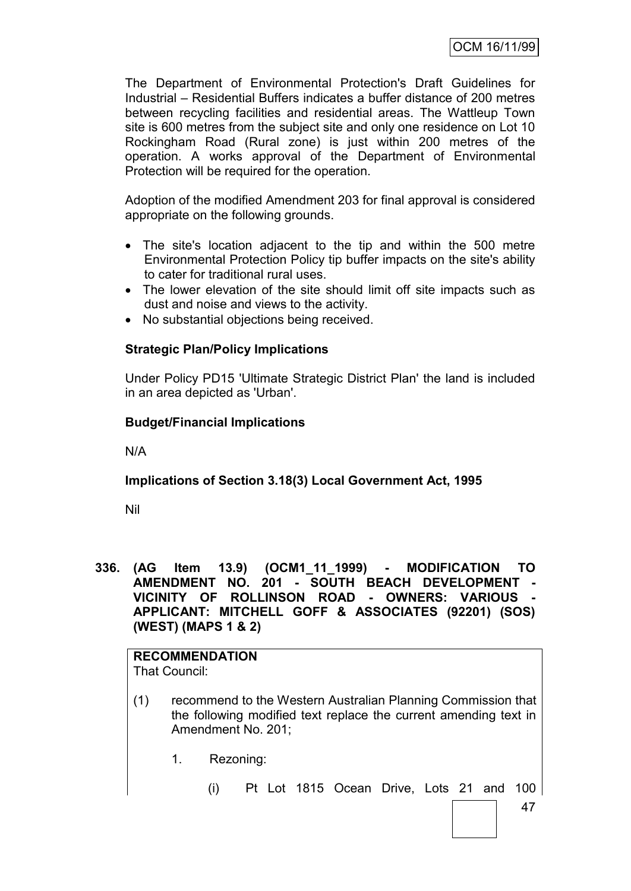The Department of Environmental Protection's Draft Guidelines for Industrial – Residential Buffers indicates a buffer distance of 200 metres between recycling facilities and residential areas. The Wattleup Town site is 600 metres from the subject site and only one residence on Lot 10 Rockingham Road (Rural zone) is just within 200 metres of the operation. A works approval of the Department of Environmental Protection will be required for the operation.

Adoption of the modified Amendment 203 for final approval is considered appropriate on the following grounds.

- The site's location adjacent to the tip and within the 500 metre Environmental Protection Policy tip buffer impacts on the site's ability to cater for traditional rural uses.
- The lower elevation of the site should limit off site impacts such as dust and noise and views to the activity.
- No substantial objections being received.

**Strategic Plan/Policy Implications**

Under Policy PD15 'Ultimate Strategic District Plan' the land is included in an area depicted as 'Urban'.

**Budget/Financial Implications**

N/A

**Implications of Section 3.18(3) Local Government Act, 1995**

Nil

**336. (AG Item 13.9) (OCM1_11_1999) - MODIFICATION TO AMENDMENT NO. 201 - SOUTH BEACH DEVELOPMENT - VICINITY OF ROLLINSON ROAD - OWNERS: VARIOUS - APPLICANT: MITCHELL GOFF & ASSOCIATES (92201) (SOS) (WEST) (MAPS 1 & 2)**

**RECOMMENDATION**
That Council:

(1) recommend to the Western Australian Planning Commission that the following modified text replace the current amending text in Amendment No. 201;

1. Rezoning:

(i) Pt Lot 1815 Ocean Drive, Lots 21 and 100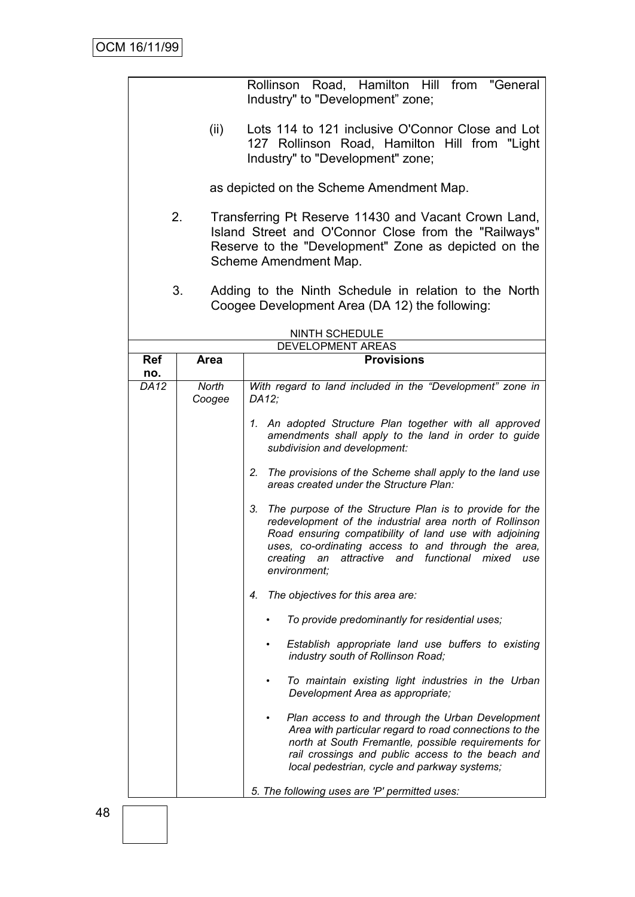Rollinson Road, Hamilton Hill from "General Industry" to "Development" zone;

(ii) Lots 114 to 121 inclusive O'Connor Close and Lot 127 Rollinson Road, Hamilton Hill from "Light Industry" to "Development" zone;

as depicted on the Scheme Amendment Map.

2. Transferring Pt Reserve 11430 and Vacant Crown Land, Island Street and O'Connor Close from the "Railways" Reserve to the "Development" Zone as depicted on the Scheme Amendment Map.

3. Adding to the Ninth Schedule in relation to the North Coogee Development Area (DA 12) the following:

NINTH SCHEDULE

DEVELOPMENT AREAS

| Ref no. | Area | Provisions |
|---|---|---|
| *DA12* | *North Coogee* | *With regard to land included in the "Development" zone in DA12;*<br><br>*1. An adopted Structure Plan together with all approved amendments shall apply to the land in order to guide subdivision and development:*<br><br>*2. The provisions of the Scheme shall apply to the land use areas created under the Structure Plan:*<br><br>*3. The purpose of the Structure Plan is to provide for the redevelopment of the industrial area north of Rollinson Road ensuring compatibility of land use with adjoining uses, co-ordinating access to and through the area, creating an attractive and functional mixed use environment;*<br><br>*4. The objectives for this area are:*<br><br>• *To provide predominantly for residential uses;*<br><br>• *Establish appropriate land use buffers to existing industry south of Rollinson Road;*<br><br>• *To maintain existing light industries in the Urban Development Area as appropriate;*<br><br>• *Plan access to and through the Urban Development Area with particular regard to road connections to the north at South Fremantle, possible requirements for rail crossings and public access to the beach and local pedestrian, cycle and parkway systems;*<br><br>*5. The following uses are 'P' permitted uses:* |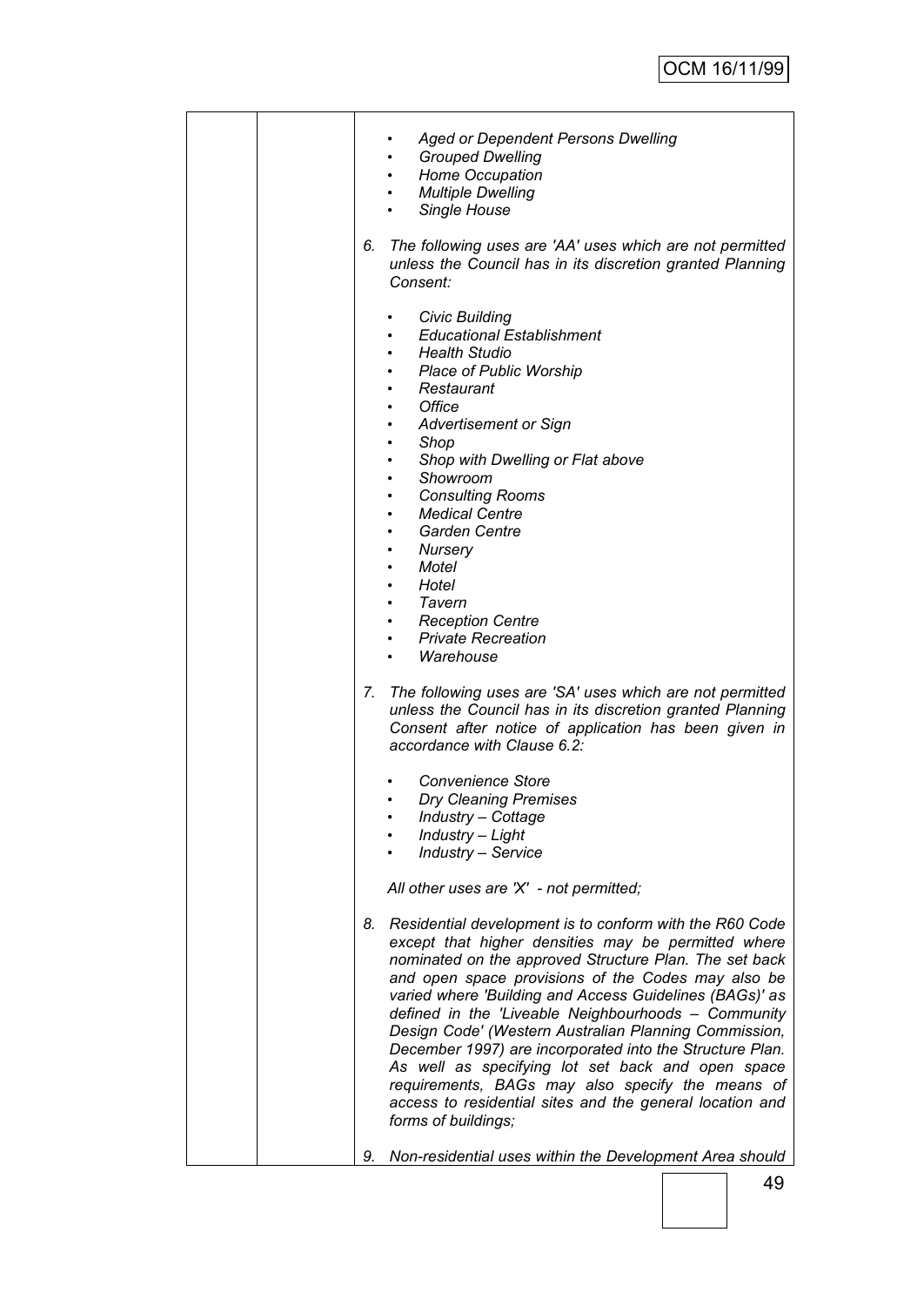- *Aged or Dependent Persons Dwelling*
- *Grouped Dwelling*
- *Home Occupation*
- *Multiple Dwelling*
- *Single House*

6. *The following uses are 'AA' uses which are not permitted unless the Council has in its discretion granted Planning Consent:*

   - *Civic Building*
   - *Educational Establishment*
   - *Health Studio*
   - *Place of Public Worship*
   - *Restaurant*
   - *Office*
   - *Advertisement or Sign*
   - *Shop*
   - *Shop with Dwelling or Flat above*
   - *Showroom*
   - *Consulting Rooms*
   - *Medical Centre*
   - *Garden Centre*
   - *Nursery*
   - *Motel*
   - *Hotel*
   - *Tavern*
   - *Reception Centre*
   - *Private Recreation*
   - *Warehouse*

7. *The following uses are 'SA' uses which are not permitted unless the Council has in its discretion granted Planning Consent after notice of application has been given in accordance with Clause 6.2:*

   - *Convenience Store*
   - *Dry Cleaning Premises*
   - *Industry – Cottage*
   - *Industry – Light*
   - *Industry – Service*

   *All other uses are 'X' - not permitted;*

8. *Residential development is to conform with the R60 Code except that higher densities may be permitted where nominated on the approved Structure Plan. The set back and open space provisions of the Codes may also be varied where 'Building and Access Guidelines (BAGs)' as defined in the 'Liveable Neighbourhoods – Community Design Code' (Western Australian Planning Commission, December 1997) are incorporated into the Structure Plan. As well as specifying lot set back and open space requirements, BAGs may also specify the means of access to residential sites and the general location and forms of buildings;*

9. *Non-residential uses within the Development Area should*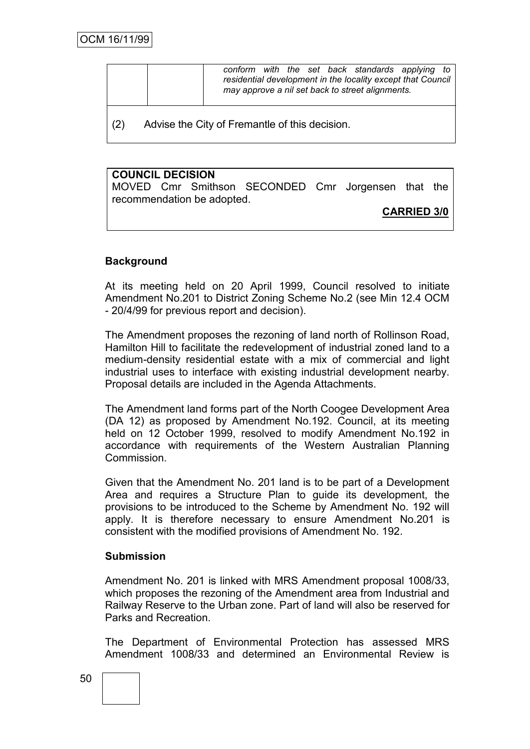| | | *conform with the set back standards applying to residential development in the locality except that Council may approve a nil set back to street alignments.* |
|---|---|---|

(2) Advise the City of Fremantle of this decision.

**COUNCIL DECISION**

MOVED Cmr Smithson SECONDED Cmr Jorgensen that the recommendation be adopted.

**CARRIED 3/0**

**Background**

At its meeting held on 20 April 1999, Council resolved to initiate Amendment No.201 to District Zoning Scheme No.2 (see Min 12.4 OCM - 20/4/99 for previous report and decision).

The Amendment proposes the rezoning of land north of Rollinson Road, Hamilton Hill to facilitate the redevelopment of industrial zoned land to a medium-density residential estate with a mix of commercial and light industrial uses to interface with existing industrial development nearby. Proposal details are included in the Agenda Attachments.

The Amendment land forms part of the North Coogee Development Area (DA 12) as proposed by Amendment No.192. Council, at its meeting held on 12 October 1999, resolved to modify Amendment No.192 in accordance with requirements of the Western Australian Planning Commission.

Given that the Amendment No. 201 land is to be part of a Development Area and requires a Structure Plan to guide its development, the provisions to be introduced to the Scheme by Amendment No. 192 will apply. It is therefore necessary to ensure Amendment No.201 is consistent with the modified provisions of Amendment No. 192.

**Submission**

Amendment No. 201 is linked with MRS Amendment proposal 1008/33, which proposes the rezoning of the Amendment area from Industrial and Railway Reserve to the Urban zone. Part of land will also be reserved for Parks and Recreation.

The Department of Environmental Protection has assessed MRS Amendment 1008/33 and determined an Environmental Review is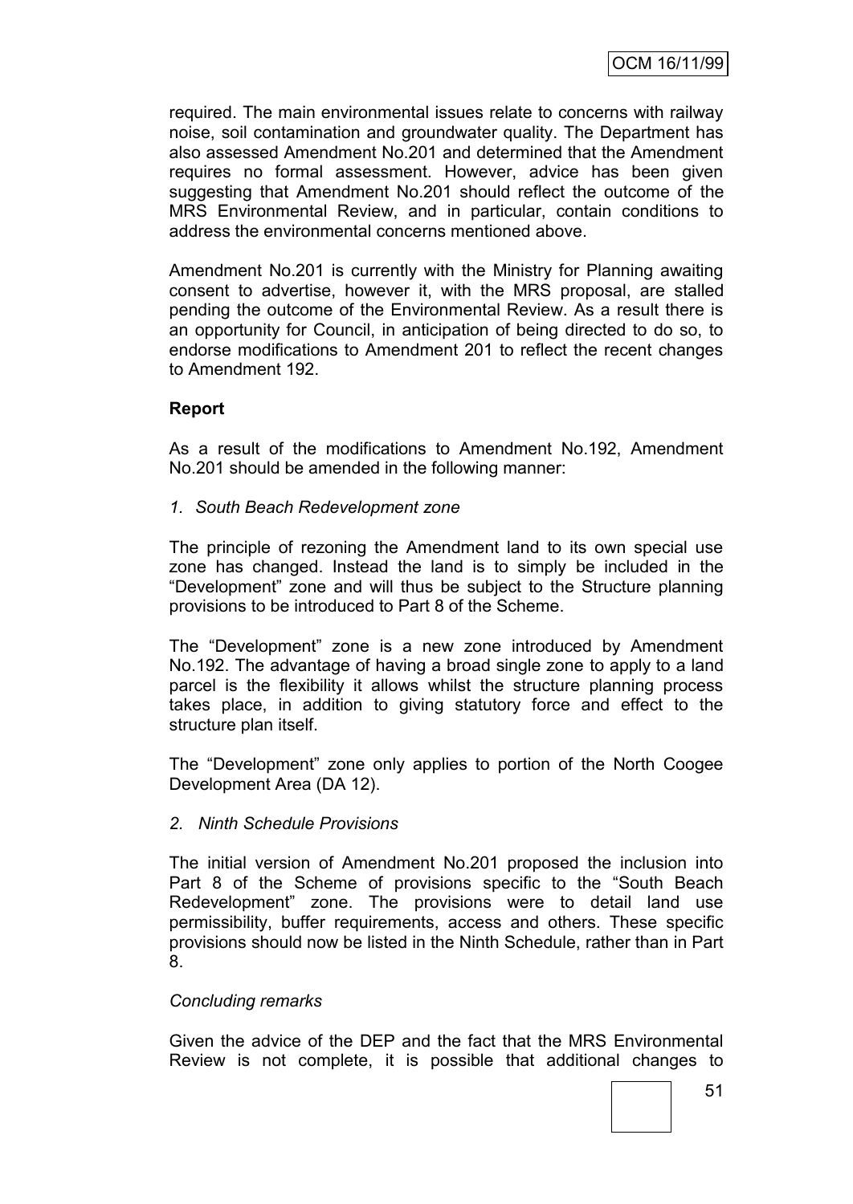required. The main environmental issues relate to concerns with railway noise, soil contamination and groundwater quality. The Department has also assessed Amendment No.201 and determined that the Amendment requires no formal assessment. However, advice has been given suggesting that Amendment No.201 should reflect the outcome of the MRS Environmental Review, and in particular, contain conditions to address the environmental concerns mentioned above.

Amendment No.201 is currently with the Ministry for Planning awaiting consent to advertise, however it, with the MRS proposal, are stalled pending the outcome of the Environmental Review. As a result there is an opportunity for Council, in anticipation of being directed to do so, to endorse modifications to Amendment 201 to reflect the recent changes to Amendment 192.

**Report**

As a result of the modifications to Amendment No.192, Amendment No.201 should be amended in the following manner:

*1. South Beach Redevelopment zone*

The principle of rezoning the Amendment land to its own special use zone has changed. Instead the land is to simply be included in the "Development" zone and will thus be subject to the Structure planning provisions to be introduced to Part 8 of the Scheme.

The "Development" zone is a new zone introduced by Amendment No.192. The advantage of having a broad single zone to apply to a land parcel is the flexibility it allows whilst the structure planning process takes place, in addition to giving statutory force and effect to the structure plan itself.

The "Development" zone only applies to portion of the North Coogee Development Area (DA 12).

*2. Ninth Schedule Provisions*

The initial version of Amendment No.201 proposed the inclusion into Part 8 of the Scheme of provisions specific to the "South Beach Redevelopment" zone. The provisions were to detail land use permissibility, buffer requirements, access and others. These specific provisions should now be listed in the Ninth Schedule, rather than in Part 8.

*Concluding remarks*

Given the advice of the DEP and the fact that the MRS Environmental Review is not complete, it is possible that additional changes to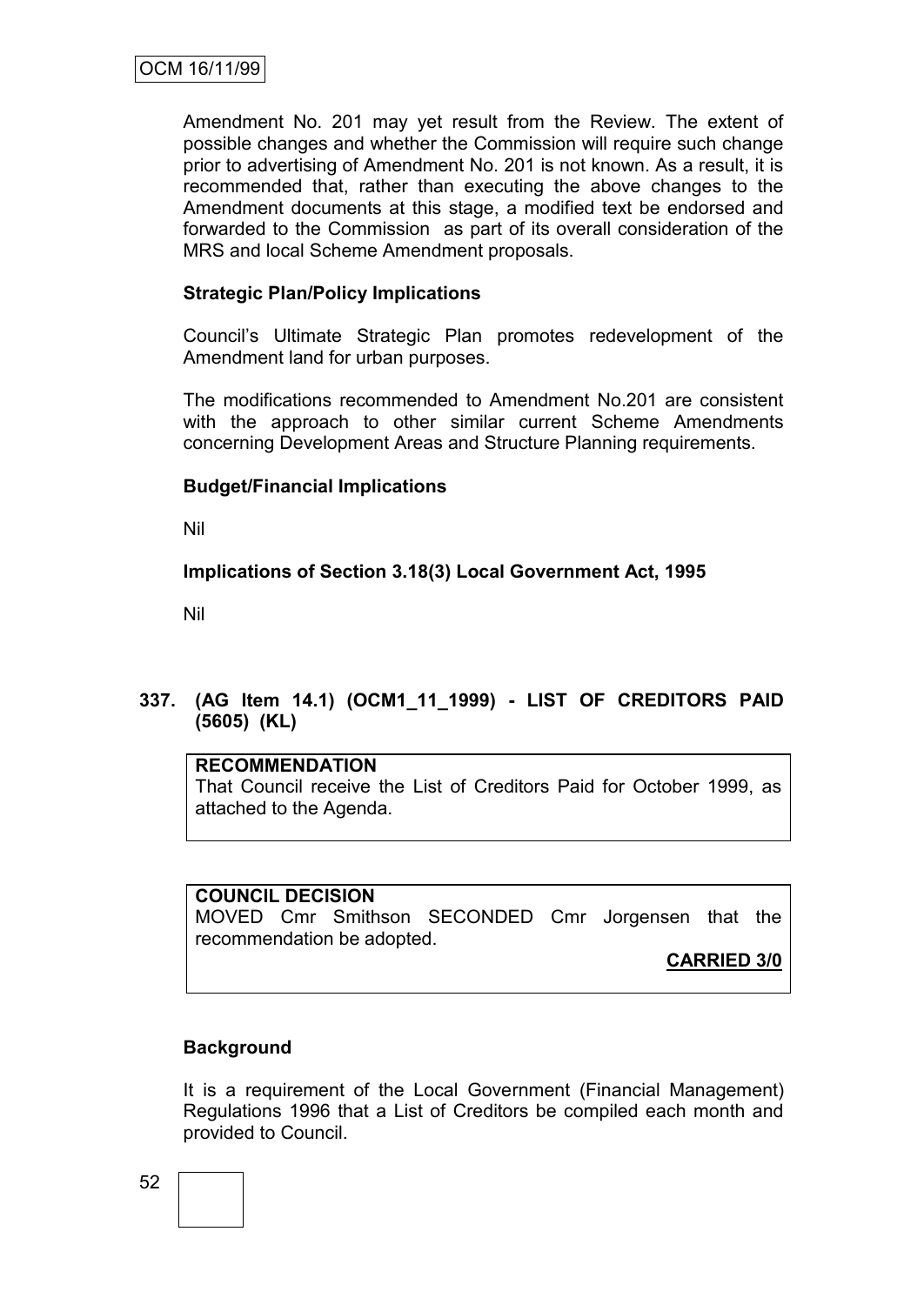Amendment No. 201 may yet result from the Review. The extent of possible changes and whether the Commission will require such change prior to advertising of Amendment No. 201 is not known. As a result, it is recommended that, rather than executing the above changes to the Amendment documents at this stage, a modified text be endorsed and forwarded to the Commission as part of its overall consideration of the MRS and local Scheme Amendment proposals.

**Strategic Plan/Policy Implications**

Council's Ultimate Strategic Plan promotes redevelopment of the Amendment land for urban purposes.

The modifications recommended to Amendment No.201 are consistent with the approach to other similar current Scheme Amendments concerning Development Areas and Structure Planning requirements.

**Budget/Financial Implications**

Nil

**Implications of Section 3.18(3) Local Government Act, 1995**

Nil

## 337. (AG Item 14.1) (OCM1_11_1999) - LIST OF CREDITORS PAID (5605) (KL)

**RECOMMENDATION**

That Council receive the List of Creditors Paid for October 1999, as attached to the Agenda.

**COUNCIL DECISION**

MOVED Cmr Smithson SECONDED Cmr Jorgensen that the recommendation be adopted.

**CARRIED 3/0**

**Background**

It is a requirement of the Local Government (Financial Management) Regulations 1996 that a List of Creditors be compiled each month and provided to Council.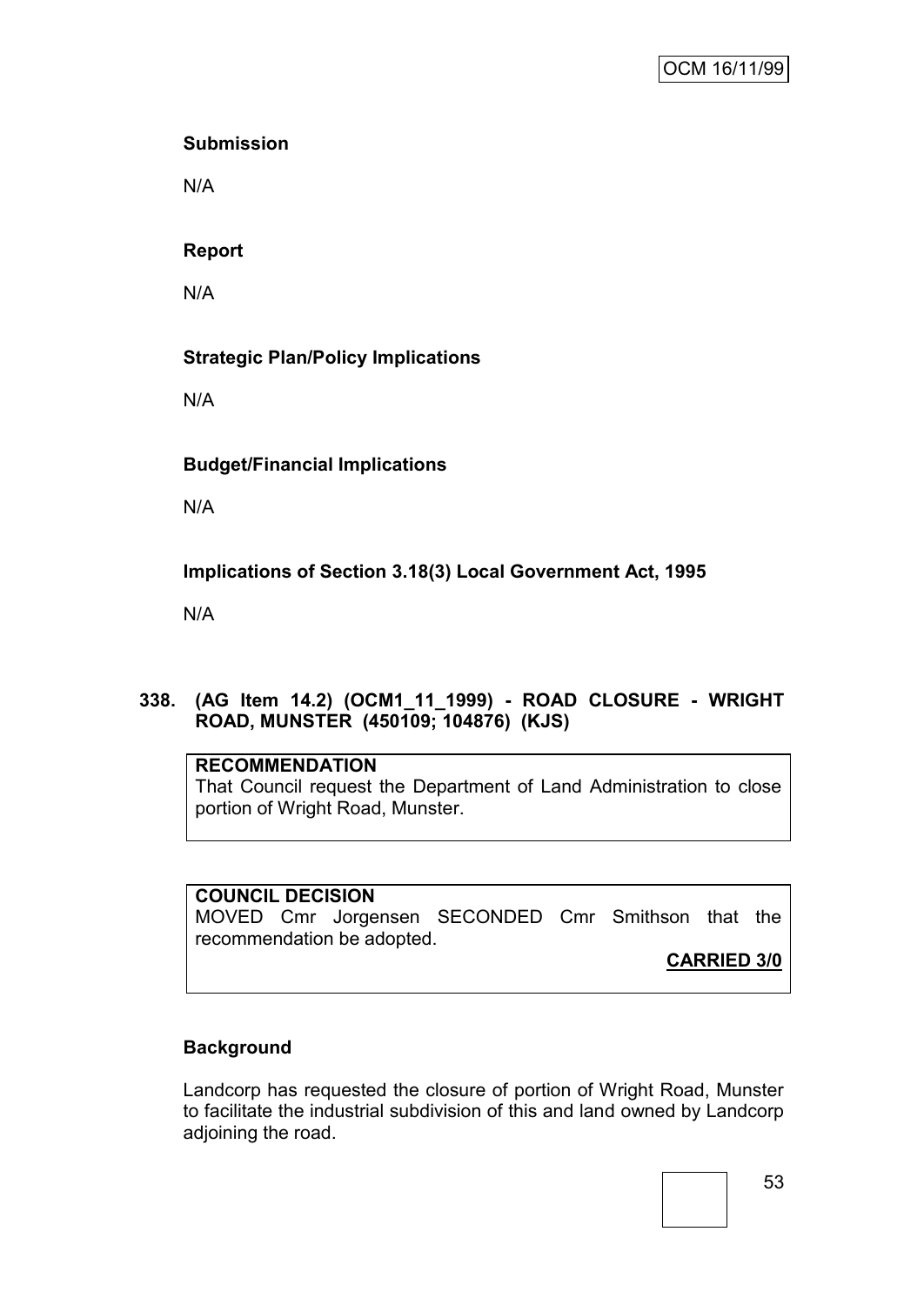**Submission**

N/A

**Report**

N/A

**Strategic Plan/Policy Implications**

N/A

**Budget/Financial Implications**

N/A

**Implications of Section 3.18(3) Local Government Act, 1995**

N/A

### 338. (AG Item 14.2) (OCM1_11_1999) - ROAD CLOSURE - WRIGHT ROAD, MUNSTER (450109; 104876) (KJS)

**RECOMMENDATION**
That Council request the Department of Land Administration to close portion of Wright Road, Munster.

**COUNCIL DECISION**
MOVED Cmr Jorgensen SECONDED Cmr Smithson that the recommendation be adopted.

**CARRIED 3/0**

**Background**

Landcorp has requested the closure of portion of Wright Road, Munster to facilitate the industrial subdivision of this and land owned by Landcorp adjoining the road.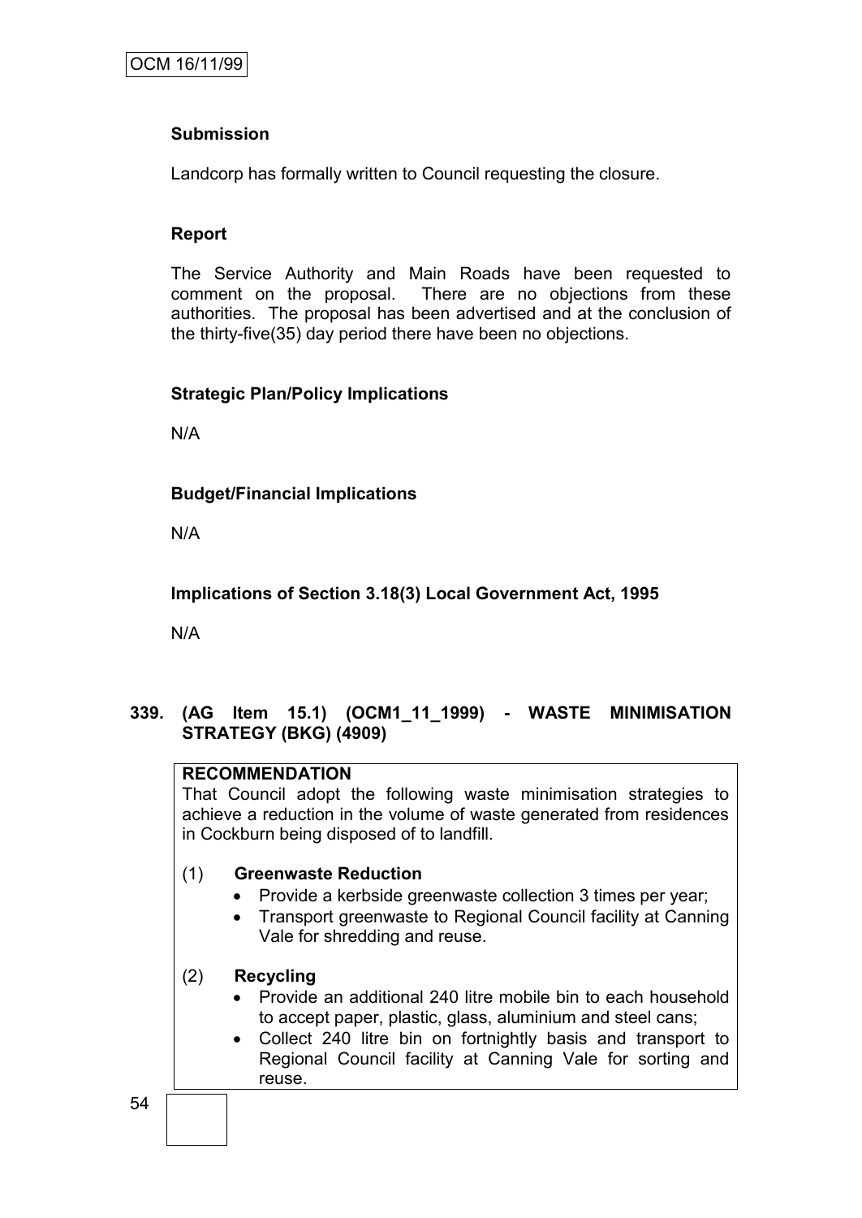**Submission**

Landcorp has formally written to Council requesting the closure.

**Report**

The Service Authority and Main Roads have been requested to comment on the proposal. There are no objections from these authorities. The proposal has been advertised and at the conclusion of the thirty-five(35) day period there have been no objections.

**Strategic Plan/Policy Implications**

N/A

**Budget/Financial Implications**

N/A

**Implications of Section 3.18(3) Local Government Act, 1995**

N/A

## 339. (AG Item 15.1) (OCM1_11_1999) - WASTE MINIMISATION STRATEGY (BKG) (4909)

**RECOMMENDATION**
That Council adopt the following waste minimisation strategies to achieve a reduction in the volume of waste generated from residences in Cockburn being disposed of to landfill.

(1) **Greenwaste Reduction**
- Provide a kerbside greenwaste collection 3 times per year;
- Transport greenwaste to Regional Council facility at Canning Vale for shredding and reuse.

(2) **Recycling**
- Provide an additional 240 litre mobile bin to each household to accept paper, plastic, glass, aluminium and steel cans;
- Collect 240 litre bin on fortnightly basis and transport to Regional Council facility at Canning Vale for sorting and reuse.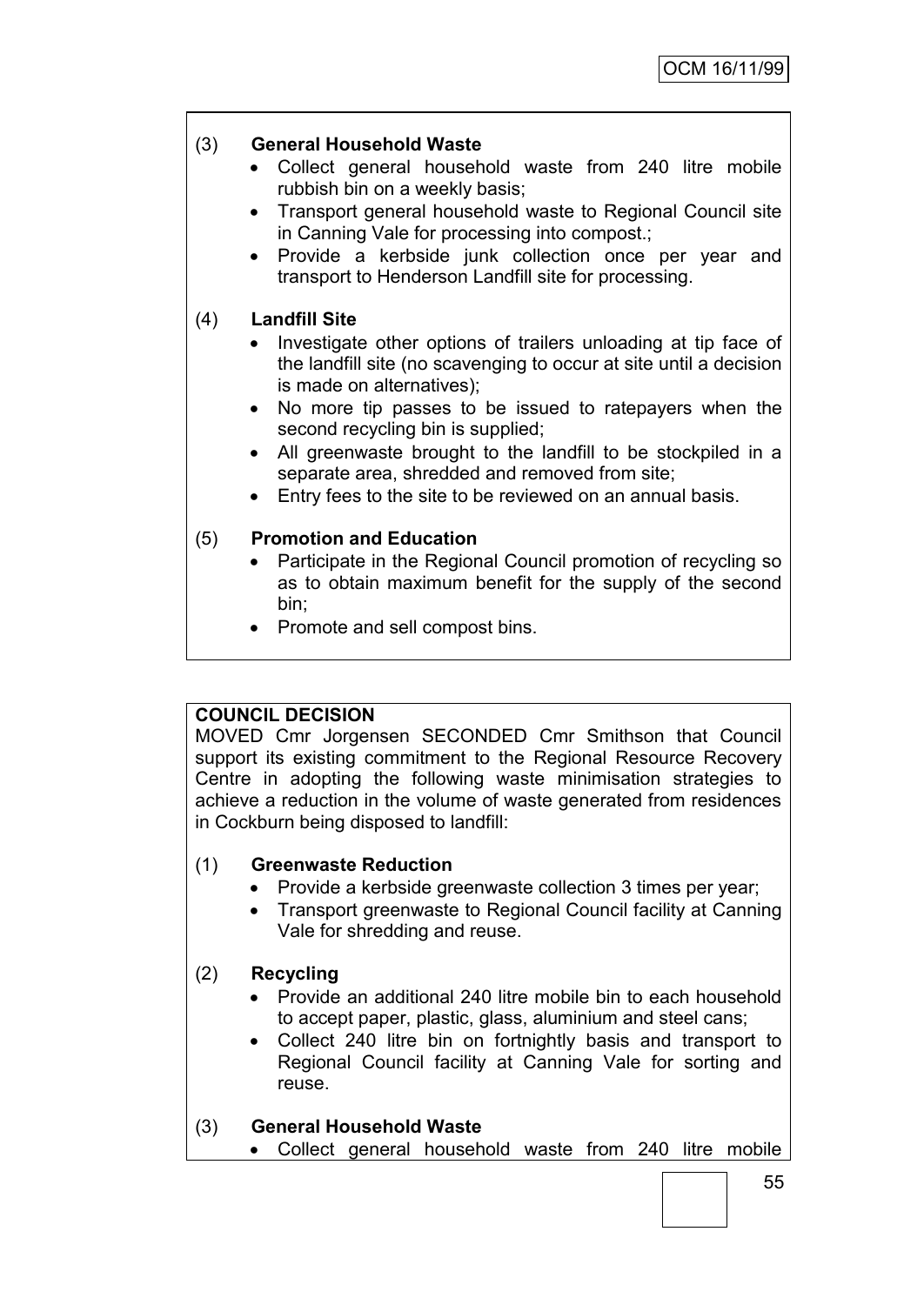(3) **General Household Waste**
- Collect general household waste from 240 litre mobile rubbish bin on a weekly basis;
- Transport general household waste to Regional Council site in Canning Vale for processing into compost.;
- Provide a kerbside junk collection once per year and transport to Henderson Landfill site for processing.

(4) **Landfill Site**
- Investigate other options of trailers unloading at tip face of the landfill site (no scavenging to occur at site until a decision is made on alternatives);
- No more tip passes to be issued to ratepayers when the second recycling bin is supplied;
- All greenwaste brought to the landfill to be stockpiled in a separate area, shredded and removed from site;
- Entry fees to the site to be reviewed on an annual basis.

(5) **Promotion and Education**
- Participate in the Regional Council promotion of recycling so as to obtain maximum benefit for the supply of the second bin;
- Promote and sell compost bins.

**COUNCIL DECISION**

MOVED Cmr Jorgensen SECONDED Cmr Smithson that Council support its existing commitment to the Regional Resource Recovery Centre in adopting the following waste minimisation strategies to achieve a reduction in the volume of waste generated from residences in Cockburn being disposed to landfill:

(1) **Greenwaste Reduction**
- Provide a kerbside greenwaste collection 3 times per year;
- Transport greenwaste to Regional Council facility at Canning Vale for shredding and reuse.

(2) **Recycling**
- Provide an additional 240 litre mobile bin to each household to accept paper, plastic, glass, aluminium and steel cans;
- Collect 240 litre bin on fortnightly basis and transport to Regional Council facility at Canning Vale for sorting and reuse.

(3) **General Household Waste**
- Collect general household waste from 240 litre mobile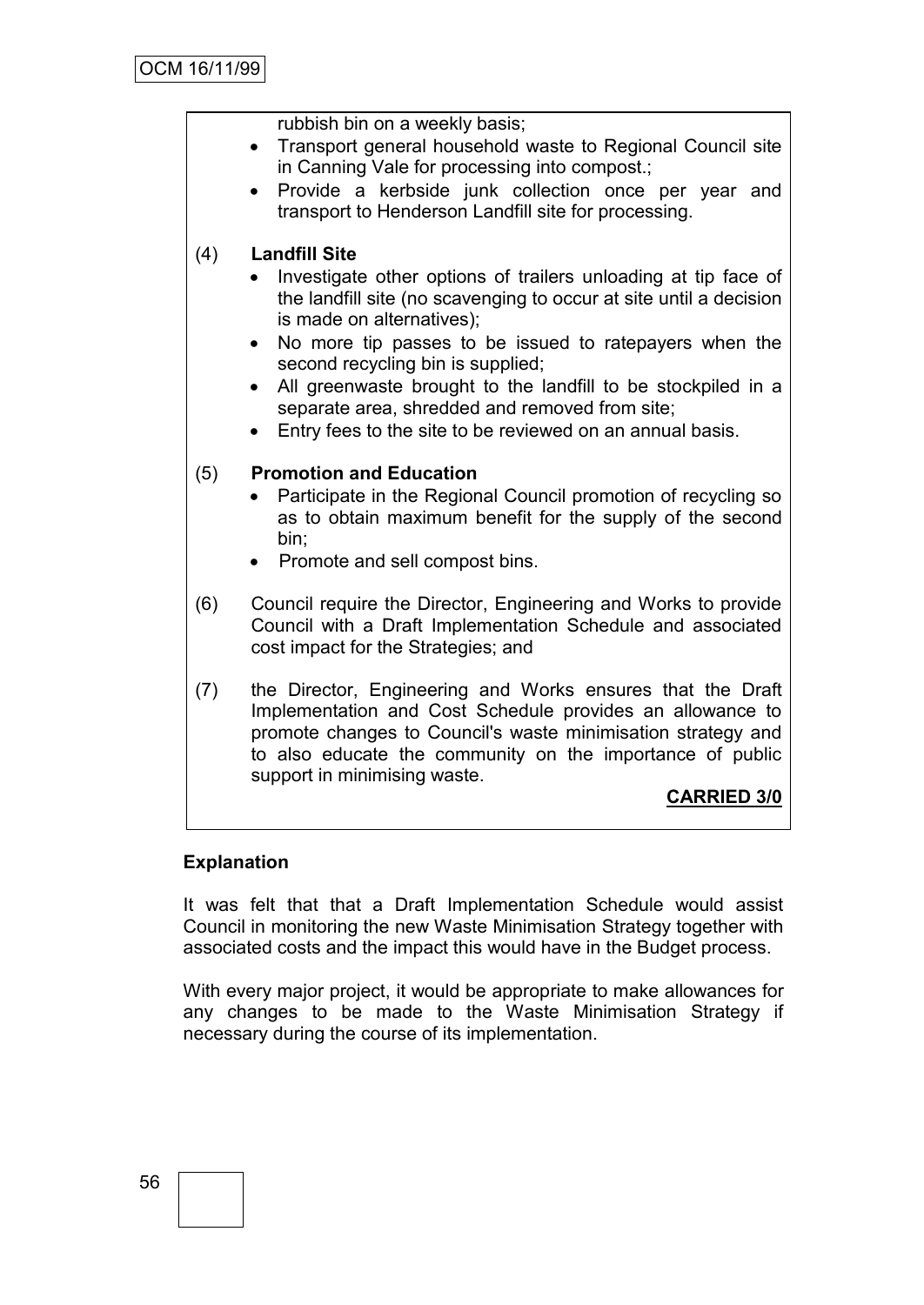rubbish bin on a weekly basis;

- Transport general household waste to Regional Council site in Canning Vale for processing into compost.;
- Provide a kerbside junk collection once per year and transport to Henderson Landfill site for processing.

(4) **Landfill Site**

- Investigate other options of trailers unloading at tip face of the landfill site (no scavenging to occur at site until a decision is made on alternatives);
- No more tip passes to be issued to ratepayers when the second recycling bin is supplied;
- All greenwaste brought to the landfill to be stockpiled in a separate area, shredded and removed from site;
- Entry fees to the site to be reviewed on an annual basis.

(5) **Promotion and Education**

- Participate in the Regional Council promotion of recycling so as to obtain maximum benefit for the supply of the second bin;
- Promote and sell compost bins.

(6) Council require the Director, Engineering and Works to provide Council with a Draft Implementation Schedule and associated cost impact for the Strategies; and

(7) the Director, Engineering and Works ensures that the Draft Implementation and Cost Schedule provides an allowance to promote changes to Council's waste minimisation strategy and to also educate the community on the importance of public support in minimising waste.

**CARRIED 3/0**

**Explanation**

It was felt that that a Draft Implementation Schedule would assist Council in monitoring the new Waste Minimisation Strategy together with associated costs and the impact this would have in the Budget process.

With every major project, it would be appropriate to make allowances for any changes to be made to the Waste Minimisation Strategy if necessary during the course of its implementation.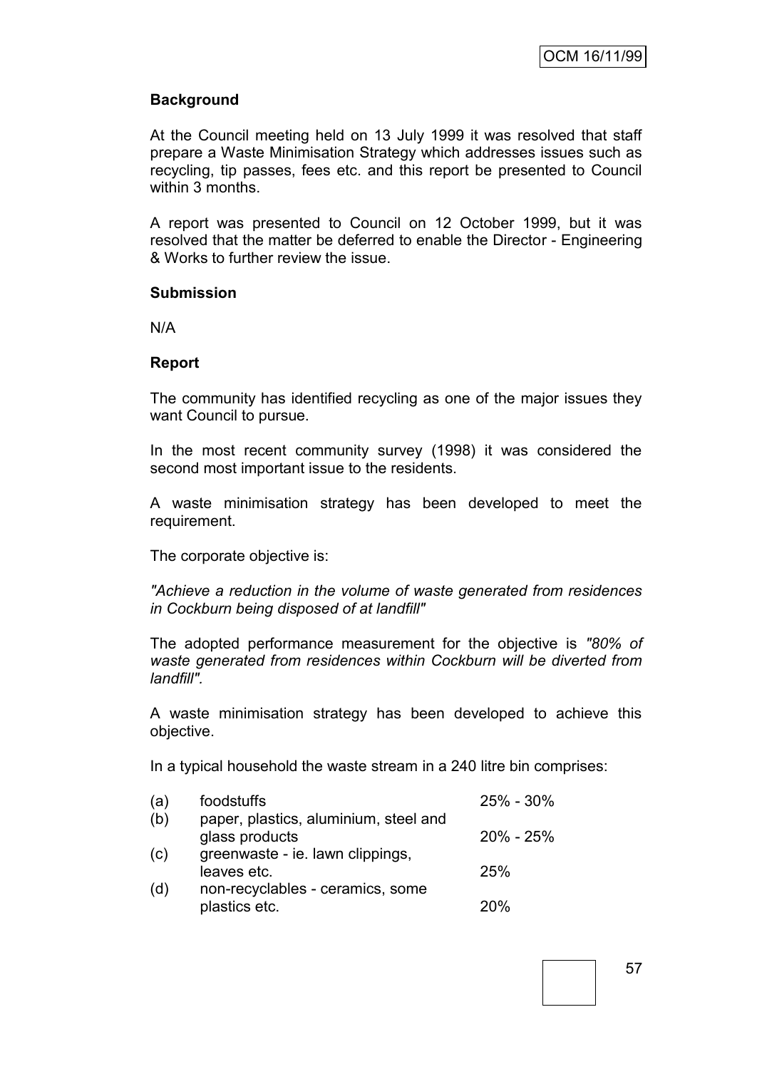**Background**

At the Council meeting held on 13 July 1999 it was resolved that staff prepare a Waste Minimisation Strategy which addresses issues such as recycling, tip passes, fees etc. and this report be presented to Council within 3 months.

A report was presented to Council on 12 October 1999, but it was resolved that the matter be deferred to enable the Director - Engineering & Works to further review the issue.

**Submission**

N/A

**Report**

The community has identified recycling as one of the major issues they want Council to pursue.

In the most recent community survey (1998) it was considered the second most important issue to the residents.

A waste minimisation strategy has been developed to meet the requirement.

The corporate objective is:

*"Achieve a reduction in the volume of waste generated from residences in Cockburn being disposed of at landfill"*

The adopted performance measurement for the objective is *"80% of waste generated from residences within Cockburn will be diverted from landfill".*

A waste minimisation strategy has been developed to achieve this objective.

In a typical household the waste stream in a 240 litre bin comprises:

| | | |
|---|---|---|
| (a) | foodstuffs | 25% - 30% |
| (b) | paper, plastics, aluminium, steel and glass products | 20% - 25% |
| (c) | greenwaste - ie. lawn clippings, leaves etc. | 25% |
| (d) | non-recyclables - ceramics, some plastics etc. | 20% |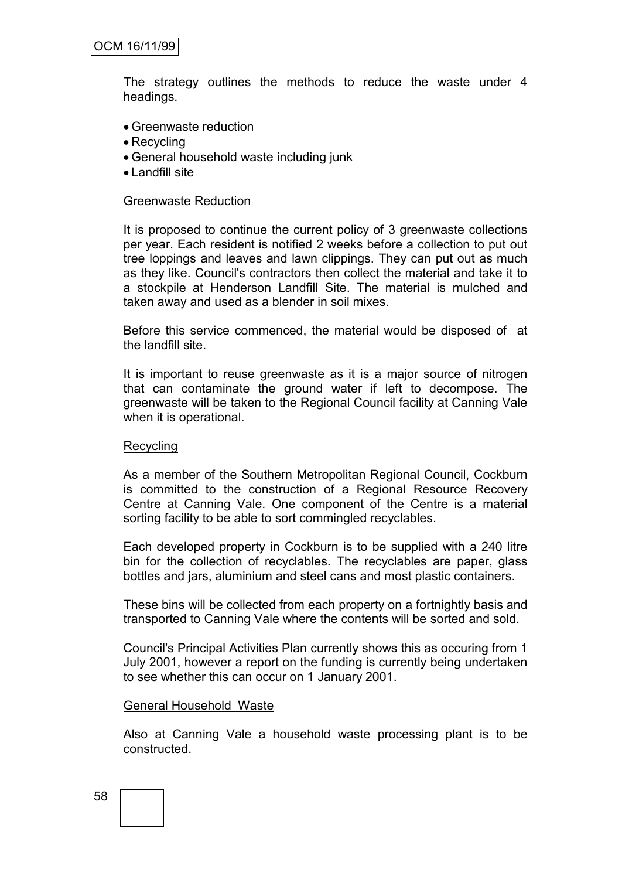The strategy outlines the methods to reduce the waste under 4 headings.

- Greenwaste reduction
- Recycling
- General household waste including junk
- Landfill site

<u>Greenwaste Reduction</u>

It is proposed to continue the current policy of 3 greenwaste collections per year. Each resident is notified 2 weeks before a collection to put out tree loppings and leaves and lawn clippings. They can put out as much as they like. Council's contractors then collect the material and take it to a stockpile at Henderson Landfill Site. The material is mulched and taken away and used as a blender in soil mixes.

Before this service commenced, the material would be disposed of at the landfill site.

It is important to reuse greenwaste as it is a major source of nitrogen that can contaminate the ground water if left to decompose. The greenwaste will be taken to the Regional Council facility at Canning Vale when it is operational.

<u>Recycling</u>

As a member of the Southern Metropolitan Regional Council, Cockburn is committed to the construction of a Regional Resource Recovery Centre at Canning Vale. One component of the Centre is a material sorting facility to be able to sort commingled recyclables.

Each developed property in Cockburn is to be supplied with a 240 litre bin for the collection of recyclables. The recyclables are paper, glass bottles and jars, aluminium and steel cans and most plastic containers.

These bins will be collected from each property on a fortnightly basis and transported to Canning Vale where the contents will be sorted and sold.

Council's Principal Activities Plan currently shows this as occuring from 1 July 2001, however a report on the funding is currently being undertaken to see whether this can occur on 1 January 2001.

<u>General Household Waste</u>

Also at Canning Vale a household waste processing plant is to be constructed.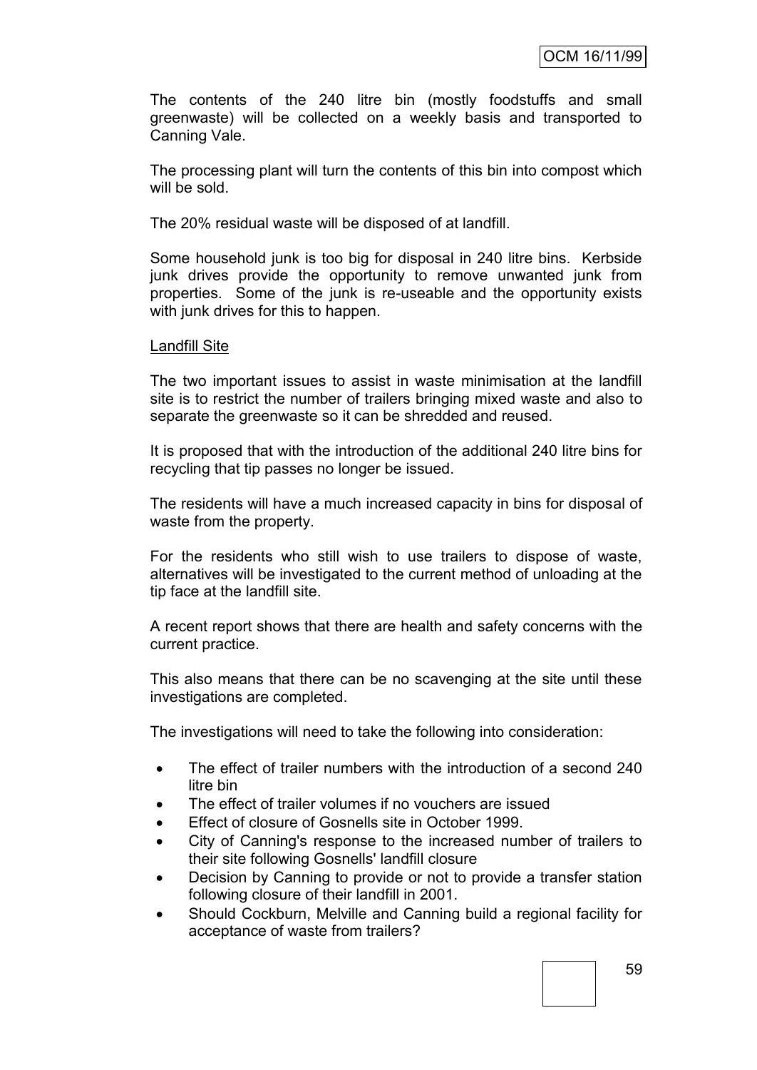The contents of the 240 litre bin (mostly foodstuffs and small greenwaste) will be collected on a weekly basis and transported to Canning Vale.

The processing plant will turn the contents of this bin into compost which will be sold.

The 20% residual waste will be disposed of at landfill.

Some household junk is too big for disposal in 240 litre bins. Kerbside junk drives provide the opportunity to remove unwanted junk from properties. Some of the junk is re-useable and the opportunity exists with junk drives for this to happen.

<u>Landfill Site</u>

The two important issues to assist in waste minimisation at the landfill site is to restrict the number of trailers bringing mixed waste and also to separate the greenwaste so it can be shredded and reused.

It is proposed that with the introduction of the additional 240 litre bins for recycling that tip passes no longer be issued.

The residents will have a much increased capacity in bins for disposal of waste from the property.

For the residents who still wish to use trailers to dispose of waste, alternatives will be investigated to the current method of unloading at the tip face at the landfill site.

A recent report shows that there are health and safety concerns with the current practice.

This also means that there can be no scavenging at the site until these investigations are completed.

The investigations will need to take the following into consideration:

- The effect of trailer numbers with the introduction of a second 240 litre bin
- The effect of trailer volumes if no vouchers are issued
- Effect of closure of Gosnells site in October 1999.
- City of Canning's response to the increased number of trailers to their site following Gosnells' landfill closure
- Decision by Canning to provide or not to provide a transfer station following closure of their landfill in 2001.
- Should Cockburn, Melville and Canning build a regional facility for acceptance of waste from trailers?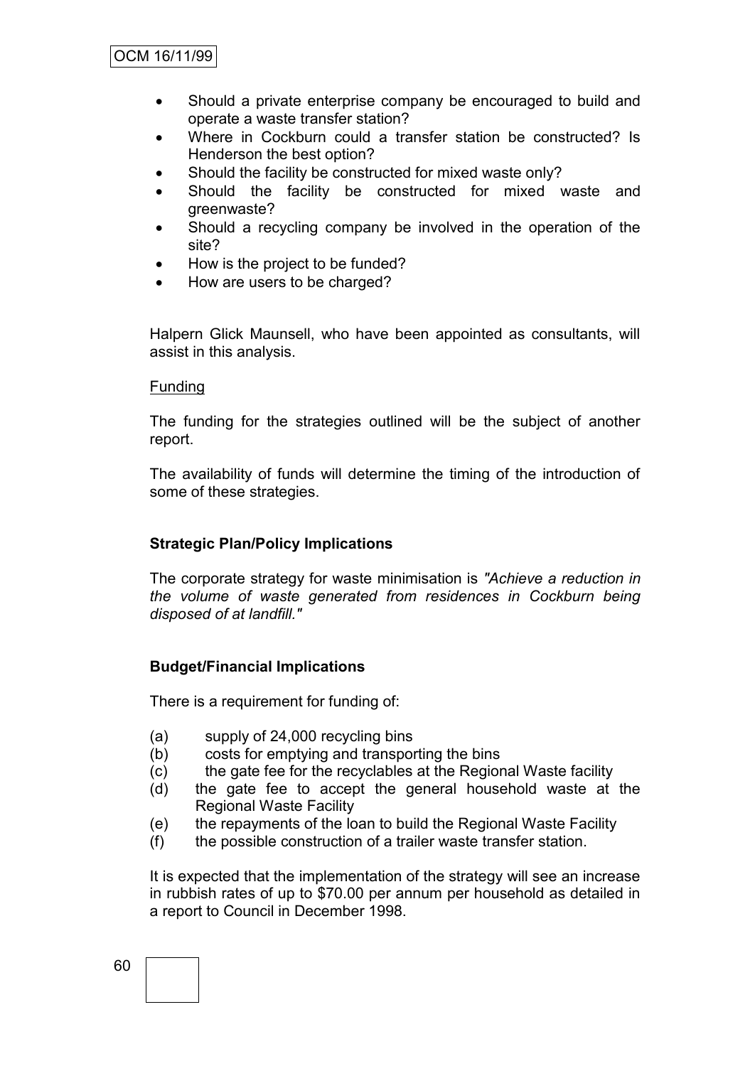- Should a private enterprise company be encouraged to build and operate a waste transfer station?
- Where in Cockburn could a transfer station be constructed? Is Henderson the best option?
- Should the facility be constructed for mixed waste only?
- Should the facility be constructed for mixed waste and greenwaste?
- Should a recycling company be involved in the operation of the site?
- How is the project to be funded?
- How are users to be charged?

Halpern Glick Maunsell, who have been appointed as consultants, will assist in this analysis.

Funding

The funding for the strategies outlined will be the subject of another report.

The availability of funds will determine the timing of the introduction of some of these strategies.

**Strategic Plan/Policy Implications**

The corporate strategy for waste minimisation is *"Achieve a reduction in the volume of waste generated from residences in Cockburn being disposed of at landfill."*

**Budget/Financial Implications**

There is a requirement for funding of:

(a) supply of 24,000 recycling bins
(b) costs for emptying and transporting the bins
(c) the gate fee for the recyclables at the Regional Waste facility
(d) the gate fee to accept the general household waste at the Regional Waste Facility
(e) the repayments of the loan to build the Regional Waste Facility
(f) the possible construction of a trailer waste transfer station.

It is expected that the implementation of the strategy will see an increase in rubbish rates of up to $70.00 per annum per household as detailed in a report to Council in December 1998.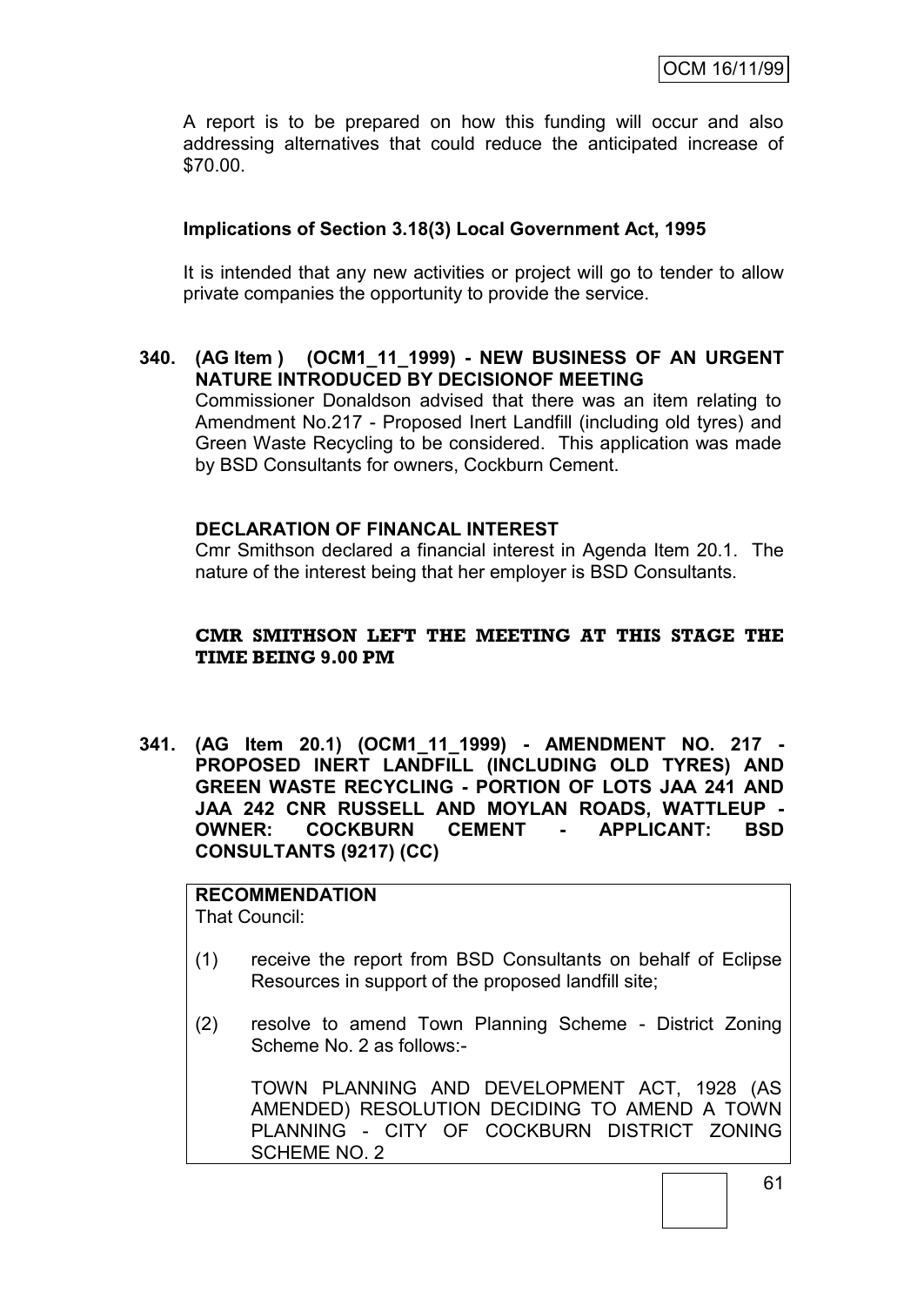A report is to be prepared on how this funding will occur and also addressing alternatives that could reduce the anticipated increase of $70.00.

**Implications of Section 3.18(3) Local Government Act, 1995**

It is intended that any new activities or project will go to tender to allow private companies the opportunity to provide the service.

**340. (AG Item ) (OCM1_11_1999) - NEW BUSINESS OF AN URGENT NATURE INTRODUCED BY DECISIONOF MEETING**

Commissioner Donaldson advised that there was an item relating to Amendment No.217 - Proposed Inert Landfill (including old tyres) and Green Waste Recycling to be considered. This application was made by BSD Consultants for owners, Cockburn Cement.

**DECLARATION OF FINANCAL INTEREST**

Cmr Smithson declared a financial interest in Agenda Item 20.1. The nature of the interest being that her employer is BSD Consultants.

**CMR SMITHSON LEFT THE MEETING AT THIS STAGE THE TIME BEING 9.00 PM**

**341. (AG Item 20.1) (OCM1_11_1999) - AMENDMENT NO. 217 - PROPOSED INERT LANDFILL (INCLUDING OLD TYRES) AND GREEN WASTE RECYCLING - PORTION OF LOTS JAA 241 AND JAA 242 CNR RUSSELL AND MOYLAN ROADS, WATTLEUP - OWNER: COCKBURN CEMENT - APPLICANT: BSD CONSULTANTS (9217) (CC)**

**RECOMMENDATION**

That Council:

(1) receive the report from BSD Consultants on behalf of Eclipse Resources in support of the proposed landfill site;

(2) resolve to amend Town Planning Scheme - District Zoning Scheme No. 2 as follows:-

TOWN PLANNING AND DEVELOPMENT ACT, 1928 (AS AMENDED) RESOLUTION DECIDING TO AMEND A TOWN PLANNING - CITY OF COCKBURN DISTRICT ZONING SCHEME NO. 2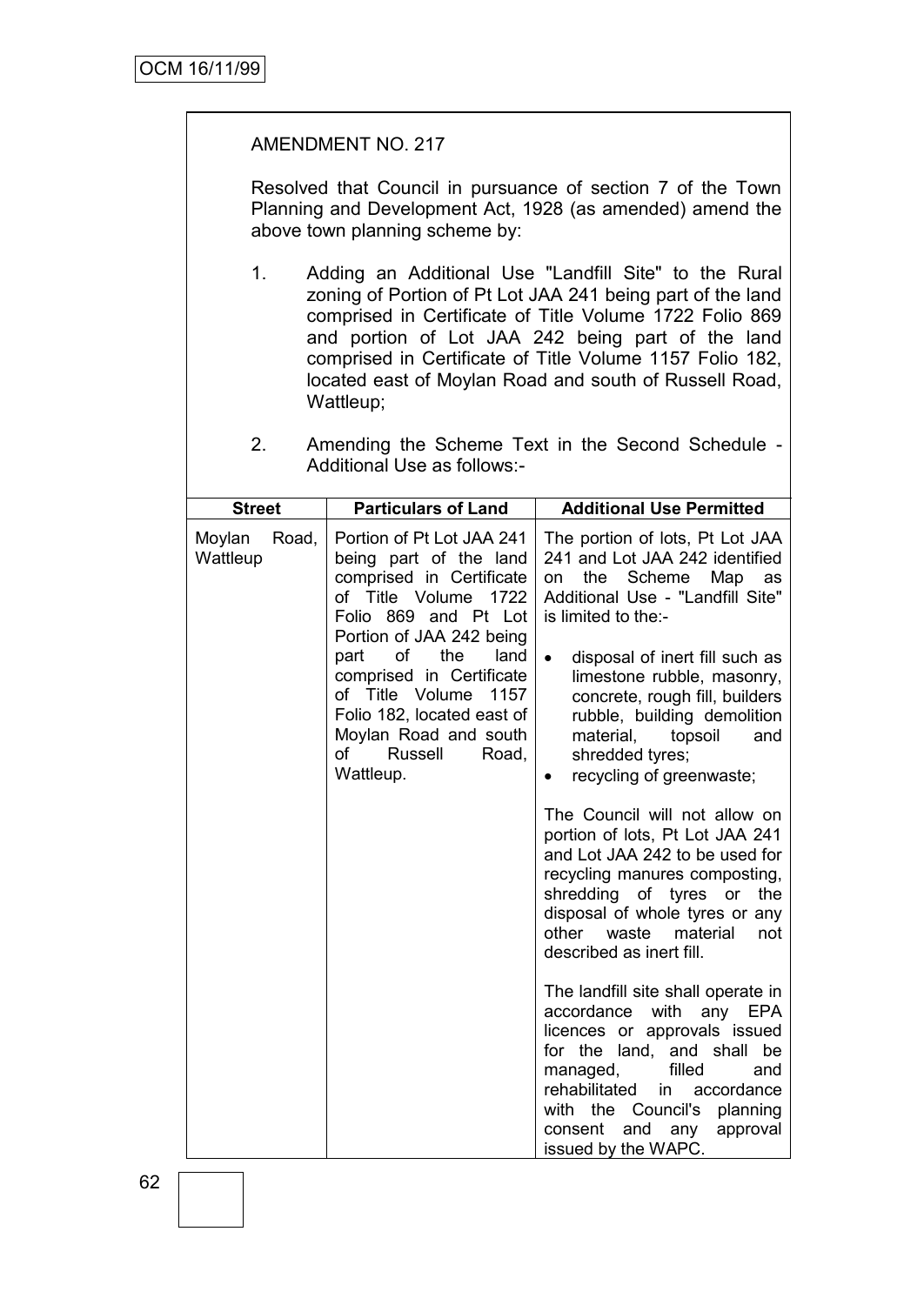AMENDMENT NO. 217

Resolved that Council in pursuance of section 7 of the Town Planning and Development Act, 1928 (as amended) amend the above town planning scheme by:

1. Adding an Additional Use "Landfill Site" to the Rural zoning of Portion of Pt Lot JAA 241 being part of the land comprised in Certificate of Title Volume 1722 Folio 869 and portion of Lot JAA 242 being part of the land comprised in Certificate of Title Volume 1157 Folio 182, located east of Moylan Road and south of Russell Road, Wattleup;

2. Amending the Scheme Text in the Second Schedule - Additional Use as follows:-

| Street | Particulars of Land | Additional Use Permitted |
|---|---|---|
| Moylan Road, Wattleup | Portion of Pt Lot JAA 241 being part of the land comprised in Certificate of Title Volume 1722 Folio 869 and Pt Lot Portion of JAA 242 being part of the land comprised in Certificate of Title Volume 1157 Folio 182, located east of Moylan Road and south of Russell Road, Wattleup. | The portion of lots, Pt Lot JAA 241 and Lot JAA 242 identified on the Scheme Map as Additional Use - "Landfill Site" is limited to the:-<br><br>• disposal of inert fill such as limestone rubble, masonry, concrete, rough fill, builders rubble, building demolition material, topsoil and shredded tyres;<br>• recycling of greenwaste;<br><br>The Council will not allow on portion of lots, Pt Lot JAA 241 and Lot JAA 242 to be used for recycling manures composting, shredding of tyres or the disposal of whole tyres or any other waste material not described as inert fill.<br><br>The landfill site shall operate in accordance with any EPA licences or approvals issued for the land, and shall be managed, filled and rehabilitated in accordance with the Council's planning consent and any approval issued by the WAPC. |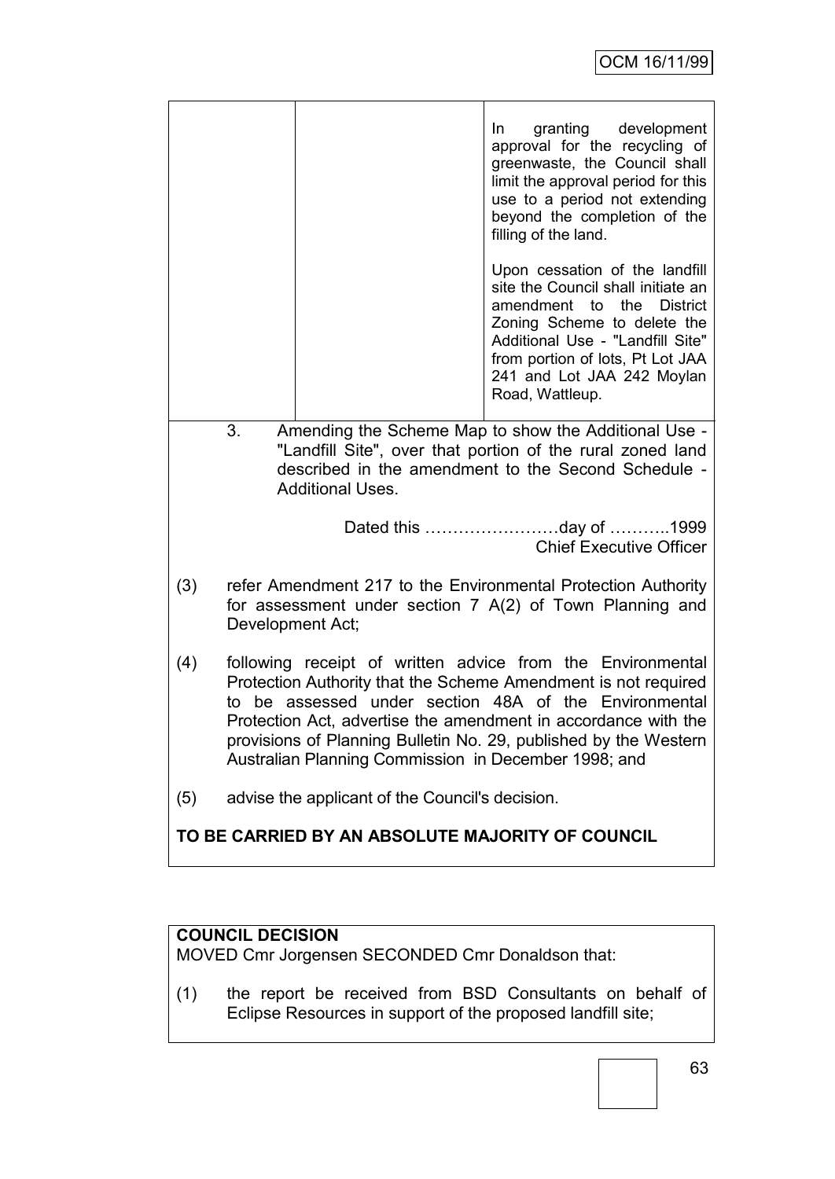| | | |
|---|---|---|
| | | In granting development approval for the recycling of greenwaste, the Council shall limit the approval period for this use to a period not extending beyond the completion of the filling of the land.<br><br>Upon cessation of the landfill site the Council shall initiate an amendment to the District Zoning Scheme to delete the Additional Use - "Landfill Site" from portion of lots, Pt Lot JAA 241 and Lot JAA 242 Moylan Road, Wattleup. |

3. Amending the Scheme Map to show the Additional Use - "Landfill Site", over that portion of the rural zoned land described in the amendment to the Second Schedule - Additional Uses.

Dated this ……………………day of ………..1999
Chief Executive Officer

(3) refer Amendment 217 to the Environmental Protection Authority for assessment under section 7 A(2) of Town Planning and Development Act;

(4) following receipt of written advice from the Environmental Protection Authority that the Scheme Amendment is not required to be assessed under section 48A of the Environmental Protection Act, advertise the amendment in accordance with the provisions of Planning Bulletin No. 29, published by the Western Australian Planning Commission in December 1998; and

(5) advise the applicant of the Council's decision.

**TO BE CARRIED BY AN ABSOLUTE MAJORITY OF COUNCIL**

**COUNCIL DECISION**

MOVED Cmr Jorgensen SECONDED Cmr Donaldson that:

(1) the report be received from BSD Consultants on behalf of Eclipse Resources in support of the proposed landfill site;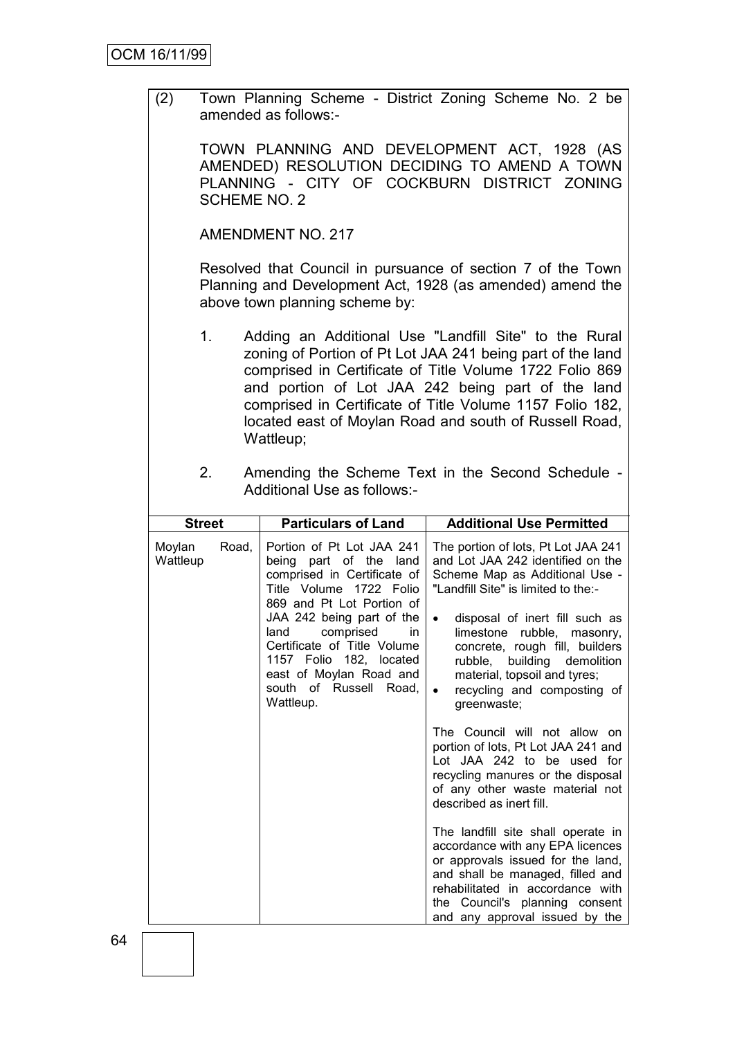(2) Town Planning Scheme - District Zoning Scheme No. 2 be amended as follows:-

TOWN PLANNING AND DEVELOPMENT ACT, 1928 (AS AMENDED) RESOLUTION DECIDING TO AMEND A TOWN PLANNING - CITY OF COCKBURN DISTRICT ZONING SCHEME NO. 2

AMENDMENT NO. 217

Resolved that Council in pursuance of section 7 of the Town Planning and Development Act, 1928 (as amended) amend the above town planning scheme by:

1. Adding an Additional Use "Landfill Site" to the Rural zoning of Portion of Pt Lot JAA 241 being part of the land comprised in Certificate of Title Volume 1722 Folio 869 and portion of Lot JAA 242 being part of the land comprised in Certificate of Title Volume 1157 Folio 182, located east of Moylan Road and south of Russell Road, Wattleup;

2. Amending the Scheme Text in the Second Schedule - Additional Use as follows:-

| Street | Particulars of Land | Additional Use Permitted |
|---|---|---|
| Moylan Road, Wattleup | Portion of Pt Lot JAA 241 being part of the land comprised in Certificate of Title Volume 1722 Folio 869 and Pt Lot Portion of JAA 242 being part of the land comprised in Certificate of Title Volume 1157 Folio 182, located east of Moylan Road and south of Russell Road, Wattleup. | The portion of lots, Pt Lot JAA 241 and Lot JAA 242 identified on the Scheme Map as Additional Use - "Landfill Site" is limited to the:-<br><br>• disposal of inert fill such as limestone rubble, masonry, concrete, rough fill, builders rubble, building demolition material, topsoil and tyres;<br>• recycling and composting of greenwaste;<br><br>The Council will not allow on portion of lots, Pt Lot JAA 241 and Lot JAA 242 to be used for recycling manures or the disposal of any other waste material not described as inert fill.<br><br>The landfill site shall operate in accordance with any EPA licences or approvals issued for the land, and shall be managed, filled and rehabilitated in accordance with the Council's planning consent and any approval issued by the |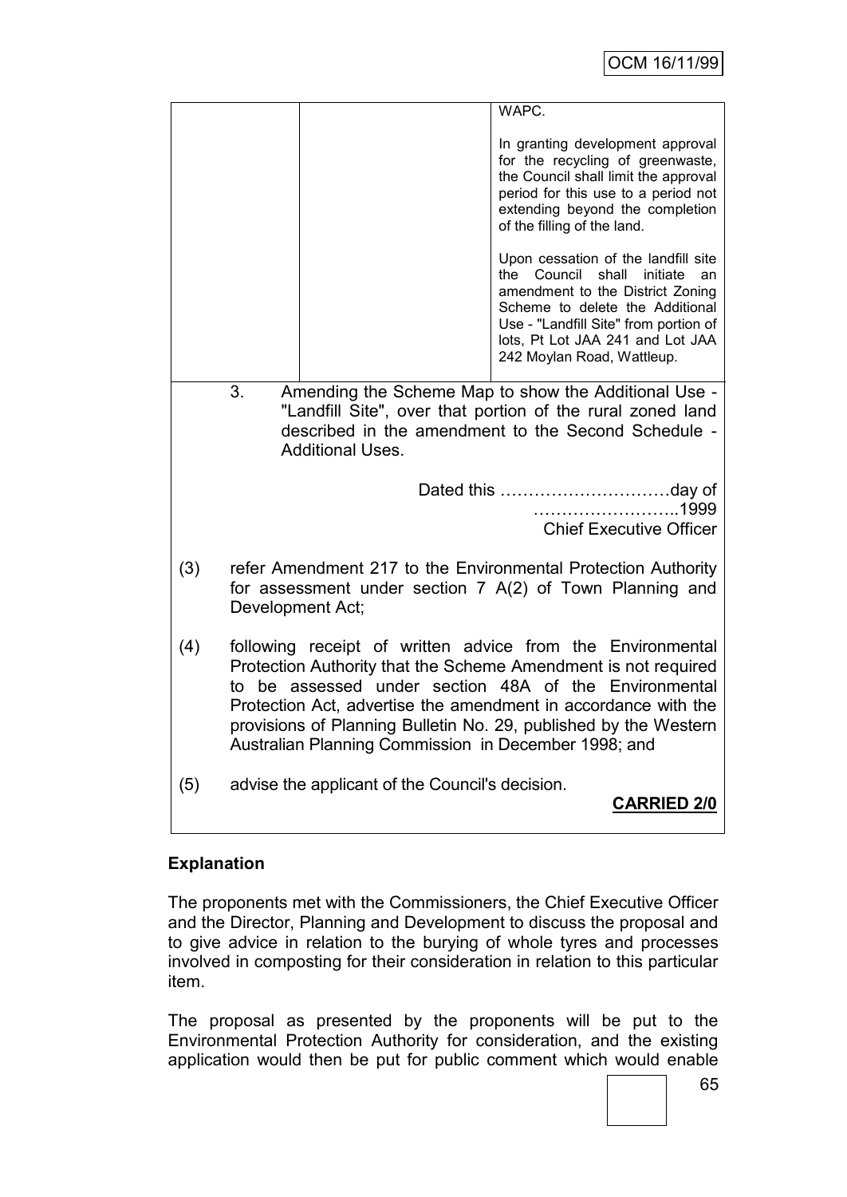| | | | WAPC.<br><br>In granting development approval for the recycling of greenwaste, the Council shall limit the approval period for this use to a period not extending beyond the completion of the filling of the land.<br><br>Upon cessation of the landfill site the Council shall initiate an amendment to the District Zoning Scheme to delete the Additional Use - "Landfill Site" from portion of lots, Pt Lot JAA 241 and Lot JAA 242 Moylan Road, Wattleup. |
|---|---|---|---|

3. Amending the Scheme Map to show the Additional Use - "Landfill Site", over that portion of the rural zoned land described in the amendment to the Second Schedule - Additional Uses.

Dated this …………………………day of ……………………..1999
Chief Executive Officer

(3) refer Amendment 217 to the Environmental Protection Authority for assessment under section 7 A(2) of Town Planning and Development Act;

(4) following receipt of written advice from the Environmental Protection Authority that the Scheme Amendment is not required to be assessed under section 48A of the Environmental Protection Act, advertise the amendment in accordance with the provisions of Planning Bulletin No. 29, published by the Western Australian Planning Commission in December 1998; and

(5) advise the applicant of the Council's decision.

**CARRIED 2/0**

**Explanation**

The proponents met with the Commissioners, the Chief Executive Officer and the Director, Planning and Development to discuss the proposal and to give advice in relation to the burying of whole tyres and processes involved in composting for their consideration in relation to this particular item.

The proposal as presented by the proponents will be put to the Environmental Protection Authority for consideration, and the existing application would then be put for public comment which would enable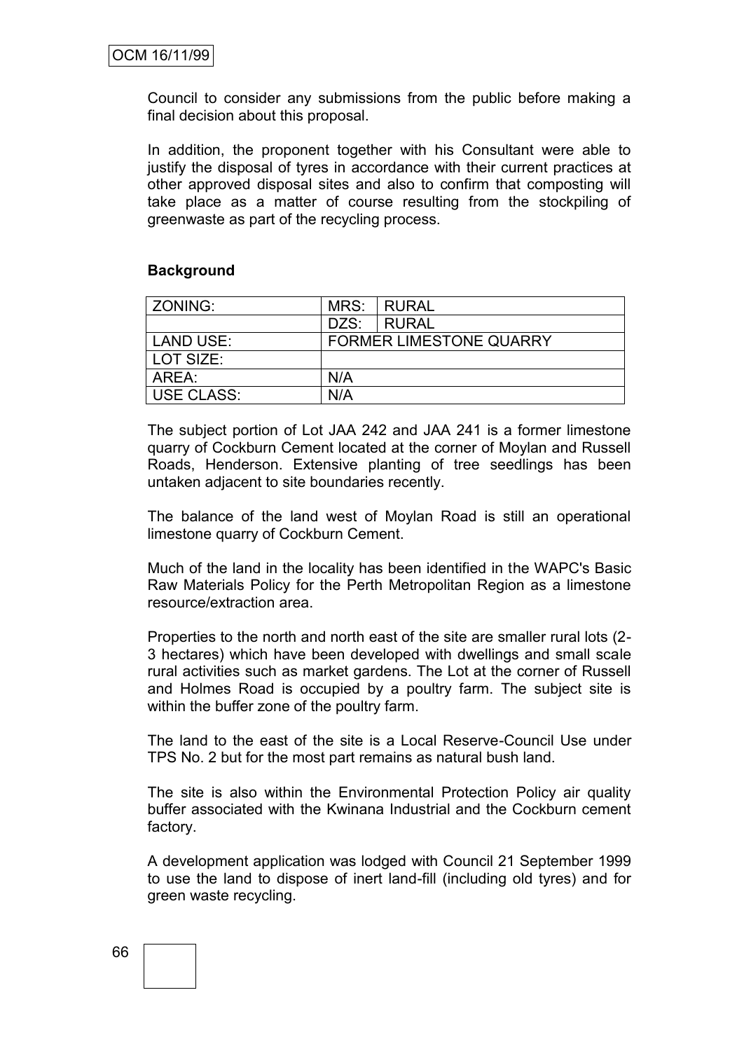Council to consider any submissions from the public before making a final decision about this proposal.

In addition, the proponent together with his Consultant were able to justify the disposal of tyres in accordance with their current practices at other approved disposal sites and also to confirm that composting will take place as a matter of course resulting from the stockpiling of greenwaste as part of the recycling process.

**Background**

| ZONING: | MRS: | RURAL |
|---|---|---|
| | DZS: | RURAL |
| LAND USE: | FORMER LIMESTONE QUARRY | |
| LOT SIZE: | | |
| AREA: | N/A | |
| USE CLASS: | N/A | |

The subject portion of Lot JAA 242 and JAA 241 is a former limestone quarry of Cockburn Cement located at the corner of Moylan and Russell Roads, Henderson. Extensive planting of tree seedlings has been untaken adjacent to site boundaries recently.

The balance of the land west of Moylan Road is still an operational limestone quarry of Cockburn Cement.

Much of the land in the locality has been identified in the WAPC's Basic Raw Materials Policy for the Perth Metropolitan Region as a limestone resource/extraction area.

Properties to the north and north east of the site are smaller rural lots (2-3 hectares) which have been developed with dwellings and small scale rural activities such as market gardens. The Lot at the corner of Russell and Holmes Road is occupied by a poultry farm. The subject site is within the buffer zone of the poultry farm.

The land to the east of the site is a Local Reserve-Council Use under TPS No. 2 but for the most part remains as natural bush land.

The site is also within the Environmental Protection Policy air quality buffer associated with the Kwinana Industrial and the Cockburn cement factory.

A development application was lodged with Council 21 September 1999 to use the land to dispose of inert land-fill (including old tyres) and for green waste recycling.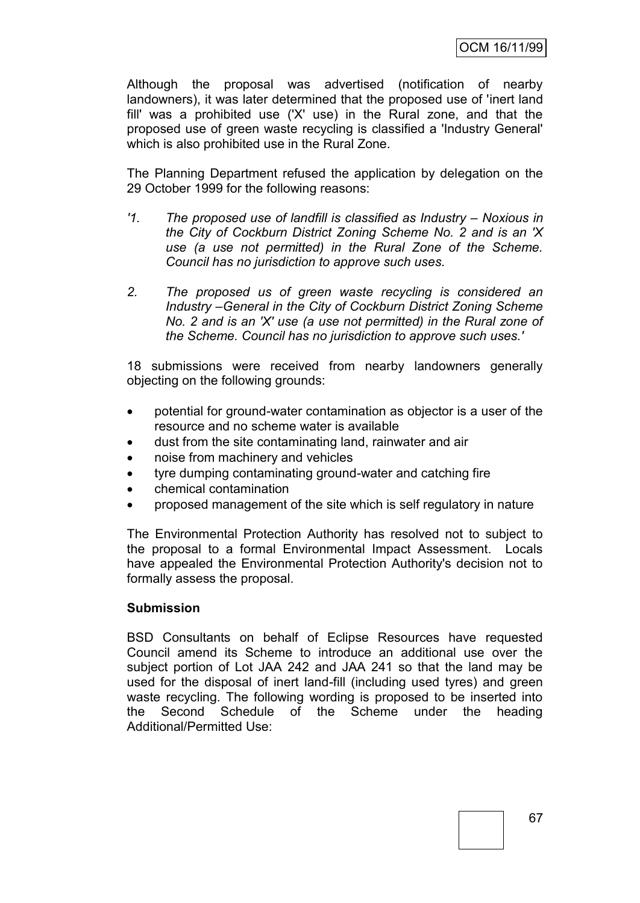Although the proposal was advertised (notification of nearby landowners), it was later determined that the proposed use of 'inert land fill' was a prohibited use ('X' use) in the Rural zone, and that the proposed use of green waste recycling is classified a 'Industry General' which is also prohibited use in the Rural Zone.

The Planning Department refused the application by delegation on the 29 October 1999 for the following reasons:

*'1. The proposed use of landfill is classified as Industry – Noxious in the City of Cockburn District Zoning Scheme No. 2 and is an 'X use (a use not permitted) in the Rural Zone of the Scheme. Council has no jurisdiction to approve such uses.*

*2. The proposed us of green waste recycling is considered an Industry –General in the City of Cockburn District Zoning Scheme No. 2 and is an 'X' use (a use not permitted) in the Rural zone of the Scheme. Council has no jurisdiction to approve such uses.'*

18 submissions were received from nearby landowners generally objecting on the following grounds:

- potential for ground-water contamination as objector is a user of the resource and no scheme water is available
- dust from the site contaminating land, rainwater and air
- noise from machinery and vehicles
- tyre dumping contaminating ground-water and catching fire
- chemical contamination
- proposed management of the site which is self regulatory in nature

The Environmental Protection Authority has resolved not to subject to the proposal to a formal Environmental Impact Assessment. Locals have appealed the Environmental Protection Authority's decision not to formally assess the proposal.

**Submission**

BSD Consultants on behalf of Eclipse Resources have requested Council amend its Scheme to introduce an additional use over the subject portion of Lot JAA 242 and JAA 241 so that the land may be used for the disposal of inert land-fill (including used tyres) and green waste recycling. The following wording is proposed to be inserted into the Second Schedule of the Scheme under the heading Additional/Permitted Use: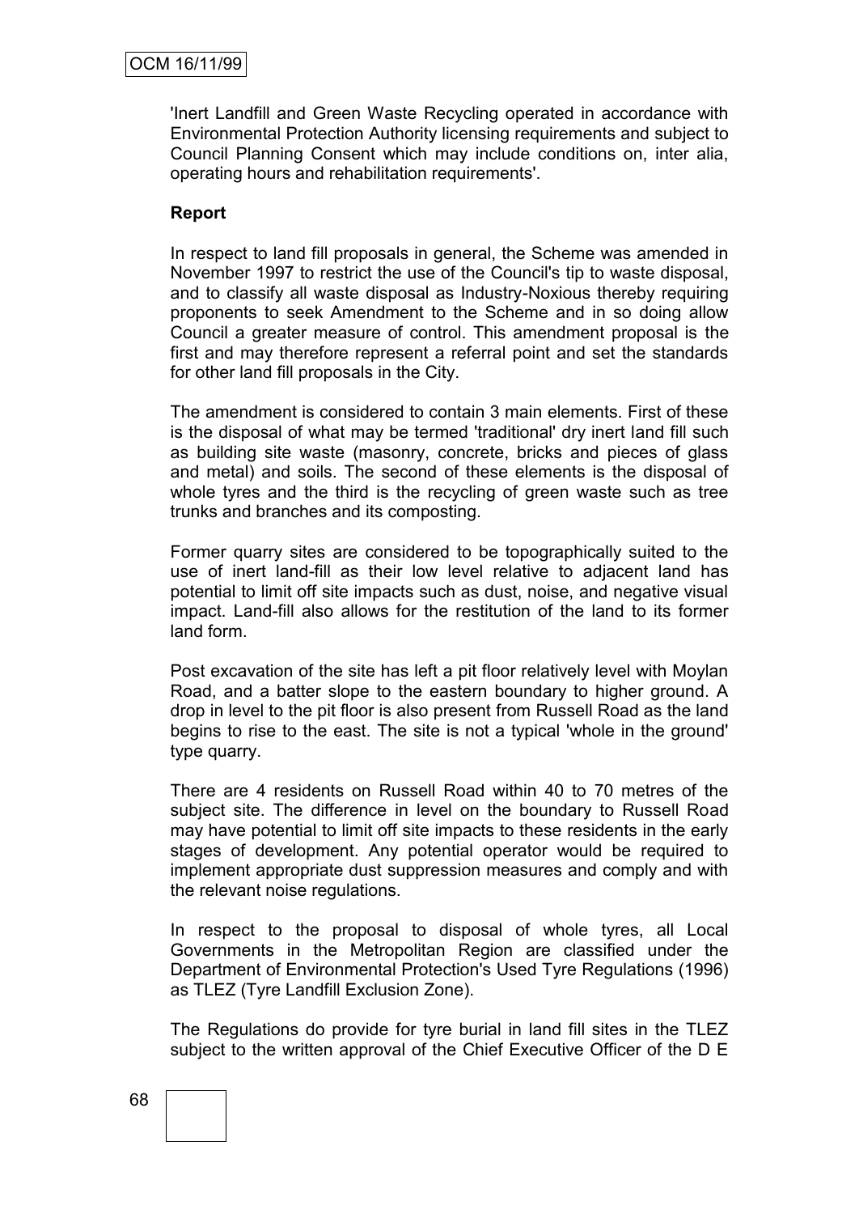'Inert Landfill and Green Waste Recycling operated in accordance with Environmental Protection Authority licensing requirements and subject to Council Planning Consent which may include conditions on, inter alia, operating hours and rehabilitation requirements'.

**Report**

In respect to land fill proposals in general, the Scheme was amended in November 1997 to restrict the use of the Council's tip to waste disposal, and to classify all waste disposal as Industry-Noxious thereby requiring proponents to seek Amendment to the Scheme and in so doing allow Council a greater measure of control. This amendment proposal is the first and may therefore represent a referral point and set the standards for other land fill proposals in the City.

The amendment is considered to contain 3 main elements. First of these is the disposal of what may be termed 'traditional' dry inert land fill such as building site waste (masonry, concrete, bricks and pieces of glass and metal) and soils. The second of these elements is the disposal of whole tyres and the third is the recycling of green waste such as tree trunks and branches and its composting.

Former quarry sites are considered to be topographically suited to the use of inert land-fill as their low level relative to adjacent land has potential to limit off site impacts such as dust, noise, and negative visual impact. Land-fill also allows for the restitution of the land to its former land form.

Post excavation of the site has left a pit floor relatively level with Moylan Road, and a batter slope to the eastern boundary to higher ground. A drop in level to the pit floor is also present from Russell Road as the land begins to rise to the east. The site is not a typical 'whole in the ground' type quarry.

There are 4 residents on Russell Road within 40 to 70 metres of the subject site. The difference in level on the boundary to Russell Road may have potential to limit off site impacts to these residents in the early stages of development. Any potential operator would be required to implement appropriate dust suppression measures and comply and with the relevant noise regulations.

In respect to the proposal to disposal of whole tyres, all Local Governments in the Metropolitan Region are classified under the Department of Environmental Protection's Used Tyre Regulations (1996) as TLEZ (Tyre Landfill Exclusion Zone).

The Regulations do provide for tyre burial in land fill sites in the TLEZ subject to the written approval of the Chief Executive Officer of the D E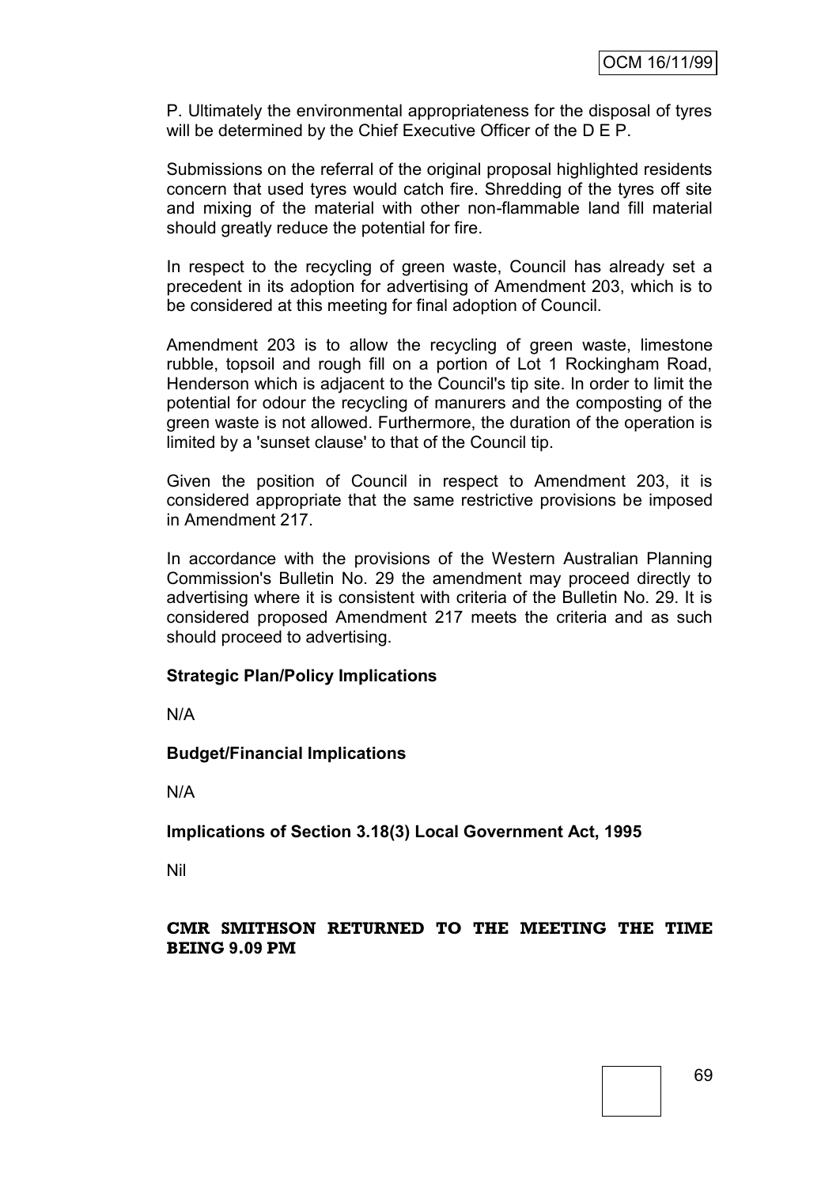P. Ultimately the environmental appropriateness for the disposal of tyres will be determined by the Chief Executive Officer of the D E P.

Submissions on the referral of the original proposal highlighted residents concern that used tyres would catch fire. Shredding of the tyres off site and mixing of the material with other non-flammable land fill material should greatly reduce the potential for fire.

In respect to the recycling of green waste, Council has already set a precedent in its adoption for advertising of Amendment 203, which is to be considered at this meeting for final adoption of Council.

Amendment 203 is to allow the recycling of green waste, limestone rubble, topsoil and rough fill on a portion of Lot 1 Rockingham Road, Henderson which is adjacent to the Council's tip site. In order to limit the potential for odour the recycling of manurers and the composting of the green waste is not allowed. Furthermore, the duration of the operation is limited by a 'sunset clause' to that of the Council tip.

Given the position of Council in respect to Amendment 203, it is considered appropriate that the same restrictive provisions be imposed in Amendment 217.

In accordance with the provisions of the Western Australian Planning Commission's Bulletin No. 29 the amendment may proceed directly to advertising where it is consistent with criteria of the Bulletin No. 29. It is considered proposed Amendment 217 meets the criteria and as such should proceed to advertising.

**Strategic Plan/Policy Implications**

N/A

**Budget/Financial Implications**

N/A

**Implications of Section 3.18(3) Local Government Act, 1995**

Nil

**CMR SMITHSON RETURNED TO THE MEETING THE TIME BEING 9.09 PM**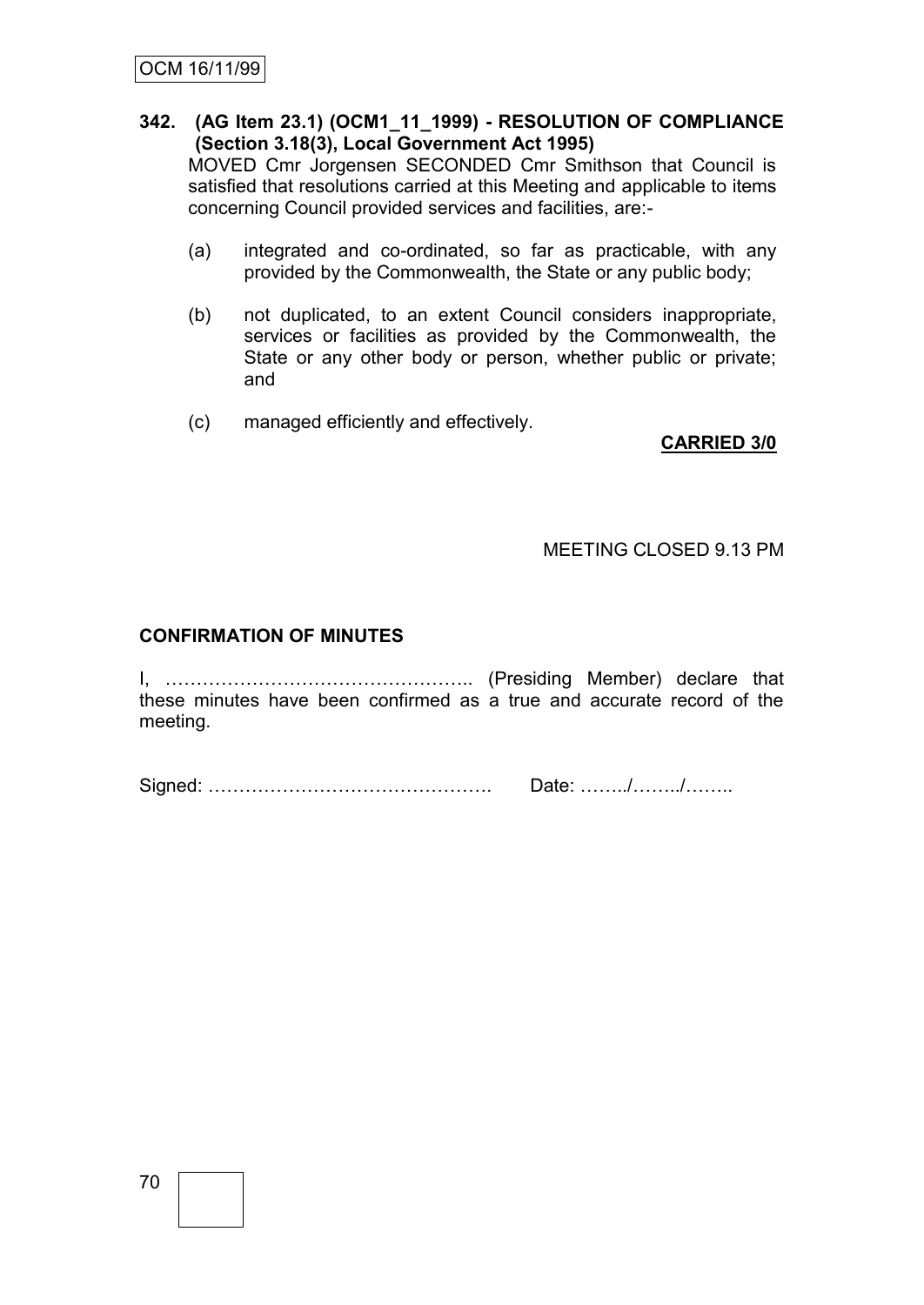**342. (AG Item 23.1) (OCM1_11_1999) - RESOLUTION OF COMPLIANCE (Section 3.18(3), Local Government Act 1995)**

MOVED Cmr Jorgensen SECONDED Cmr Smithson that Council is satisfied that resolutions carried at this Meeting and applicable to items concerning Council provided services and facilities, are:-

(a) integrated and co-ordinated, so far as practicable, with any provided by the Commonwealth, the State or any public body;

(b) not duplicated, to an extent Council considers inappropriate, services or facilities as provided by the Commonwealth, the State or any other body or person, whether public or private; and

(c) managed efficiently and effectively.

**CARRIED 3/0**

MEETING CLOSED 9.13 PM

**CONFIRMATION OF MINUTES**

I, ………………………………………….. (Presiding Member) declare that these minutes have been confirmed as a true and accurate record of the meeting.

Signed: ………………………………………. Date: ……../……../……..